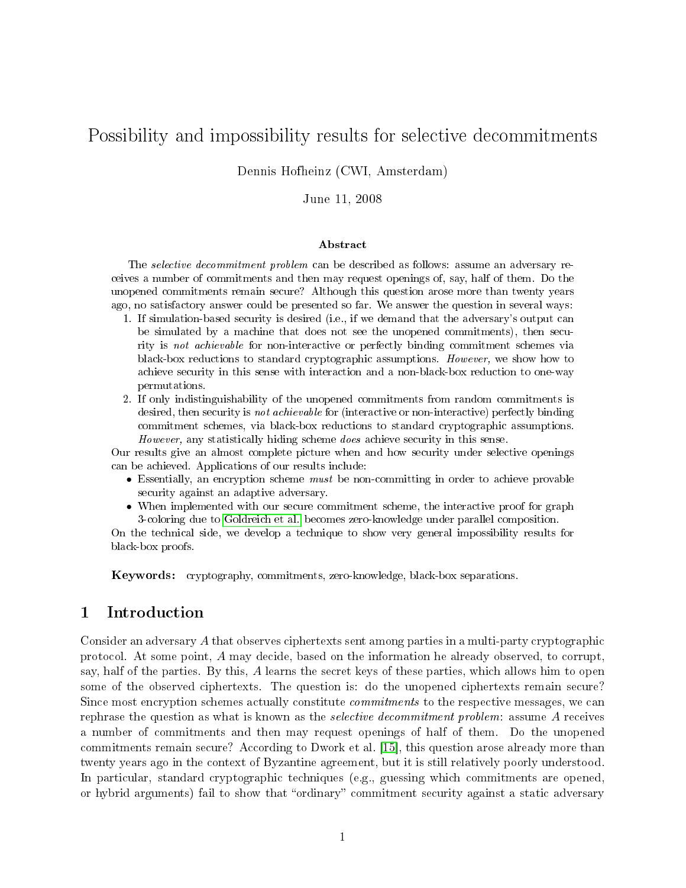# Possibility and impossibility results for selective decommitments

Dennis Hofheinz (CWI, Amsterdam)

June 11, 2008

### Abstract

The *selective decommitment problem* can be described as follows: assume an adversary receives a number of commitments and then may request openings of, say, half of them. Do the unopened commitments remain secure? Although this question arose more than twenty years ago, no satisfactory answer could be presented so far. We answer the question in several ways:

1. If simulation-based security is desired (i.e., if we demand that the adversary's output can be simulated by a machine that does not see the unopened commitments), then security is *not achievable* for non-interactive or perfectly binding commitment schemes via black-box reductions to standard cryptographic assumptions. *However,* we show how to achieve security in this sense with interaction and a non-black-box reduction to one-way permutations.
2. If only indistinguishability of the unopened commitments from random commitments is desired, then security is *not achievable* for (interactive or non-interactive) perfectly binding commitment schemes, via black-box reductions to standard cryptographic assumptions. *However,* any statistically hiding scheme *does* achieve security in this sense.

Our results give an almost complete picture when and how security under selective openings can be achieved. Applications of our results include:

- Essentially, an encryption scheme *must* be non-committing in order to achieve provable security against an adaptive adversary.
- When implemented with our secure commitment scheme, the interactive proof for graph 3-coloring due to Goldreich et al. becomes zero-knowledge under parallel composition.

On the technical side, we develop a technique to show very general impossibility results for black-box proofs.

**Keywords:** cryptography, commitments, zero-knowledge, black-box separations.

## 1 Introduction

Consider an adversary $A$ that observes ciphertexts sent among parties in a multi-party cryptographic protocol. At some point, $A$ may decide, based on the information he already observed, to corrupt, say, half of the parties. By this, $A$ learns the secret keys of these parties, which allows him to open some of the observed ciphertexts. The question is: do the unopened ciphertexts remain secure? Since most encryption schemes actually constitute *commitments* to the respective messages, we can rephrase the question as what is known as the *selective decommitment problem*: assume $A$ receives a number of commitments and then may request openings of half of them. Do the unopened commitments remain secure? According to Dwork et al. [15], this question arose already more than twenty years ago in the context of Byzantine agreement, but it is still relatively poorly understood. In particular, standard cryptographic techniques (e.g., guessing which commitments are opened, or hybrid arguments) fail to show that "ordinary" commitment security against a static adversary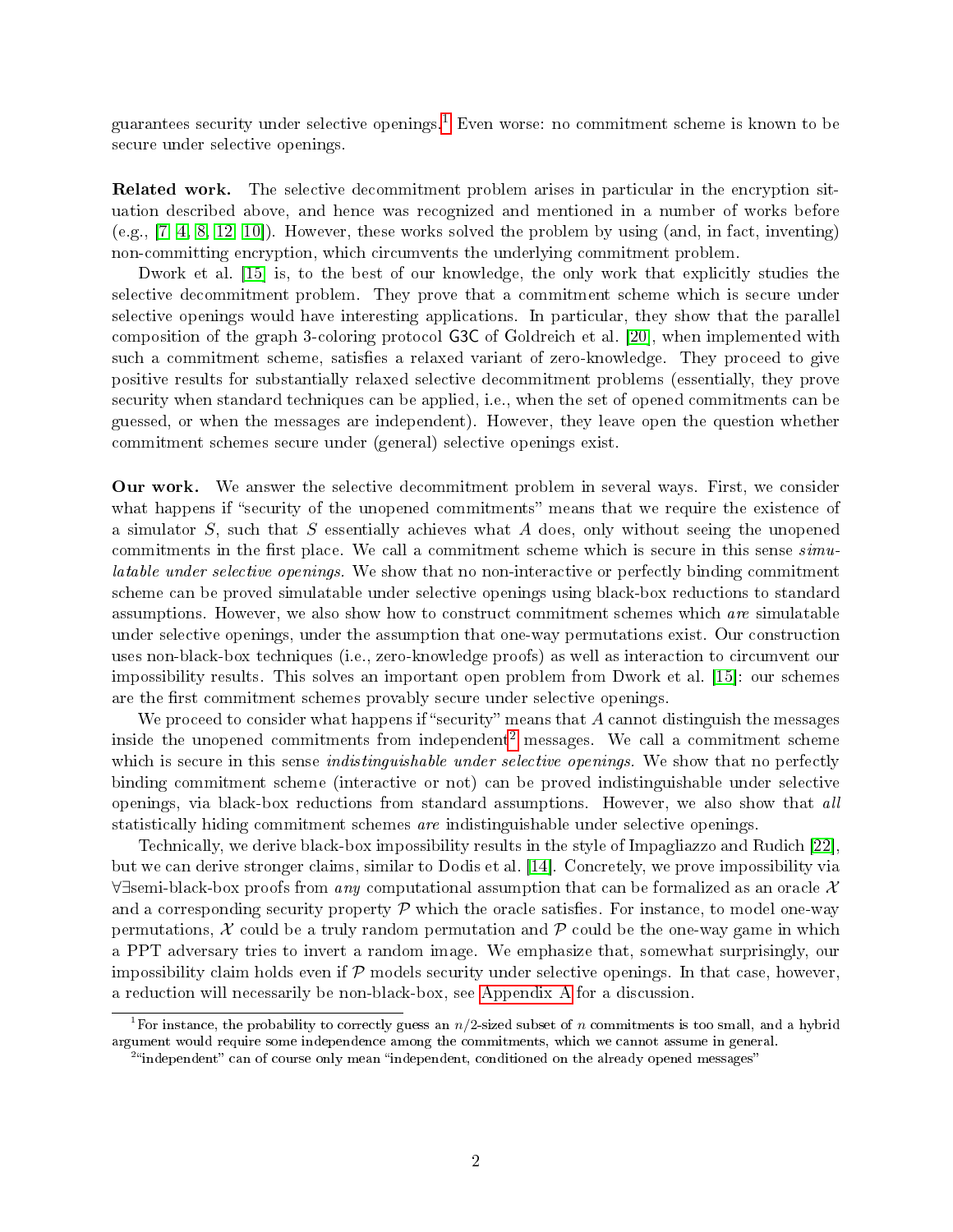guarantees security under selective openings.[1] Even worse: no commitment scheme is known to be secure under selective openings.

**Related work.** The selective decommitment problem arises in particular in the encryption situation described above, and hence was recognized and mentioned in a number of works before (e.g., [7, 4, 8, 12, 10]). However, these works solved the problem by using (and, in fact, inventing) non-committing encryption, which circumvents the underlying commitment problem.

Dwork et al. [15] is, to the best of our knowledge, the only work that explicitly studies the selective decommitment problem. They prove that a commitment scheme which is secure under selective openings would have interesting applications. In particular, they show that the parallel composition of the graph 3-coloring protocol G3C of Goldreich et al. [20], when implemented with such a commitment scheme, satisfies a relaxed variant of zero-knowledge. They proceed to give positive results for substantially relaxed selective decommitment problems (essentially, they prove security when standard techniques can be applied, i.e., when the set of opened commitments can be guessed, or when the messages are independent). However, they leave open the question whether commitment schemes secure under (general) selective openings exist.

**Our work.** We answer the selective decommitment problem in several ways. First, we consider what happens if "security of the unopened commitments" means that we require the existence of a simulator $S$, such that $S$ essentially achieves what $A$ does, only without seeing the unopened commitments in the first place. We call a commitment scheme which is secure in this sense *simulatable under selective openings*. We show that no non-interactive or perfectly binding commitment scheme can be proved simulatable under selective openings using black-box reductions to standard assumptions. However, we also show how to construct commitment schemes which *are* simulatable under selective openings, under the assumption that one-way permutations exist. Our construction uses non-black-box techniques (i.e., zero-knowledge proofs) as well as interaction to circumvent our impossibility results. This solves an important open problem from Dwork et al. [15]: our schemes are the first commitment schemes provably secure under selective openings.

We proceed to consider what happens if "security" means that $A$ cannot distinguish the messages inside the unopened commitments from independent[2] messages. We call a commitment scheme which is secure in this sense *indistinguishable under selective openings*. We show that no perfectly binding commitment scheme (interactive or not) can be proved indistinguishable under selective openings, via black-box reductions from standard assumptions. However, we also show that *all* statistically hiding commitment schemes *are* indistinguishable under selective openings.

Technically, we derive black-box impossibility results in the style of Impagliazzo and Rudich [22], but we can derive stronger claims, similar to Dodis et al. [14]. Concretely, we prove impossibility via $\forall\exists$semi-black-box proofs from *any* computational assumption that can be formalized as an oracle $\mathcal{X}$ and a corresponding security property $\mathcal{P}$ which the oracle satisfies. For instance, to model one-way permutations, $\mathcal{X}$ could be a truly random permutation and $\mathcal{P}$ could be the one-way game in which a PPT adversary tries to invert a random image. We emphasize that, somewhat surprisingly, our impossibility claim holds even if $\mathcal{P}$ models security under selective openings. In that case, however, a reduction will necessarily be non-black-box, see Appendix A for a discussion.

[1] For instance, the probability to correctly guess an $n/2$-sized subset of $n$ commitments is too small, and a hybrid argument would require some independence among the commitments, which we cannot assume in general.

[2] "independent" can of course only mean "independent, conditioned on the already opened messages"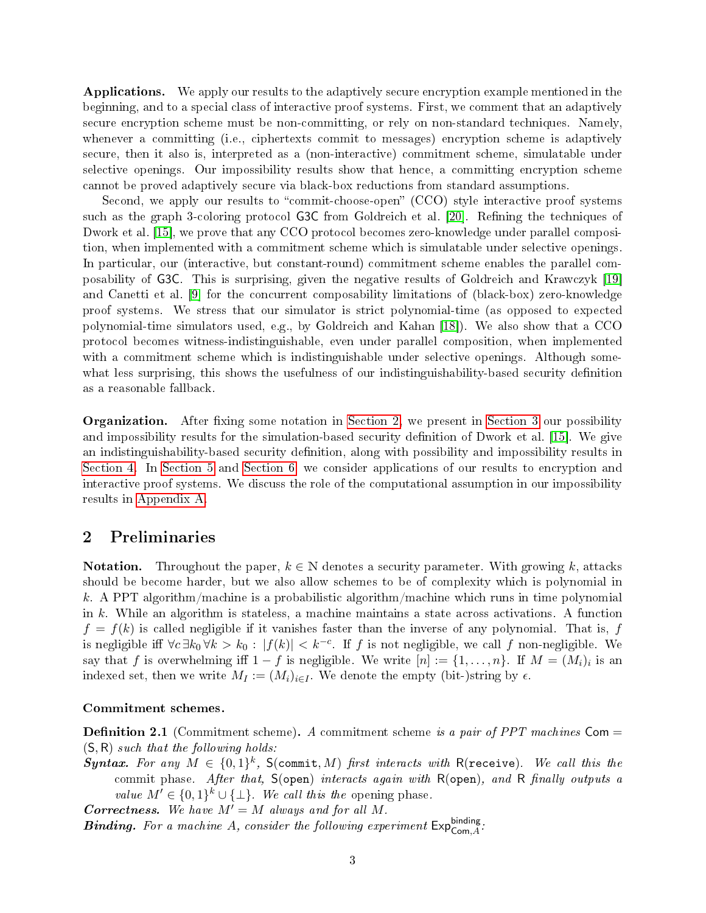**Applications.** We apply our results to the adaptively secure encryption example mentioned in the beginning, and to a special class of interactive proof systems. First, we comment that an adaptively secure encryption scheme must be non-committing, or rely on non-standard techniques. Namely, whenever a committing (i.e., ciphertexts commit to messages) encryption scheme is adaptively secure, then it also is, interpreted as a (non-interactive) commitment scheme, simulatable under selective openings. Our impossibility results show that hence, a committing encryption scheme cannot be proved adaptively secure via black-box reductions from standard assumptions.

Second, we apply our results to "commit-choose-open" (CCO) style interactive proof systems such as the graph 3-coloring protocol $\mathsf{G3C}$ from Goldreich et al. [20]. Refining the techniques of Dwork et al. [15], we prove that any CCO protocol becomes zero-knowledge under parallel composition, when implemented with a commitment scheme which is simulatable under selective openings. In particular, our (interactive, but constant-round) commitment scheme enables the parallel composability of $\mathsf{G3C}$. This is surprising, given the negative results of Goldreich and Krawczyk [19] and Canetti et al. [9] for the concurrent composability limitations of (black-box) zero-knowledge proof systems. We stress that our simulator is strict polynomial-time (as opposed to expected polynomial-time simulators used, e.g., by Goldreich and Kahan [18]). We also show that a CCO protocol becomes witness-indistinguishable, even under parallel composition, when implemented with a commitment scheme which is indistinguishable under selective openings. Although somewhat less surprising, this shows the usefulness of our indistinguishability-based security definition as a reasonable fallback.

**Organization.** After fixing some notation in Section 2, we present in Section 3 our possibility and impossibility results for the simulation-based security definition of Dwork et al. [15]. We give an indistinguishability-based security definition, along with possibility and impossibility results in Section 4. In Section 5 and Section 6, we consider applications of our results to encryption and interactive proof systems. We discuss the role of the computational assumption in our impossibility results in Appendix A.

## 2 Preliminaries

**Notation.** Throughout the paper, $k \in \mathbb{N}$ denotes a security parameter. With growing $k$, attacks should be become harder, but we also allow schemes to be of complexity which is polynomial in $k$. A PPT algorithm/machine is a probabilistic algorithm/machine which runs in time polynomial in $k$. While an algorithm is stateless, a machine maintains a state across activations. A function $f = f(k)$ is called negligible if it vanishes faster than the inverse of any polynomial. That is, $f$ is negligible iff $\forall c\, \exists k_0\, \forall k > k_0 : |f(k)| < k^{-c}$. If $f$ is not negligible, we call $f$ non-negligible. We say that $f$ is overwhelming iff $1 - f$ is negligible. We write $[n] := \{1, \ldots, n\}$. If $M = (M_i)_i$ is an indexed set, then we write $M_I := (M_i)_{i \in I}$. We denote the empty (bit-)string by $\epsilon$.

**Commitment schemes.**

**Definition 2.1** (Commitment scheme). *A commitment scheme is a pair of PPT machines $\mathsf{Com} = (\mathsf{S}, \mathsf{R})$ such that the following holds:*

***Syntax.*** *For any $M \in \{0,1\}^k$, $\mathsf{S}(\mathtt{commit}, M)$ first interacts with $\mathsf{R}(\mathtt{receive})$. We call this the* commit phase. *After that, $\mathsf{S}(\mathtt{open})$ interacts again with $\mathsf{R}(\mathtt{open})$, and $\mathsf{R}$ finally outputs a value $M' \in \{0,1\}^k \cup \{\bot\}$. We call this the* opening phase.

***Correctness.*** *We have $M' = M$ always and for all $M$.*

***Binding.*** *For a machine $A$, consider the following experiment $\mathsf{Exp}^{\mathsf{binding}}_{\mathsf{Com},A}$:*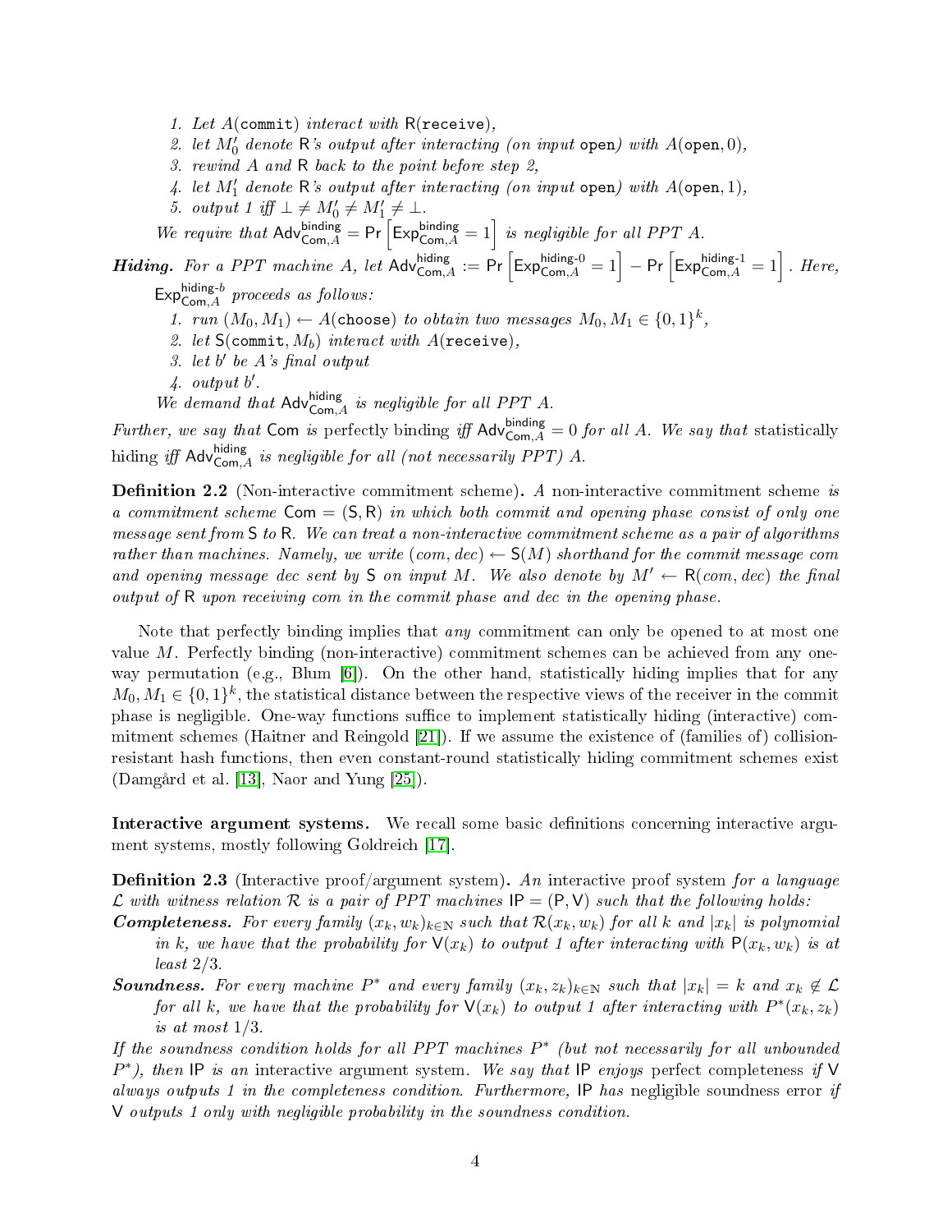1. *Let $A(\texttt{commit})$ interact with $\mathsf{R}(\texttt{receive})$,*
2. *let $M_0'$ denote $\mathsf{R}$'s output after interacting (on input $\texttt{open}$) with $A(\texttt{open}, 0)$,*
3. *rewind $A$ and $\mathsf{R}$ back to the point before step 2,*
4. *let $M_1'$ denote $\mathsf{R}$'s output after interacting (on input $\texttt{open}$) with $A(\texttt{open}, 1)$,*
5. *output 1 iff $\perp \neq M_0' \neq M_1' \neq \perp$.*

*We require that $\mathsf{Adv}^{\mathsf{binding}}_{\mathsf{Com},A} = \Pr\left[\mathsf{Exp}^{\mathsf{binding}}_{\mathsf{Com},A} = 1\right]$ is negligible for all PPT $A$.*

***Hiding.*** *For a PPT machine $A$, let $\mathsf{Adv}^{\mathsf{hiding}}_{\mathsf{Com},A} := \Pr\left[\mathsf{Exp}^{\mathsf{hiding}\text{-}0}_{\mathsf{Com},A} = 1\right] - \Pr\left[\mathsf{Exp}^{\mathsf{hiding}\text{-}1}_{\mathsf{Com},A} = 1\right]$. Here, $\mathsf{Exp}^{\mathsf{hiding}\text{-}b}_{\mathsf{Com},A}$ proceeds as follows:*

1. *run $(M_0, M_1) \leftarrow A(\texttt{choose})$ to obtain two messages $M_0, M_1 \in \{0,1\}^k$,*
2. *let $\mathsf{S}(\texttt{commit}, M_b)$ interact with $A(\texttt{receive})$,*
3. *let $b'$ be $A$'s final output*
4. *output $b'$.*

*We demand that $\mathsf{Adv}^{\mathsf{hiding}}_{\mathsf{Com},A}$ is negligible for all PPT $A$.*

*Further, we say that $\mathsf{Com}$ is* perfectly binding *iff $\mathsf{Adv}^{\mathsf{binding}}_{\mathsf{Com},A} = 0$ for all $A$. We say that* statistically hiding *iff $\mathsf{Adv}^{\mathsf{hiding}}_{\mathsf{Com},A}$ is negligible for all (not necessarily PPT) $A$.*

**Definition 2.2** (Non-interactive commitment scheme). *A* non-interactive commitment scheme *is a commitment scheme $\mathsf{Com} = (\mathsf{S}, \mathsf{R})$ in which both commit and opening phase consist of only one message sent from $\mathsf{S}$ to $\mathsf{R}$. We can treat a non-interactive commitment scheme as a pair of algorithms rather than machines. Namely, we write $(com, dec) \leftarrow \mathsf{S}(M)$ shorthand for the commit message $com$ and opening message $dec$ sent by $\mathsf{S}$ on input $M$. We also denote by $M' \leftarrow \mathsf{R}(com, dec)$ the final output of $\mathsf{R}$ upon receiving $com$ in the commit phase and $dec$ in the opening phase.*

Note that perfectly binding implies that *any* commitment can only be opened to at most one value $M$. Perfectly binding (non-interactive) commitment schemes can be achieved from any one-way permutation (e.g., Blum [6]). On the other hand, statistically hiding implies that for any $M_0, M_1 \in \{0,1\}^k$, the statistical distance between the respective views of the receiver in the commit phase is negligible. One-way functions suffice to implement statistically hiding (interactive) commitment schemes (Haitner and Reingold [21]). If we assume the existence of (families of) collision-resistant hash functions, then even constant-round statistically hiding commitment schemes exist (Damgård et al. [13], Naor and Yung [25]).

**Interactive argument systems.** We recall some basic definitions concerning interactive argument systems, mostly following Goldreich [17].

**Definition 2.3** (Interactive proof/argument system). *An* interactive proof system *for a language $\mathcal{L}$ with witness relation $\mathcal{R}$ is a pair of PPT machines $\mathsf{IP} = (\mathsf{P}, \mathsf{V})$ such that the following holds:*

***Completeness.*** *For every family $(x_k, w_k)_{k \in \mathbb{N}}$ such that $\mathcal{R}(x_k, w_k)$ for all $k$ and $|x_k|$ is polynomial in $k$, we have that the probability for $\mathsf{V}(x_k)$ to output 1 after interacting with $\mathsf{P}(x_k, w_k)$ is at least $2/3$.*

***Soundness.*** *For every machine $P^*$ and every family $(x_k, z_k)_{k \in \mathbb{N}}$ such that $|x_k| = k$ and $x_k \notin \mathcal{L}$ for all $k$, we have that the probability for $\mathsf{V}(x_k)$ to output 1 after interacting with $P^*(x_k, z_k)$ is at most $1/3$.*

*If the soundness condition holds for all PPT machines $P^*$ (but not necessarily for all unbounded $P^*$), then $\mathsf{IP}$ is an* interactive argument system. *We say that $\mathsf{IP}$ enjoys* perfect completeness *if $\mathsf{V}$ always outputs 1 in the completeness condition. Furthermore, $\mathsf{IP}$ has* negligible soundness error *if $\mathsf{V}$ outputs 1 only with negligible probability in the soundness condition.*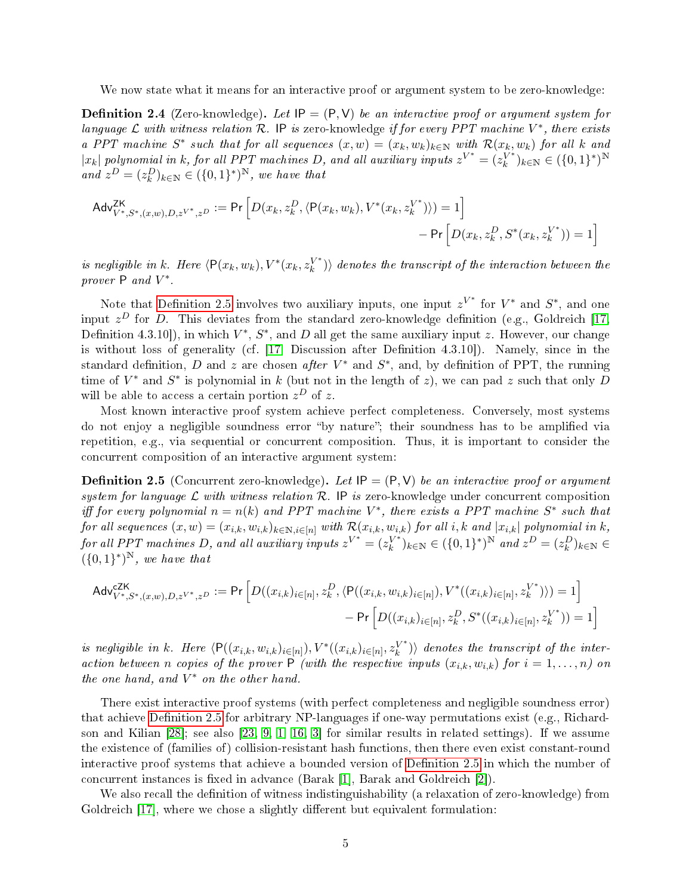We now state what it means for an interactive proof or argument system to be zero-knowledge:

**Definition 2.4** (Zero-knowledge)**.** *Let* $\mathsf{IP} = (\mathsf{P}, \mathsf{V})$ *be an interactive proof or argument system for language* $\mathcal{L}$ *with witness relation* $\mathcal{R}$*.* $\mathsf{IP}$ *is* zero-knowledge *if for every PPT machine* $V^*$*, there exists a PPT machine* $S^*$ *such that for all sequences* $(x, w) = (x_k, w_k)_{k \in \mathbb{N}}$ *with* $\mathcal{R}(x_k, w_k)$ *for all* $k$ *and* $|x_k|$ *polynomial in* $k$*, for all PPT machines* $D$*, and all auxiliary inputs* $z^{V^*} = (z_k^{V^*})_{k \in \mathbb{N}} \in (\{0,1\}^*)^{\mathbb{N}}$ *and* $z^D = (z_k^D)_{k \in \mathbb{N}} \in (\{0,1\}^*)^{\mathbb{N}}$*, we have that*

$$\mathsf{Adv}^{\mathsf{ZK}}_{V^*, S^*, (x,w), D, z^{V^*}, z^D} := \Pr\left[D(x_k, z_k^D, \langle \mathsf{P}(x_k, w_k), V^*(x_k, z_k^{V^*})\rangle) = 1\right] - \Pr\left[D(x_k, z_k^D, S^*(x_k, z_k^{V^*})) = 1\right]$$

*is negligible in* $k$*. Here* $\langle \mathsf{P}(x_k, w_k), V^*(x_k, z_k^{V^*})\rangle$ *denotes the transcript of the interaction between the prover* $\mathsf{P}$ *and* $V^*$*.*

Note that Definition 2.5 involves two auxiliary inputs, one input $z^{V^*}$ for $V^*$ and $S^*$, and one input $z^D$ for $D$. This deviates from the standard zero-knowledge definition (e.g., Goldreich [17, Definition 4.3.10]), in which $V^*$, $S^*$, and $D$ all get the same auxiliary input $z$. However, our change is without loss of generality (cf. [17, Discussion after Definition 4.3.10]). Namely, since in the standard definition, $D$ and $z$ are chosen *after* $V^*$ and $S^*$, and, by definition of PPT, the running time of $V^*$ and $S^*$ is polynomial in $k$ (but not in the length of $z$), we can pad $z$ such that only $D$ will be able to access a certain portion $z^D$ of $z$.

Most known interactive proof system achieve perfect completeness. Conversely, most systems do not enjoy a negligible soundness error "by nature"; their soundness has to be amplified via repetition, e.g., via sequential or concurrent composition. Thus, it is important to consider the concurrent composition of an interactive argument system:

**Definition 2.5** (Concurrent zero-knowledge)**.** *Let* $\mathsf{IP} = (\mathsf{P}, \mathsf{V})$ *be an interactive proof or argument system for language* $\mathcal{L}$ *with witness relation* $\mathcal{R}$*.* $\mathsf{IP}$ *is* zero-knowledge under concurrent composition *iff for every polynomial* $n = n(k)$ *and PPT machine* $V^*$*, there exists a PPT machine* $S^*$ *such that for all sequences* $(x, w) = (x_{i,k}, w_{i,k})_{k \in \mathbb{N}, i \in [n]}$ *with* $\mathcal{R}(x_{i,k}, w_{i,k})$ *for all* $i, k$ *and* $|x_{i,k}|$ *polynomial in* $k$*, for all PPT machines* $D$*, and all auxiliary inputs* $z^{V^*} = (z_k^{V^*})_{k \in \mathbb{N}} \in (\{0,1\}^*)^{\mathbb{N}}$ *and* $z^D = (z_k^D)_{k \in \mathbb{N}} \in (\{0,1\}^*)^{\mathbb{N}}$*, we have that*

$$\mathsf{Adv}^{\mathsf{cZK}}_{V^*, S^*, (x,w), D, z^{V^*}, z^D} := \Pr\left[D((x_{i,k})_{i \in [n]}, z_k^D, \langle \mathsf{P}((x_{i,k}, w_{i,k})_{i \in [n]}), V^*((x_{i,k})_{i \in [n]}, z_k^{V^*})\rangle) = 1\right] - \Pr\left[D((x_{i,k})_{i \in [n]}, z_k^D, S^*((x_{i,k})_{i \in [n]}, z_k^{V^*})) = 1\right]$$

*is negligible in* $k$*. Here* $\langle \mathsf{P}((x_{i,k}, w_{i,k})_{i \in [n]}), V^*((x_{i,k})_{i \in [n]}, z_k^{V^*})\rangle$ *denotes the transcript of the interaction between* $n$ *copies of the prover* $\mathsf{P}$ *(with the respective inputs* $(x_{i,k}, w_{i,k})$ *for* $i = 1, \ldots, n$*) on the one hand, and* $V^*$ *on the other hand.*

There exist interactive proof systems (with perfect completeness and negligible soundness error) that achieve Definition 2.5 for arbitrary NP-languages if one-way permutations exist (e.g., Richardson and Kilian [28]; see also [23, 9, 1, 16, 3] for similar results in related settings). If we assume the existence of (families of) collision-resistant hash functions, then there even exist constant-round interactive proof systems that achieve a bounded version of Definition 2.5 in which the number of concurrent instances is fixed in advance (Barak [1], Barak and Goldreich [2]).

We also recall the definition of witness indistinguishability (a relaxation of zero-knowledge) from Goldreich [17], where we chose a slightly different but equivalent formulation: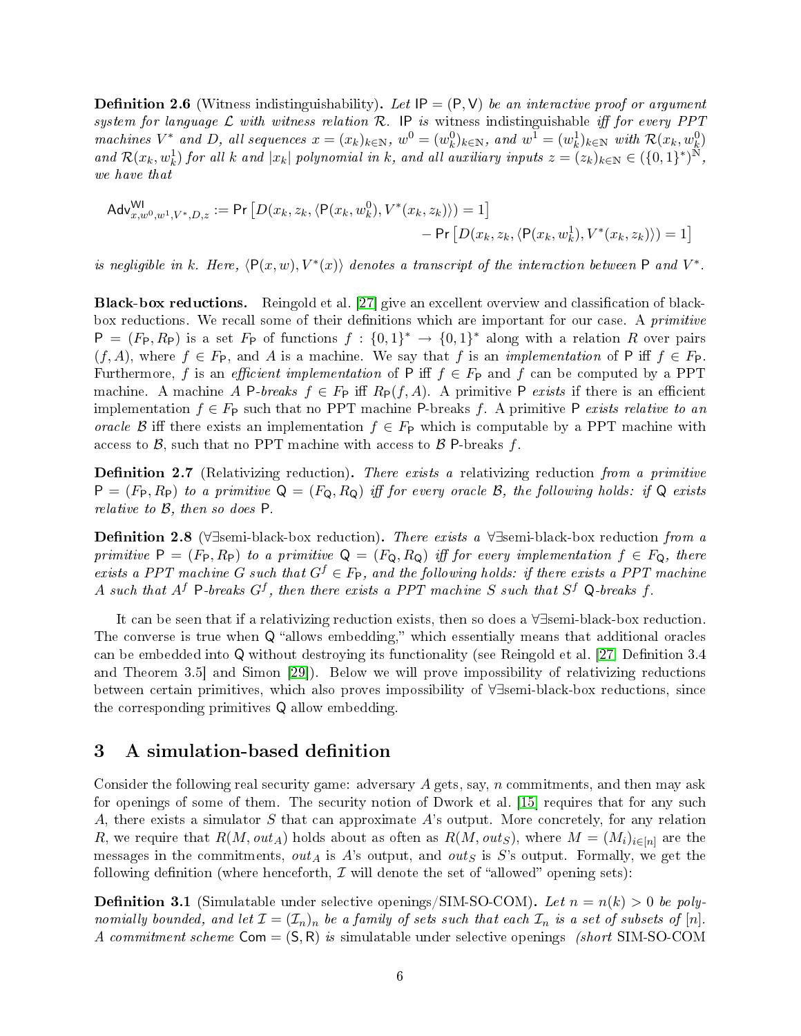**Definition 2.6** (Witness indistinguishability)**.** *Let* $\mathsf{IP} = (\mathsf{P}, \mathsf{V})$ *be an interactive proof or argument system for language* $\mathcal{L}$ *with witness relation* $\mathcal{R}$*.* $\mathsf{IP}$ *is* witness indistinguishable *iff for every PPT machines* $V^*$ *and* $D$*, all sequences* $x = (x_k)_{k\in\mathbb{N}}$*,* $w^0 = (w^0_k)_{k\in\mathbb{N}}$*, and* $w^1 = (w^1_k)_{k\in\mathbb{N}}$ *with* $\mathcal{R}(x_k, w^0_k)$ *and* $\mathcal{R}(x_k, w^1_k)$ *for all* $k$ *and* $|x_k|$ *polynomial in* $k$*, and all auxiliary inputs* $z = (z_k)_{k\in\mathbb{N}} \in (\{0,1\}^*)^{\mathbb{N}}$*, we have that*

$$\mathsf{Adv}^{\mathsf{WI}}_{x,w^0,w^1,V^*,D,z} := \Pr\left[D(x_k, z_k, \langle \mathsf{P}(x_k, w^0_k), V^*(x_k, z_k)\rangle) = 1\right] - \Pr\left[D(x_k, z_k, \langle \mathsf{P}(x_k, w^1_k), V^*(x_k, z_k)\rangle) = 1\right]$$

*is negligible in* $k$*. Here,* $\langle \mathsf{P}(x, w), V^*(x)\rangle$ *denotes a transcript of the interaction between* $\mathsf{P}$ *and* $V^*$*.*

**Black-box reductions.** Reingold et al. [27] give an excellent overview and classification of black-box reductions. We recall some of their definitions which are important for our case. A *primitive* $\mathsf{P} = (F_\mathsf{P}, R_\mathsf{P})$ is a set $F_\mathsf{P}$ of functions $f : \{0,1\}^* \to \{0,1\}^*$ along with a relation $R$ over pairs $(f, A)$, where $f \in F_\mathsf{P}$, and $A$ is a machine. We say that $f$ is an *implementation* of $\mathsf{P}$ iff $f \in F_\mathsf{P}$. Furthermore, $f$ is an *efficient implementation* of $\mathsf{P}$ iff $f \in F_\mathsf{P}$ and $f$ can be computed by a PPT machine. A machine $A$ $\mathsf{P}$*-breaks* $f \in F_\mathsf{P}$ iff $R_\mathsf{P}(f, A)$. A primitive $\mathsf{P}$ *exists* if there is an efficient implementation $f \in F_\mathsf{P}$ such that no PPT machine $\mathsf{P}$-breaks $f$. A primitive $\mathsf{P}$ *exists relative to an oracle* $\mathcal{B}$ iff there exists an implementation $f \in F_\mathsf{P}$ which is computable by a PPT machine with access to $\mathcal{B}$, such that no PPT machine with access to $\mathcal{B}$ $\mathsf{P}$-breaks $f$.

**Definition 2.7** (Relativizing reduction)**.** *There exists a* relativizing reduction *from a primitive* $\mathsf{P} = (F_\mathsf{P}, R_\mathsf{P})$ *to a primitive* $\mathsf{Q} = (F_\mathsf{Q}, R_\mathsf{Q})$ *iff for every oracle* $\mathcal{B}$*, the following holds: if* $\mathsf{Q}$ *exists relative to* $\mathcal{B}$*, then so does* $\mathsf{P}$*.*

**Definition 2.8** ($\forall\exists$semi-black-box reduction)**.** *There exists a* $\forall\exists$semi-black-box reduction *from a primitive* $\mathsf{P} = (F_\mathsf{P}, R_\mathsf{P})$ *to a primitive* $\mathsf{Q} = (F_\mathsf{Q}, R_\mathsf{Q})$ *iff for every implementation* $f \in F_\mathsf{Q}$*, there exists a PPT machine* $G$ *such that* $G^f \in F_\mathsf{P}$*, and the following holds: if there exists a PPT machine* $A$ *such that* $A^f$ $\mathsf{P}$*-breaks* $G^f$*, then there exists a PPT machine* $S$ *such that* $S^f$ $\mathsf{Q}$*-breaks* $f$*.*

It can be seen that if a relativizing reduction exists, then so does a $\forall\exists$semi-black-box reduction. The converse is true when $\mathsf{Q}$ "allows embedding," which essentially means that additional oracles can be embedded into $\mathsf{Q}$ without destroying its functionality (see Reingold et al. [27] Definition 3.4 and Theorem 3.5] and Simon [29]). Below we will prove impossibility of relativizing reductions between certain primitives, which also proves impossibility of $\forall\exists$semi-black-box reductions, since the corresponding primitives $\mathsf{Q}$ allow embedding.

## 3 A simulation-based definition

Consider the following real security game: adversary $A$ gets, say, $n$ commitments, and then may ask for openings of some of them. The security notion of Dwork et al. [15] requires that for any such $A$, there exists a simulator $S$ that can approximate $A$'s output. More concretely, for any relation $R$, we require that $R(M, out_A)$ holds about as often as $R(M, out_S)$, where $M = (M_i)_{i\in[n]}$ are the messages in the commitments, $out_A$ is $A$'s output, and $out_S$ is $S$'s output. Formally, we get the following definition (where henceforth, $\mathcal{I}$ will denote the set of "allowed" opening sets):

**Definition 3.1** (Simulatable under selective openings/SIM-SO-COM)**.** *Let* $n = n(k) > 0$ *be polynomially bounded, and let* $\mathcal{I} = (\mathcal{I}_n)_n$ *be a family of sets such that each* $\mathcal{I}_n$ *is a set of subsets of* $[n]$*. A commitment scheme* $\mathsf{Com} = (\mathsf{S}, \mathsf{R})$ *is* simulatable under selective openings *(short* SIM-SO-COM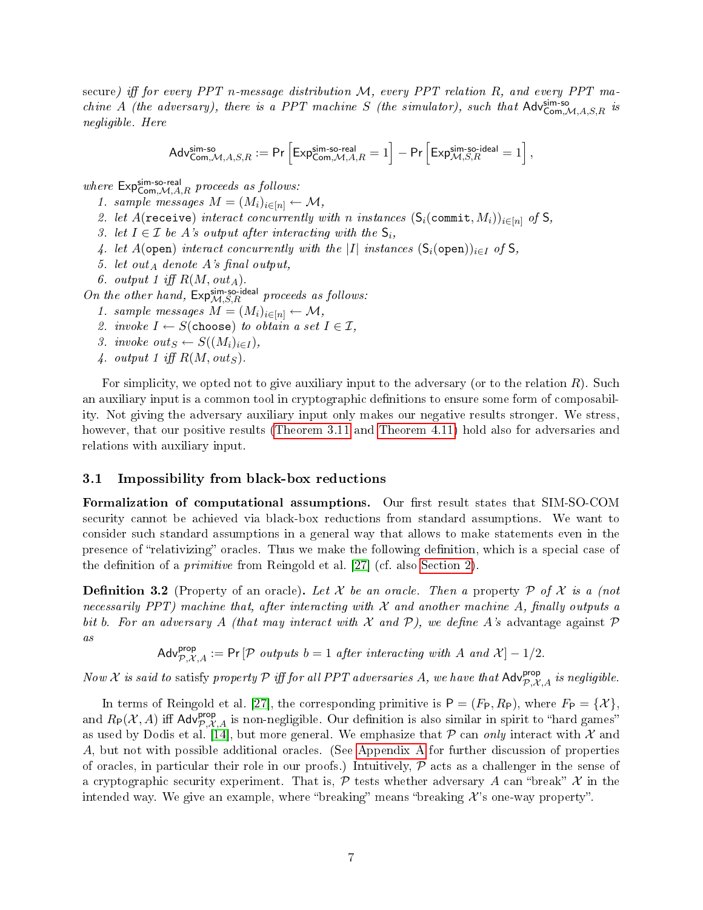*secure) iff for every PPT n-message distribution $\mathcal{M}$, every PPT relation R, and every PPT machine A (the adversary), there is a PPT machine S (the simulator), such that $\mathsf{Adv}^{\mathsf{sim\text{-}so}}_{\mathsf{Com},\mathcal{M},A,S,R}$ is negligible. Here*

$$\mathsf{Adv}^{\mathsf{sim\text{-}so}}_{\mathsf{Com},\mathcal{M},A,S,R} := \Pr\left[\mathsf{Exp}^{\mathsf{sim\text{-}so\text{-}real}}_{\mathsf{Com},\mathcal{M},A,R} = 1\right] - \Pr\left[\mathsf{Exp}^{\mathsf{sim\text{-}so\text{-}ideal}}_{\mathcal{M},S,R} = 1\right],$$

*where $\mathsf{Exp}^{\mathsf{sim\text{-}so\text{-}real}}_{\mathsf{Com},\mathcal{M},A,R}$ proceeds as follows:*

1. *sample messages $M = (M_i)_{i\in[n]} \leftarrow \mathcal{M}$,*
2. *let $A(\mathtt{receive})$ interact concurrently with n instances $(\mathsf{S}_i(\mathtt{commit}, M_i))_{i\in[n]}$ of $\mathsf{S}$,*
3. *let $I \in \mathcal{I}$ be A's output after interacting with the $\mathsf{S}_i$,*
4. *let $A(\mathtt{open})$ interact concurrently with the $|I|$ instances $(\mathsf{S}_i(\mathtt{open}))_{i\in I}$ of $\mathsf{S}$,*
5. *let $out_A$ denote A's final output,*
6. *output 1 iff $R(M, out_A)$.*

*On the other hand, $\mathsf{Exp}^{\mathsf{sim\text{-}so\text{-}ideal}}_{\mathcal{M},S,R}$ proceeds as follows:*

1. *sample messages $M = (M_i)_{i\in[n]} \leftarrow \mathcal{M}$,*
2. *invoke $I \leftarrow S(\mathtt{choose})$ to obtain a set $I \in \mathcal{I}$,*
3. *invoke $out_S \leftarrow S((M_i)_{i\in I})$,*
4. *output 1 iff $R(M, out_S)$.*

For simplicity, we opted not to give auxiliary input to the adversary (or to the relation R). Such an auxiliary input is a common tool in cryptographic definitions to ensure some form of composability. Not giving the adversary auxiliary input only makes our negative results stronger. We stress, however, that our positive results (Theorem 3.11 and Theorem 4.11) hold also for adversaries and relations with auxiliary input.

## 3.1 Impossibility from black-box reductions

**Formalization of computational assumptions.** Our first result states that SIM-SO-COM security cannot be achieved via black-box reductions from standard assumptions. We want to consider such standard assumptions in a general way that allows to make statements even in the presence of "relativizing" oracles. Thus we make the following definition, which is a special case of the definition of a *primitive* from Reingold et al. [27] (cf. also Section 2).

**Definition 3.2** (Property of an oracle)**.** *Let $\mathcal{X}$ be an oracle. Then a* property $\mathcal{P}$ of $\mathcal{X}$ *is a (not necessarily PPT) machine that, after interacting with $\mathcal{X}$ and another machine A, finally outputs a bit b. For an adversary A (that may interact with $\mathcal{X}$ and $\mathcal{P}$), we define A's* advantage against $\mathcal{P}$ *as*

$$\mathsf{Adv}^{\mathsf{prop}}_{\mathcal{P},\mathcal{X},A} := \Pr[\mathcal{P} \text{ outputs } b = 1 \text{ after interacting with } A \text{ and } \mathcal{X}] - 1/2.$$

*Now $\mathcal{X}$ is said to* satisfy property $\mathcal{P}$ *iff for all PPT adversaries A, we have that $\mathsf{Adv}^{\mathsf{prop}}_{\mathcal{P},\mathcal{X},A}$ is negligible.*

In terms of Reingold et al. [27], the corresponding primitive is $\mathsf{P} = (F_\mathsf{P}, R_\mathsf{P})$, where $F_\mathsf{P} = \{\mathcal{X}\}$, and $R_\mathsf{P}(\mathcal{X}, A)$ iff $\mathsf{Adv}^{\mathsf{prop}}_{\mathcal{P},\mathcal{X},A}$ is non-negligible. Our definition is also similar in spirit to "hard games" as used by Dodis et al. [14], but more general. We emphasize that $\mathcal{P}$ can *only* interact with $\mathcal{X}$ and A, but not with possible additional oracles. (See Appendix A for further discussion of properties of oracles, in particular their role in our proofs.) Intuitively, $\mathcal{P}$ acts as a challenger in the sense of a cryptographic security experiment. That is, $\mathcal{P}$ tests whether adversary A can "break" $\mathcal{X}$ in the intended way. We give an example, where "breaking" means "breaking $\mathcal{X}$'s one-way property".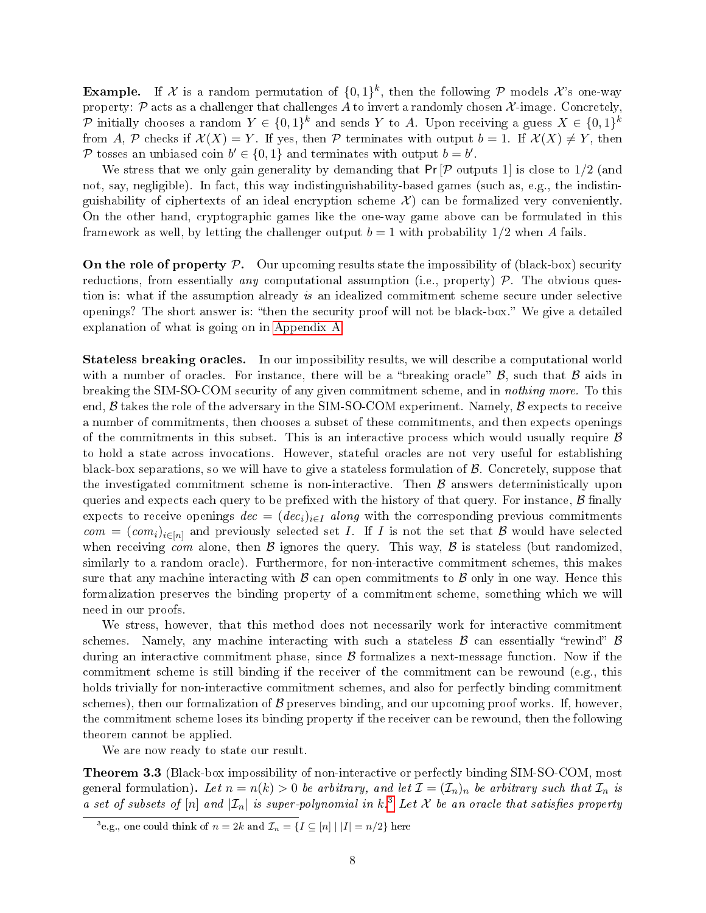**Example.** If $\mathcal{X}$ is a random permutation of $\{0,1\}^k$, then the following $\mathcal{P}$ models $\mathcal{X}$'s one-way property: $\mathcal{P}$ acts as a challenger that challenges $A$ to invert a randomly chosen $\mathcal{X}$-image. Concretely, $\mathcal{P}$ initially chooses a random $Y \in \{0,1\}^k$ and sends $Y$ to $A$. Upon receiving a guess $X \in \{0,1\}^k$ from $A$, $\mathcal{P}$ checks if $\mathcal{X}(X) = Y$. If yes, then $\mathcal{P}$ terminates with output $b = 1$. If $\mathcal{X}(X) \neq Y$, then $\mathcal{P}$ tosses an unbiased coin $b' \in \{0,1\}$ and terminates with output $b = b'$.

We stress that we only gain generality by demanding that $\Pr[\mathcal{P} \text{ outputs } 1]$ is close to $1/2$ (and not, say, negligible). In fact, this way indistinguishability-based games (such as, e.g., the indistinguishability of ciphertexts of an ideal encryption scheme $\mathcal{X}$) can be formalized very conveniently. On the other hand, cryptographic games like the one-way game above can be formulated in this framework as well, by letting the challenger output $b = 1$ with probability $1/2$ when $A$ fails.

**On the role of property $\mathcal{P}$.** Our upcoming results state the impossibility of (black-box) security reductions, from essentially *any* computational assumption (i.e., property) $\mathcal{P}$. The obvious question is: what if the assumption already *is* an idealized commitment scheme secure under selective openings? The short answer is: "then the security proof will not be black-box." We give a detailed explanation of what is going on in Appendix A.

**Stateless breaking oracles.** In our impossibility results, we will describe a computational world with a number of oracles. For instance, there will be a "breaking oracle" $\mathcal{B}$, such that $\mathcal{B}$ aids in breaking the SIM-SO-COM security of any given commitment scheme, and in *nothing more.* To this end, $\mathcal{B}$ takes the role of the adversary in the SIM-SO-COM experiment. Namely, $\mathcal{B}$ expects to receive a number of commitments, then chooses a subset of these commitments, and then expects openings of the commitments in this subset. This is an interactive process which would usually require $\mathcal{B}$ to hold a state across invocations. However, stateful oracles are not very useful for establishing black-box separations, so we will have to give a stateless formulation of $\mathcal{B}$. Concretely, suppose that the investigated commitment scheme is non-interactive. Then $\mathcal{B}$ answers deterministically upon queries and expects each query to be prefixed with the history of that query. For instance, $\mathcal{B}$ finally expects to receive openings $dec = (dec_i)_{i \in I}$ *along* with the corresponding previous commitments $com = (com_i)_{i \in [n]}$ and previously selected set $I$. If $I$ is not the set that $\mathcal{B}$ would have selected when receiving $com$ alone, then $\mathcal{B}$ ignores the query. This way, $\mathcal{B}$ is stateless (but randomized, similarly to a random oracle). Furthermore, for non-interactive commitment schemes, this makes sure that any machine interacting with $\mathcal{B}$ can open commitments to $\mathcal{B}$ only in one way. Hence this formalization preserves the binding property of a commitment scheme, something which we will need in our proofs.

We stress, however, that this method does not necessarily work for interactive commitment schemes. Namely, any machine interacting with such a stateless $\mathcal{B}$ can essentially "rewind" $\mathcal{B}$ during an interactive commitment phase, since $\mathcal{B}$ formalizes a next-message function. Now if the commitment scheme is still binding if the receiver of the commitment can be rewound (e.g., this holds trivially for non-interactive commitment schemes, and also for perfectly binding commitment schemes), then our formalization of $\mathcal{B}$ preserves binding, and our upcoming proof works. If, however, the commitment scheme loses its binding property if the receiver can be rewound, then the following theorem cannot be applied.

We are now ready to state our result.

**Theorem 3.3** (Black-box impossibility of non-interactive or perfectly binding SIM-SO-COM, most general formulation)**.** *Let $n = n(k) > 0$ be arbitrary, and let $\mathcal{I} = (\mathcal{I}_n)_n$ be arbitrary such that $\mathcal{I}_n$ is a set of subsets of $[n]$ and $|\mathcal{I}_n|$ is super-polynomial in $k$.*[3] *Let $\mathcal{X}$ be an oracle that satisfies property*

[3] e.g., one could think of $n = 2k$ and $\mathcal{I}_n = \{I \subseteq [n] \mid |I| = n/2\}$ here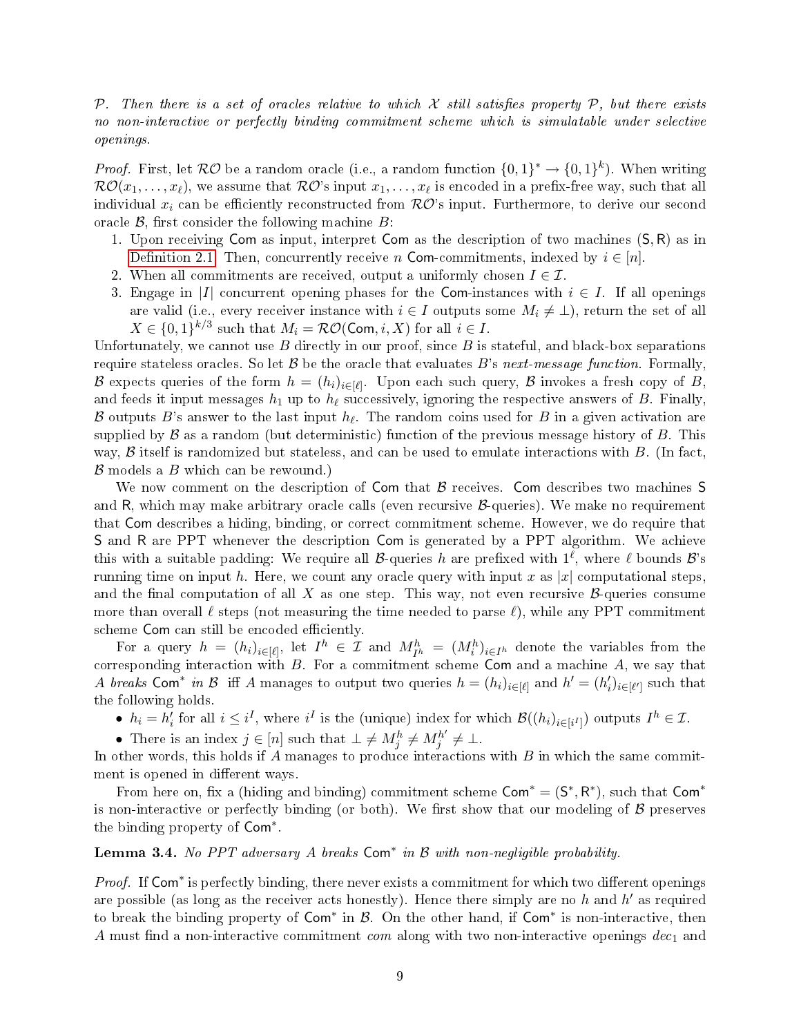*$\mathcal{P}$. Then there is a set of oracles relative to which $\mathcal{X}$ still satisfies property $\mathcal{P}$, but there exists no non-interactive or perfectly binding commitment scheme which is simulatable under selective openings.*

*Proof.* First, let $\mathcal{RO}$ be a random oracle (i.e., a random function $\{0,1\}^* \to \{0,1\}^k$). When writing $\mathcal{RO}(x_1, \dots, x_\ell)$, we assume that $\mathcal{RO}$'s input $x_1, \dots, x_\ell$ is encoded in a prefix-free way, such that all individual $x_i$ can be efficiently reconstructed from $\mathcal{RO}$'s input. Furthermore, to derive our second oracle $\mathcal{B}$, first consider the following machine $B$:

1. Upon receiving $\mathsf{Com}$ as input, interpret $\mathsf{Com}$ as the description of two machines $(\mathsf{S}, \mathsf{R})$ as in Definition 2.1. Then, concurrently receive $n$ $\mathsf{Com}$-commitments, indexed by $i \in [n]$.
2. When all commitments are received, output a uniformly chosen $I \in \mathcal{I}$.
3. Engage in $|I|$ concurrent opening phases for the $\mathsf{Com}$-instances with $i \in I$. If all openings are valid (i.e., every receiver instance with $i \in I$ outputs some $M_i \neq \perp$), return the set of all $X \in \{0,1\}^{k/3}$ such that $M_i = \mathcal{RO}(\mathsf{Com}, i, X)$ for all $i \in I$.

Unfortunately, we cannot use $B$ directly in our proof, since $B$ is stateful, and black-box separations require stateless oracles. So let $\mathcal{B}$ be the oracle that evaluates $B$'s *next-message function*. Formally, $\mathcal{B}$ expects queries of the form $h = (h_i)_{i\in[\ell]}$. Upon each such query, $\mathcal{B}$ invokes a fresh copy of $B$, and feeds it input messages $h_1$ up to $h_\ell$ successively, ignoring the respective answers of $B$. Finally, $\mathcal{B}$ outputs $B$'s answer to the last input $h_\ell$. The random coins used for $B$ in a given activation are supplied by $\mathcal{B}$ as a random (but deterministic) function of the previous message history of $B$. This way, $\mathcal{B}$ itself is randomized but stateless, and can be used to emulate interactions with $B$. (In fact, $\mathcal{B}$ models a $B$ which can be rewound.)

We now comment on the description of $\mathsf{Com}$ that $\mathcal{B}$ receives. $\mathsf{Com}$ describes two machines $\mathsf{S}$ and $\mathsf{R}$, which may make arbitrary oracle calls (even recursive $\mathcal{B}$-queries). We make no requirement that $\mathsf{Com}$ describes a hiding, binding, or correct commitment scheme. However, we do require that $\mathsf{S}$ and $\mathsf{R}$ are PPT whenever the description $\mathsf{Com}$ is generated by a PPT algorithm. We achieve this with a suitable padding: We require all $\mathcal{B}$-queries $h$ are prefixed with $1^\ell$, where $\ell$ bounds $\mathcal{B}$'s running time on input $h$. Here, we count any oracle query with input $x$ as $|x|$ computational steps, and the final computation of all $X$ as one step. This way, not even recursive $\mathcal{B}$-queries consume more than overall $\ell$ steps (not measuring the time needed to parse $\ell$), while any PPT commitment scheme $\mathsf{Com}$ can still be encoded efficiently.

For a query $h = (h_i)_{i\in[\ell]}$, let $I^h \in \mathcal{I}$ and $M^h_{I^h} = (M^h_i)_{i\in I^h}$ denote the variables from the corresponding interaction with $B$. For a commitment scheme $\mathsf{Com}$ and a machine $A$, we say that *$A$ breaks $\mathsf{Com}^*$ in $\mathcal{B}$* iff $A$ manages to output two queries $h = (h_i)_{i\in[\ell]}$ and $h' = (h'_i)_{i\in[\ell']}$ such that the following holds.

- $h_i = h'_i$ for all $i \leq i^I$, where $i^I$ is the (unique) index for which $\mathcal{B}((h_i)_{i\in[i^I]})$ outputs $I^h \in \mathcal{I}$.
- There is an index $j \in [n]$ such that $\perp \neq M^h_j \neq M^{h'}_j \neq \perp$.

In other words, this holds if $A$ manages to produce interactions with $B$ in which the same commitment is opened in different ways.

From here on, fix a (hiding and binding) commitment scheme $\mathsf{Com}^* = (\mathsf{S}^*, \mathsf{R}^*)$, such that $\mathsf{Com}^*$ is non-interactive or perfectly binding (or both). We first show that our modeling of $\mathcal{B}$ preserves the binding property of $\mathsf{Com}^*$.

**Lemma 3.4.** *No PPT adversary $A$ breaks $\mathsf{Com}^*$ in $\mathcal{B}$ with non-negligible probability.*

*Proof.* If $\mathsf{Com}^*$ is perfectly binding, there never exists a commitment for which two different openings are possible (as long as the receiver acts honestly). Hence there simply are no $h$ and $h'$ as required to break the binding property of $\mathsf{Com}^*$ in $\mathcal{B}$. On the other hand, if $\mathsf{Com}^*$ is non-interactive, then $A$ must find a non-interactive commitment $com$ along with two non-interactive openings $dec_1$ and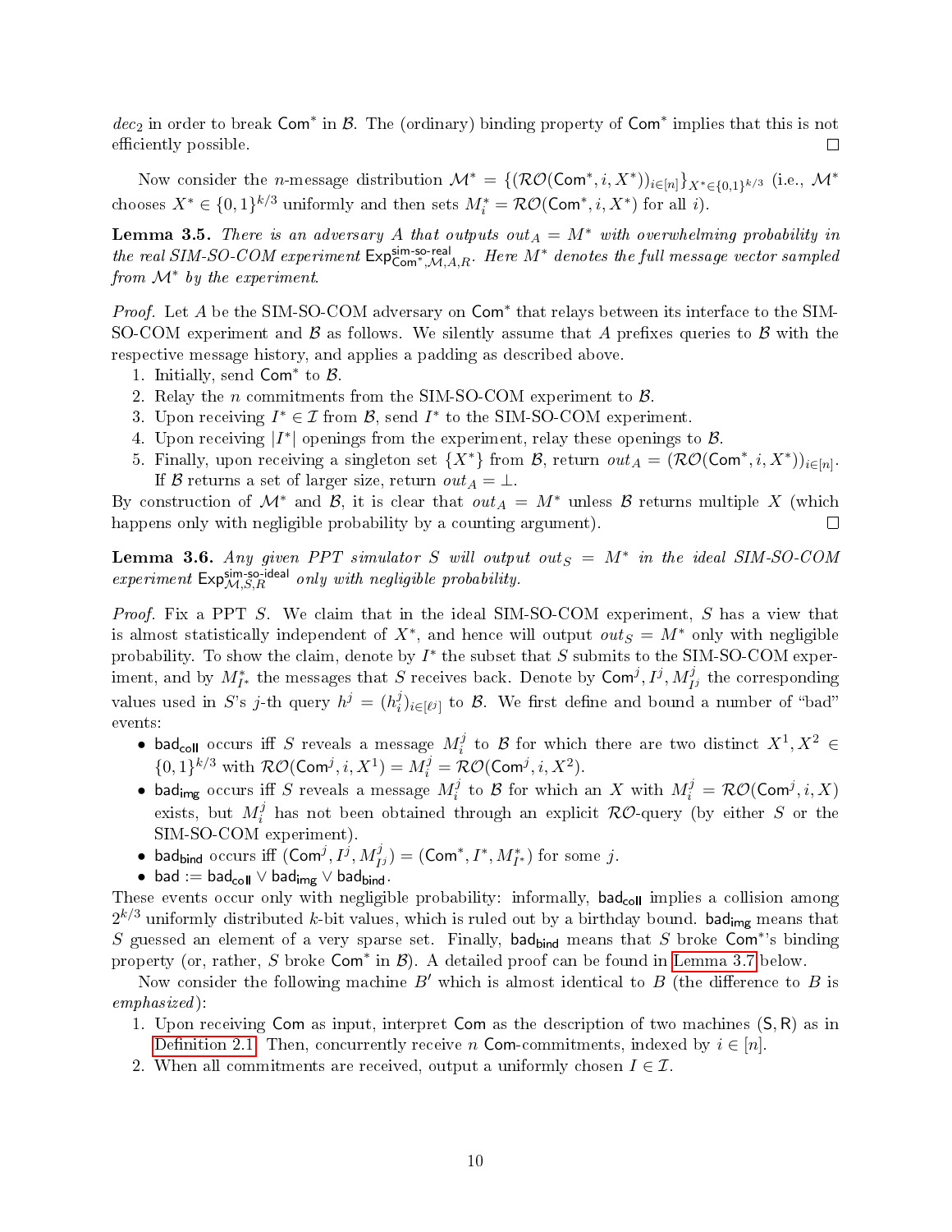$dec_2$ in order to break $\mathsf{Com}^*$ in $\mathcal{B}$. The (ordinary) binding property of $\mathsf{Com}^*$ implies that this is not efficiently possible. ☐

Now consider the $n$-message distribution $\mathcal{M}^* = \{(\mathcal{RO}(\mathsf{Com}^*, i, X^*))_{i\in[n]}\}_{X^*\in\{0,1\}^{k/3}}$ (i.e., $\mathcal{M}^*$ chooses $X^* \in \{0,1\}^{k/3}$ uniformly and then sets $M_i^* = \mathcal{RO}(\mathsf{Com}^*, i, X^*)$ for all $i$).

**Lemma 3.5.** *There is an adversary $A$ that outputs $out_A = M^*$ with overwhelming probability in the real SIM-SO-COM experiment $\mathsf{Exp}^{\mathsf{sim\text{-}so\text{-}real}}_{\mathsf{Com}^*,\mathcal{M},A,R}$. Here $M^*$ denotes the full message vector sampled from $\mathcal{M}^*$ by the experiment.*

*Proof.* Let $A$ be the SIM-SO-COM adversary on $\mathsf{Com}^*$ that relays between its interface to the SIM-SO-COM experiment and $\mathcal{B}$ as follows. We silently assume that $A$ prefixes queries to $\mathcal{B}$ with the respective message history, and applies a padding as described above.

1. Initially, send $\mathsf{Com}^*$ to $\mathcal{B}$.
2. Relay the $n$ commitments from the SIM-SO-COM experiment to $\mathcal{B}$.
3. Upon receiving $I^* \in \mathcal{I}$ from $\mathcal{B}$, send $I^*$ to the SIM-SO-COM experiment.
4. Upon receiving $|I^*|$ openings from the experiment, relay these openings to $\mathcal{B}$.
5. Finally, upon receiving a singleton set $\{X^*\}$ from $\mathcal{B}$, return $out_A = (\mathcal{RO}(\mathsf{Com}^*, i, X^*))_{i\in[n]}$. If $\mathcal{B}$ returns a set of larger size, return $out_A = \perp$.

By construction of $\mathcal{M}^*$ and $\mathcal{B}$, it is clear that $out_A = M^*$ unless $\mathcal{B}$ returns multiple $X$ (which happens only with negligible probability by a counting argument). ☐

**Lemma 3.6.** *Any given PPT simulator $S$ will output $out_S = M^*$ in the ideal SIM-SO-COM experiment $\mathsf{Exp}^{\mathsf{sim\text{-}so\text{-}ideal}}_{\mathcal{M},S,R}$ only with negligible probability.*

*Proof.* Fix a PPT $S$. We claim that in the ideal SIM-SO-COM experiment, $S$ has a view that is almost statistically independent of $X^*$, and hence will output $out_S = M^*$ only with negligible probability. To show the claim, denote by $I^*$ the subset that $S$ submits to the SIM-SO-COM experiment, and by $M^*_{I^*}$ the messages that $S$ receives back. Denote by $\mathsf{Com}^j, I^j, M^j_{I^j}$ the corresponding values used in $S$'s $j$-th query $h^j = (h^j_i)_{i\in[\ell^j]}$ to $\mathcal{B}$. We first define and bound a number of "bad" events:

- $\mathsf{bad_{coll}}$ occurs iff $S$ reveals a message $M_i^j$ to $\mathcal{B}$ for which there are two distinct $X^1, X^2 \in \{0,1\}^{k/3}$ with $\mathcal{RO}(\mathsf{Com}^j, i, X^1) = M_i^j = \mathcal{RO}(\mathsf{Com}^j, i, X^2)$.
- $\mathsf{bad_{img}}$ occurs iff $S$ reveals a message $M_i^j$ to $\mathcal{B}$ for which an $X$ with $M_i^j = \mathcal{RO}(\mathsf{Com}^j, i, X)$ exists, but $M_i^j$ has not been obtained through an explicit $\mathcal{RO}$-query (by either $S$ or the SIM-SO-COM experiment).
- $\mathsf{bad_{bind}}$ occurs iff $(\mathsf{Com}^j, I^j, M^j_{I^j}) = (\mathsf{Com}^*, I^*, M^*_{I^*})$ for some $j$.
- $\mathsf{bad} := \mathsf{bad_{coll}} \vee \mathsf{bad_{img}} \vee \mathsf{bad_{bind}}$.

These events occur only with negligible probability: informally, $\mathsf{bad_{coll}}$ implies a collision among $2^{k/3}$ uniformly distributed $k$-bit values, which is ruled out by a birthday bound. $\mathsf{bad_{img}}$ means that $S$ guessed an element of a very sparse set. Finally, $\mathsf{bad_{bind}}$ means that $S$ broke $\mathsf{Com}^*$'s binding property (or, rather, $S$ broke $\mathsf{Com}^*$ in $\mathcal{B}$). A detailed proof can be found in Lemma 3.7 below.

Now consider the following machine $B'$ which is almost identical to $B$ (the difference to $B$ is *emphasized*):

1. Upon receiving $\mathsf{Com}$ as input, interpret $\mathsf{Com}$ as the description of two machines $(\mathsf{S}, \mathsf{R})$ as in Definition 2.1. Then, concurrently receive $n$ $\mathsf{Com}$-commitments, indexed by $i \in [n]$.
2. When all commitments are received, output a uniformly chosen $I \in \mathcal{I}$.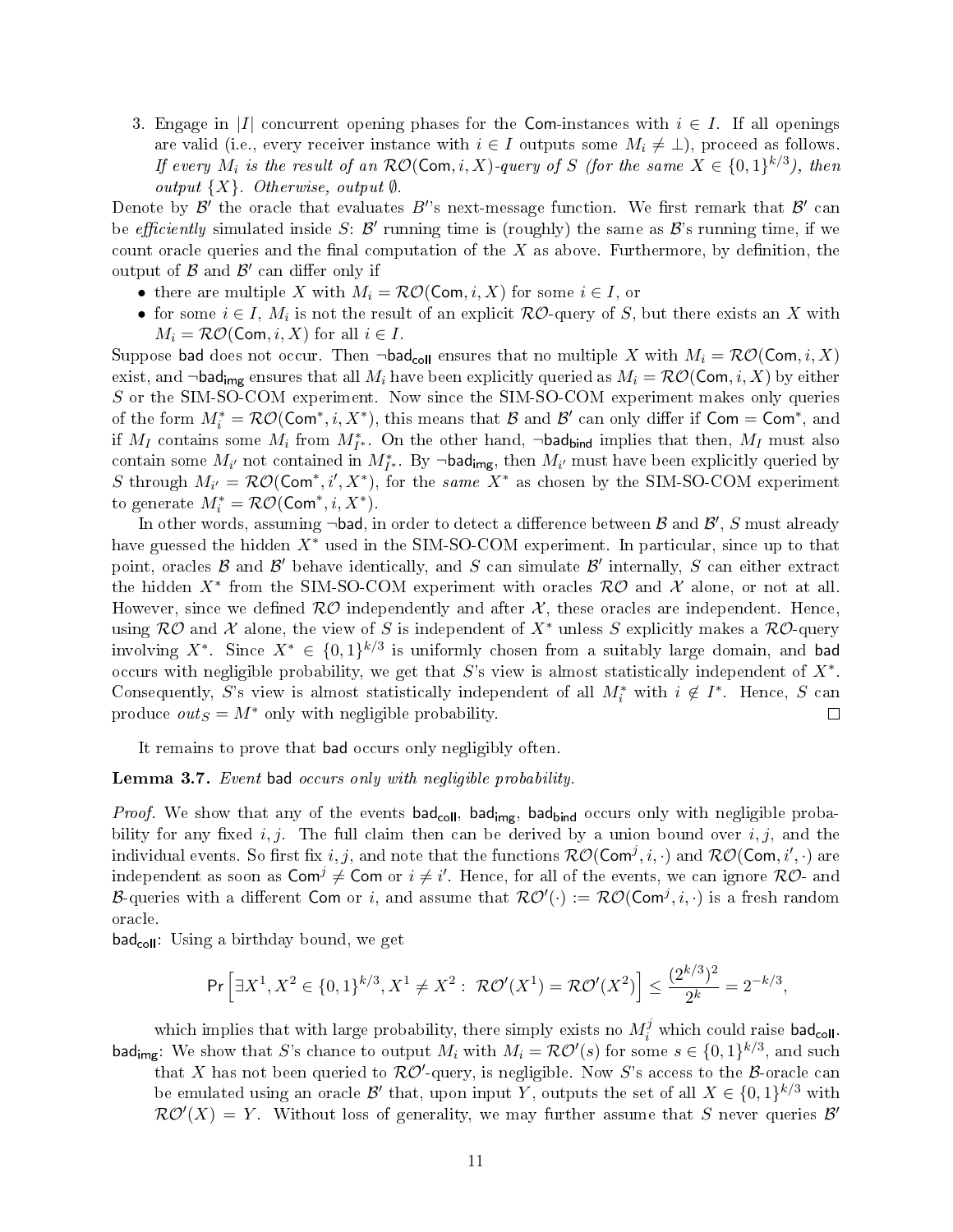3. Engage in $|I|$ concurrent opening phases for the $\mathsf{Com}$-instances with $i \in I$. If all openings are valid (i.e., every receiver instance with $i \in I$ outputs some $M_i \neq \perp$), proceed as follows. *If every $M_i$ is the result of an $\mathcal{RO}(\mathsf{Com}, i, X)$-query of $S$ (for the same $X \in \{0,1\}^{k/3}$), then output $\{X\}$. Otherwise, output $\emptyset$.*

Denote by $\mathcal{B}'$ the oracle that evaluates $B'$'s next-message function. We first remark that $\mathcal{B}'$ can be *efficiently* simulated inside $S$: $\mathcal{B}'$ running time is (roughly) the same as $\mathcal{B}$'s running time, if we count oracle queries and the final computation of the $X$ as above. Furthermore, by definition, the output of $\mathcal{B}$ and $\mathcal{B}'$ can differ only if

- there are multiple $X$ with $M_i = \mathcal{RO}(\mathsf{Com}, i, X)$ for some $i \in I$, or
- for some $i \in I$, $M_i$ is not the result of an explicit $\mathcal{RO}$-query of $S$, but there exists an $X$ with $M_i = \mathcal{RO}(\mathsf{Com}, i, X)$ for all $i \in I$.

Suppose $\mathsf{bad}$ does not occur. Then $\neg\mathsf{bad}_{\mathsf{coll}}$ ensures that no multiple $X$ with $M_i = \mathcal{RO}(\mathsf{Com}, i, X)$ exist, and $\neg\mathsf{bad}_{\mathsf{img}}$ ensures that all $M_i$ have been explicitly queried as $M_i = \mathcal{RO}(\mathsf{Com}, i, X)$ by either $S$ or the SIM-SO-COM experiment. Now since the SIM-SO-COM experiment makes only queries of the form $M_i^* = \mathcal{RO}(\mathsf{Com}^*, i, X^*)$, this means that $\mathcal{B}$ and $\mathcal{B}'$ can only differ if $\mathsf{Com} = \mathsf{Com}^*$, and if $M_I$ contains some $M_i$ from $M_{I^*}^*$. On the other hand, $\neg\mathsf{bad}_{\mathsf{bind}}$ implies that then, $M_I$ must also contain some $M_{i'}$ not contained in $M_{I^*}^*$. By $\neg\mathsf{bad}_{\mathsf{img}}$, then $M_{i'}$ must have been explicitly queried by $S$ through $M_{i'} = \mathcal{RO}(\mathsf{Com}^*, i', X^*)$, for the *same* $X^*$ as chosen by the SIM-SO-COM experiment to generate $M_i^* = \mathcal{RO}(\mathsf{Com}^*, i, X^*)$.

In other words, assuming $\neg\mathsf{bad}$, in order to detect a difference between $\mathcal{B}$ and $\mathcal{B}'$, $S$ must already have guessed the hidden $X^*$ used in the SIM-SO-COM experiment. In particular, since up to that point, oracles $\mathcal{B}$ and $\mathcal{B}'$ behave identically, and $S$ can simulate $\mathcal{B}'$ internally, $S$ can either extract the hidden $X^*$ from the SIM-SO-COM experiment with oracles $\mathcal{RO}$ and $\mathcal{X}$ alone, or not at all. However, since we defined $\mathcal{RO}$ independently and after $\mathcal{X}$, these oracles are independent. Hence, using $\mathcal{RO}$ and $\mathcal{X}$ alone, the view of $S$ is independent of $X^*$ unless $S$ explicitly makes a $\mathcal{RO}$-query involving $X^*$. Since $X^* \in \{0,1\}^{k/3}$ is uniformly chosen from a suitably large domain, and $\mathsf{bad}$ occurs with negligible probability, we get that $S$'s view is almost statistically independent of $X^*$. Consequently, $S$'s view is almost statistically independent of all $M_i^*$ with $i \notin I^*$. Hence, $S$ can produce $out_S = M^*$ only with negligible probability. $\square$

It remains to prove that $\mathsf{bad}$ occurs only negligibly often.

**Lemma 3.7.** *Event $\mathsf{bad}$ occurs only with negligible probability.*

*Proof.* We show that any of the events $\mathsf{bad}_{\mathsf{coll}}$, $\mathsf{bad}_{\mathsf{img}}$, $\mathsf{bad}_{\mathsf{bind}}$ occurs only with negligible probability for any fixed $i, j$. The full claim then can be derived by a union bound over $i, j$, and the individual events. So first fix $i, j$, and note that the functions $\mathcal{RO}(\mathsf{Com}^j, i, \cdot)$ and $\mathcal{RO}(\mathsf{Com}, i', \cdot)$ are independent as soon as $\mathsf{Com}^j \neq \mathsf{Com}$ or $i \neq i'$. Hence, for all of the events, we can ignore $\mathcal{RO}$- and $\mathcal{B}$-queries with a different $\mathsf{Com}$ or $i$, and assume that $\mathcal{RO}'(\cdot) := \mathcal{RO}(\mathsf{Com}^j, i, \cdot)$ is a fresh random oracle.

$\mathsf{bad}_{\mathsf{coll}}$: Using a birthday bound, we get

$$\Pr\left[\exists X^1, X^2 \in \{0,1\}^{k/3}, X^1 \neq X^2 :\ \mathcal{RO}'(X^1) = \mathcal{RO}'(X^2)\right] \leq \frac{(2^{k/3})^2}{2^k} = 2^{-k/3},$$

which implies that with large probability, there simply exists no $M_i^j$ which could raise $\mathsf{bad}_{\mathsf{coll}}$.

$\mathsf{bad}_{\mathsf{img}}$: We show that $S$'s chance to output $M_i$ with $M_i = \mathcal{RO}'(s)$ for some $s \in \{0,1\}^{k/3}$, and such that $X$ has not been queried to $\mathcal{RO}'$-query, is negligible. Now $S$'s access to the $\mathcal{B}$-oracle can be emulated using an oracle $\mathcal{B}'$ that, upon input $Y$, outputs the set of all $X \in \{0,1\}^{k/3}$ with $\mathcal{RO}'(X) = Y$. Without loss of generality, we may further assume that $S$ never queries $\mathcal{B}'$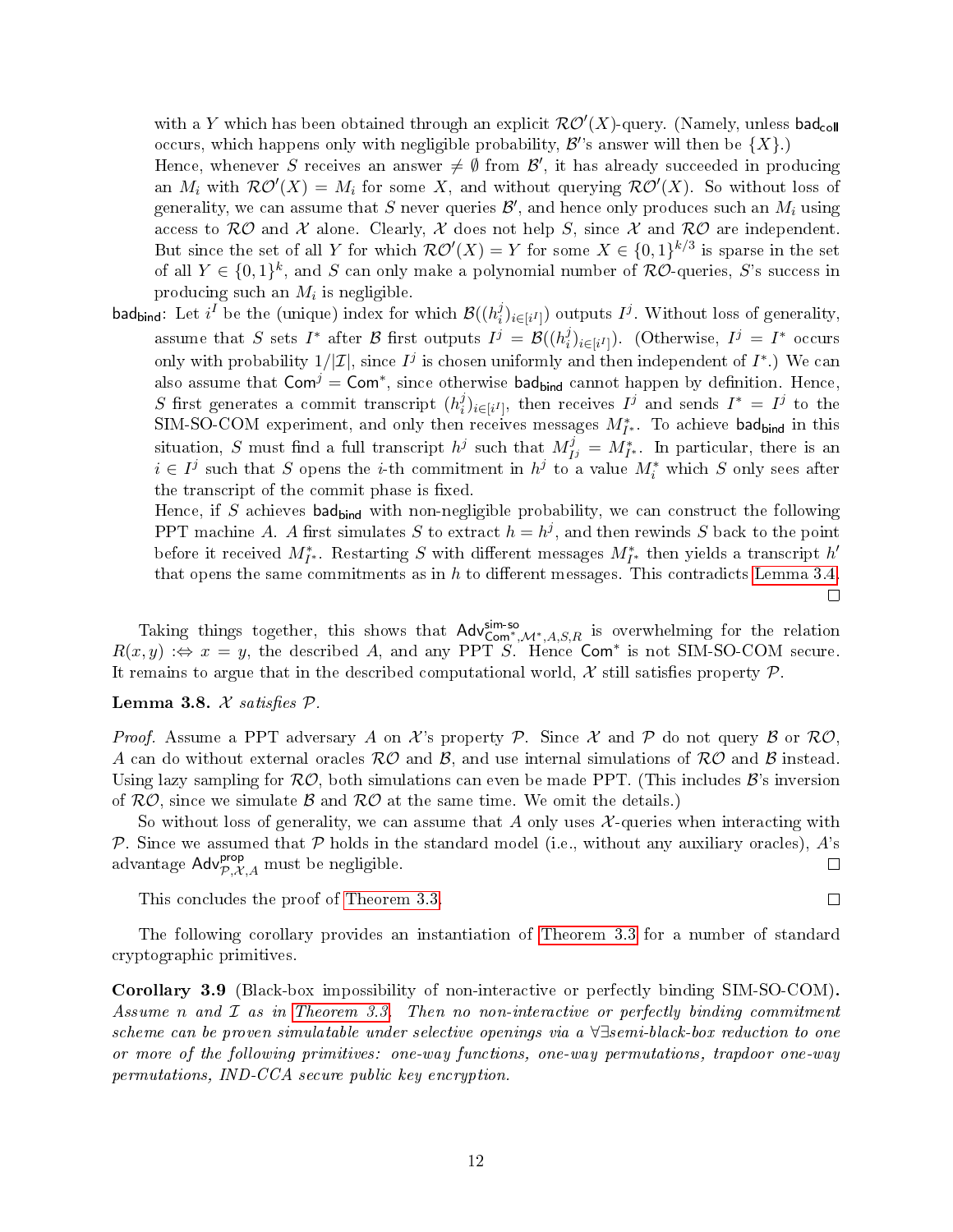with a $Y$ which has been obtained through an explicit $\mathcal{RO}'(X)$-query. (Namely, unless $\mathsf{bad_{coll}}$ occurs, which happens only with negligible probability, $\mathcal{B}'$'s answer will then be $\{X\}$.)

Hence, whenever $S$ receives an answer $\neq \emptyset$ from $\mathcal{B}'$, it has already succeeded in producing an $M_i$ with $\mathcal{RO}'(X) = M_i$ for some $X$, and without querying $\mathcal{RO}'(X)$. So without loss of generality, we can assume that $S$ never queries $\mathcal{B}'$, and hence only produces such an $M_i$ using access to $\mathcal{RO}$ and $\mathcal{X}$ alone. Clearly, $\mathcal{X}$ does not help $S$, since $\mathcal{X}$ and $\mathcal{RO}$ are independent. But since the set of all $Y$ for which $\mathcal{RO}'(X) = Y$ for some $X \in \{0,1\}^{k/3}$ is sparse in the set of all $Y \in \{0,1\}^k$, and $S$ can only make a polynomial number of $\mathcal{RO}$-queries, $S$'s success in producing such an $M_i$ is negligible.

$\mathsf{bad_{bind}}$: Let $i^I$ be the (unique) index for which $\mathcal{B}((h_i^j)_{i\in[i^I]})$ outputs $I^j$. Without loss of generality, assume that $S$ sets $I^*$ after $\mathcal{B}$ first outputs $I^j = \mathcal{B}((h_i^j)_{i\in[i^I]})$. (Otherwise, $I^j = I^*$ occurs only with probability $1/|\mathcal{I}|$, since $I^j$ is chosen uniformly and then independent of $I^*$.) We can also assume that $\mathsf{Com}^j = \mathsf{Com}^*$, since otherwise $\mathsf{bad_{bind}}$ cannot happen by definition. Hence, $S$ first generates a commit transcript $(h_i^j)_{i\in[i^I]}$, then receives $I^j$ and sends $I^* = I^j$ to the SIM-SO-COM experiment, and only then receives messages $M^*_{I^*}$. To achieve $\mathsf{bad_{bind}}$ in this situation, $S$ must find a full transcript $h^j$ such that $M^j_{I^j} = M^*_{I^*}$. In particular, there is an $i \in I^j$ such that $S$ opens the $i$-th commitment in $h^j$ to a value $M^*_i$ which $S$ only sees after the transcript of the commit phase is fixed.

Hence, if $S$ achieves $\mathsf{bad_{bind}}$ with non-negligible probability, we can construct the following PPT machine $A$. $A$ first simulates $S$ to extract $h = h^j$, and then rewinds $S$ back to the point before it received $M^*_{I^*}$. Restarting $S$ with different messages $M^*_{I^*}$ then yields a transcript $h'$ that opens the same commitments as in $h$ to different messages. This contradicts Lemma 3.4. □

Taking things together, this shows that $\mathsf{Adv}^{\mathsf{sim\text{-}so}}_{\mathsf{Com}^*,\mathcal{M}^*,A,S,R}$ is overwhelming for the relation $R(x,y) :\Leftrightarrow x = y$, the described $A$, and any PPT $S$. Hence $\mathsf{Com}^*$ is not SIM-SO-COM secure. It remains to argue that in the described computational world, $\mathcal{X}$ still satisfies property $\mathcal{P}$.

**Lemma 3.8.** *$\mathcal{X}$ satisfies $\mathcal{P}$.*

*Proof.* Assume a PPT adversary $A$ on $\mathcal{X}$'s property $\mathcal{P}$. Since $\mathcal{X}$ and $\mathcal{P}$ do not query $\mathcal{B}$ or $\mathcal{RO}$, $A$ can do without external oracles $\mathcal{RO}$ and $\mathcal{B}$, and use internal simulations of $\mathcal{RO}$ and $\mathcal{B}$ instead. Using lazy sampling for $\mathcal{RO}$, both simulations can even be made PPT. (This includes $\mathcal{B}$'s inversion of $\mathcal{RO}$, since we simulate $\mathcal{B}$ and $\mathcal{RO}$ at the same time. We omit the details.)

So without loss of generality, we can assume that $A$ only uses $\mathcal{X}$-queries when interacting with $\mathcal{P}$. Since we assumed that $\mathcal{P}$ holds in the standard model (i.e., without any auxiliary oracles), $A$'s advantage $\mathsf{Adv}^{\mathsf{prop}}_{\mathcal{P},\mathcal{X},A}$ must be negligible. □

This concludes the proof of Theorem 3.3. □

The following corollary provides an instantiation of Theorem 3.3 for a number of standard cryptographic primitives.

**Corollary 3.9** (Black-box impossibility of non-interactive or perfectly binding SIM-SO-COM)**.** *Assume $n$ and $\mathcal{I}$ as in Theorem 3.3. Then no non-interactive or perfectly binding commitment scheme can be proven simulatable under selective openings via a $\forall\exists$semi-black-box reduction to one or more of the following primitives: one-way functions, one-way permutations, trapdoor one-way permutations, IND-CCA secure public key encryption.*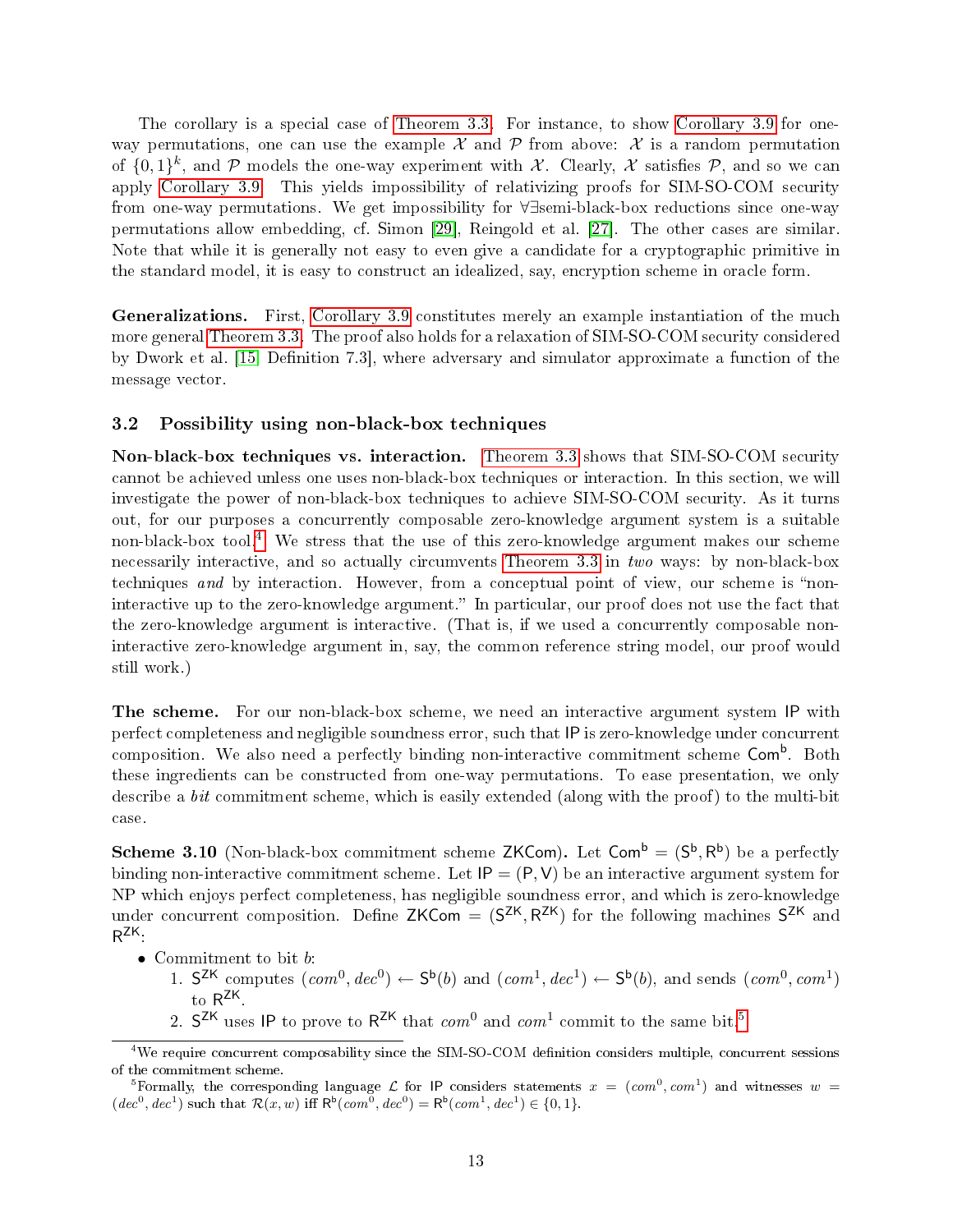The corollary is a special case of Theorem 3.3. For instance, to show Corollary 3.9 for one-way permutations, one can use the example $\mathcal{X}$ and $\mathcal{P}$ from above: $\mathcal{X}$ is a random permutation of $\{0,1\}^k$, and $\mathcal{P}$ models the one-way experiment with $\mathcal{X}$. Clearly, $\mathcal{X}$ satisfies $\mathcal{P}$, and so we can apply Corollary 3.9. This yields impossibility of relativizing proofs for SIM-SO-COM security from one-way permutations. We get impossibility for $\forall\exists$semi-black-box reductions since one-way permutations allow embedding, cf. Simon [29], Reingold et al. [27]. The other cases are similar. Note that while it is generally not easy to even give a candidate for a cryptographic primitive in the standard model, it is easy to construct an idealized, say, encryption scheme in oracle form.

**Generalizations.** First, Corollary 3.9 constitutes merely an example instantiation of the much more general Theorem 3.3. The proof also holds for a relaxation of SIM-SO-COM security considered by Dwork et al. [15, Definition 7.3], where adversary and simulator approximate a function of the message vector.

## 3.2 Possibility using non-black-box techniques

**Non-black-box techniques vs. interaction.** Theorem 3.3 shows that SIM-SO-COM security cannot be achieved unless one uses non-black-box techniques or interaction. In this section, we will investigate the power of non-black-box techniques to achieve SIM-SO-COM security. As it turns out, for our purposes a concurrently composable zero-knowledge argument system is a suitable non-black-box tool.[4] We stress that the use of this zero-knowledge argument makes our scheme necessarily interactive, and so actually circumvents Theorem 3.3 in *two* ways: by non-black-box techniques *and* by interaction. However, from a conceptual point of view, our scheme is "non-interactive up to the zero-knowledge argument." In particular, our proof does not use the fact that the zero-knowledge argument is interactive. (That is, if we used a concurrently composable non-interactive zero-knowledge argument in, say, the common reference string model, our proof would still work.)

**The scheme.** For our non-black-box scheme, we need an interactive argument system $\mathsf{IP}$ with perfect completeness and negligible soundness error, such that $\mathsf{IP}$ is zero-knowledge under concurrent composition. We also need a perfectly binding non-interactive commitment scheme $\mathsf{Com^b}$. Both these ingredients can be constructed from one-way permutations. To ease presentation, we only describe a *bit* commitment scheme, which is easily extended (along with the proof) to the multi-bit case.

**Scheme 3.10** (Non-black-box commitment scheme $\mathsf{ZKCom}$)**.** Let $\mathsf{Com^b} = (\mathsf{S^b}, \mathsf{R^b})$ be a perfectly binding non-interactive commitment scheme. Let $\mathsf{IP} = (\mathsf{P}, \mathsf{V})$ be an interactive argument system for NP which enjoys perfect completeness, has negligible soundness error, and which is zero-knowledge under concurrent composition. Define $\mathsf{ZKCom} = (\mathsf{S^{ZK}}, \mathsf{R^{ZK}})$ for the following machines $\mathsf{S^{ZK}}$ and $\mathsf{R^{ZK}}$:

- Commitment to bit $b$:
  1. $\mathsf{S^{ZK}}$ computes $(com^0, dec^0) \leftarrow \mathsf{S^b}(b)$ and $(com^1, dec^1) \leftarrow \mathsf{S^b}(b)$, and sends $(com^0, com^1)$ to $\mathsf{R^{ZK}}$.
  2. $\mathsf{S^{ZK}}$ uses $\mathsf{IP}$ to prove to $\mathsf{R^{ZK}}$ that $com^0$ and $com^1$ commit to the same bit.[5]

---

[4] We require concurrent composability since the SIM-SO-COM definition considers multiple, concurrent sessions of the commitment scheme.

[5] Formally, the corresponding language $\mathcal{L}$ for $\mathsf{IP}$ considers statements $x = (com^0, com^1)$ and witnesses $w = (dec^0, dec^1)$ such that $\mathcal{R}(x, w)$ iff $\mathsf{R^b}(com^0, dec^0) = \mathsf{R^b}(com^1, dec^1) \in \{0, 1\}$.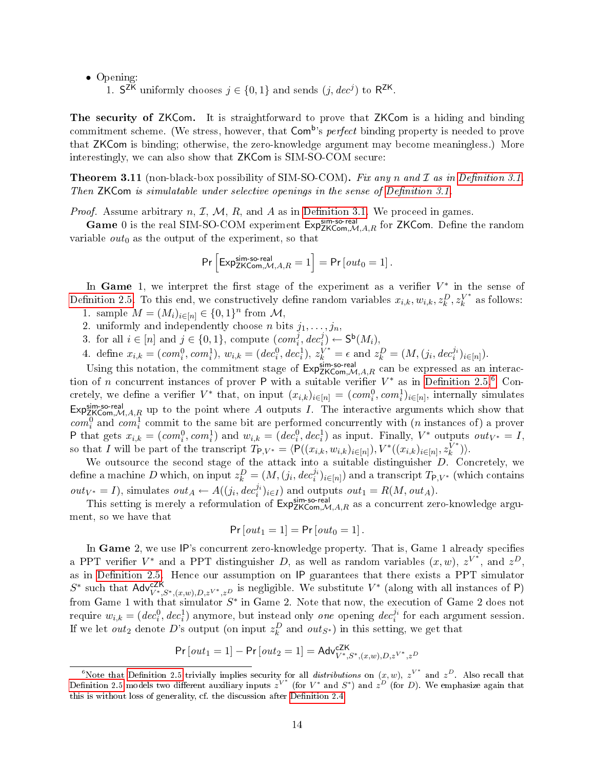- Opening:
  1. $\mathsf{S}^{\mathsf{ZK}}$ uniformly chooses $j \in \{0,1\}$ and sends $(j, dec^j)$ to $\mathsf{R}^{\mathsf{ZK}}$.

**The security of ZKCom.** It is straightforward to prove that ZKCom is a hiding and binding commitment scheme. (We stress, however, that $\mathsf{Com}^{\mathsf{b}}$'s *perfect* binding property is needed to prove that ZKCom is binding; otherwise, the zero-knowledge argument may become meaningless.) More interestingly, we can also show that ZKCom is SIM-SO-COM secure:

**Theorem 3.11** (non-black-box possibility of SIM-SO-COM)**.** *Fix any $n$ and $\mathcal{I}$ as in Definition 3.1. Then ZKCom is simulatable under selective openings in the sense of Definition 3.1.*

*Proof.* Assume arbitrary $n$, $\mathcal{I}$, $\mathcal{M}$, $R$, and $A$ as in Definition 3.1. We proceed in games.

**Game** 0 is the real SIM-SO-COM experiment $\mathsf{Exp}^{\mathsf{sim\text{-}so\text{-}real}}_{\mathsf{ZKCom},\mathcal{M},A,R}$ for ZKCom. Define the random variable $out_0$ as the output of the experiment, so that

$$\Pr\left[\mathsf{Exp}^{\mathsf{sim\text{-}so\text{-}real}}_{\mathsf{ZKCom},\mathcal{M},A,R} = 1\right] = \Pr\left[out_0 = 1\right].$$

In **Game** 1, we interpret the first stage of the experiment as a verifier $V^*$ in the sense of Definition 2.5. To this end, we constructively define random variables $x_{i,k}, w_{i,k}, z^D_k, z^{V^*}_k$ as follows:

1. sample $M = (M_i)_{i\in[n]} \in \{0,1\}^n$ from $\mathcal{M}$,
2. uniformly and independently choose $n$ bits $j_1, \dots, j_n$,
3. for all $i \in [n]$ and $j \in \{0,1\}$, compute $(com^j_i, dec^j_i) \leftarrow \mathsf{S}^{\mathsf{b}}(M_i)$,
4. define $x_{i,k} = (com^0_i, com^1_i)$, $w_{i,k} = (dec^0_i, dec^1_i)$, $z^{V^*}_k = \epsilon$ and $z^D_k = (M, (j_i, dec^{j_i}_i)_{i\in[n]})$.

Using this notation, the commitment stage of $\mathsf{Exp}^{\mathsf{sim\text{-}so\text{-}real}}_{\mathsf{ZKCom},\mathcal{M},A,R}$ can be expressed as an interaction of $n$ concurrent instances of prover $\mathsf{P}$ with a suitable verifier $V^*$ as in Definition 2.5.[6] Concretely, we define a verifier $V^*$ that, on input $(x_{i,k})_{i\in[n]} = (com^0_i, com^1_i)_{i\in[n]}$, internally simulates $\mathsf{Exp}^{\mathsf{sim\text{-}so\text{-}real}}_{\mathsf{ZKCom},\mathcal{M},A,R}$ up to the point where $A$ outputs $I$. The interactive arguments which show that $com^0_i$ and $com^1_i$ commit to the same bit are performed concurrently with ($n$ instances of) a prover $\mathsf{P}$ that gets $x_{i,k} = (com^0_i, com^1_i)$ and $w_{i,k} = (dec^0_i, dec^1_i)$ as input. Finally, $V^*$ outputs $out_{V^*} = I$, so that $I$ will be part of the transcript $T_{\mathsf{P},V^*} = \langle \mathsf{P}((x_{i,k}, w_{i,k})_{i\in[n]}), V^*((x_{i,k})_{i\in[n]}, z^{V^*}_k)\rangle$.

We outsource the second stage of the attack into a suitable distinguisher $D$. Concretely, we define a machine $D$ which, on input $z^D_k = (M, (j_i, dec^{j_i}_i)_{i\in[n]})$ and a transcript $T_{\mathsf{P},V^*}$ (which contains $out_{V^*} = I$), simulates $out_A \leftarrow A((j_i, dec^{j_i}_i)_{i\in I})$ and outputs $out_1 = R(M, out_A)$.

This setting is merely a reformulation of $\mathsf{Exp}^{\mathsf{sim\text{-}so\text{-}real}}_{\mathsf{ZKCom},\mathcal{M},A,R}$ as a concurrent zero-knowledge argument, so we have that

$$\Pr\left[out_1 = 1\right] = \Pr\left[out_0 = 1\right].$$

In **Game** 2, we use IP's concurrent zero-knowledge property. That is, Game 1 already specifies a PPT verifier $V^*$ and a PPT distinguisher $D$, as well as random variables $(x, w)$, $z^{V^*}$, and $z^D$, as in Definition 2.5. Hence our assumption on IP guarantees that there exists a PPT simulator $S^*$ such that $\mathsf{Adv}^{\mathsf{cZK}}_{V^*,S^*,(x,w),D,z^{V^*},z^D}$ is negligible. We substitute $V^*$ (along with all instances of $\mathsf{P}$) from Game 1 with that simulator $S^*$ in Game 2. Note that now, the execution of Game 2 does not require $w_{i,k} = (dec^0_i, dec^1_i)$ anymore, but instead only *one* opening $dec^{j_i}_i$ for each argument session. If we let $out_2$ denote $D$'s output (on input $z^D_k$ and $out_{S^*}$) in this setting, we get that

$$\Pr\left[out_1 = 1\right] - \Pr\left[out_2 = 1\right] = \mathsf{Adv}^{\mathsf{cZK}}_{V^*,S^*,(x,w),D,z^{V^*},z^D}$$

[6] Note that Definition 2.5 trivially implies security for all *distributions* on $(x, w)$, $z^{V^*}$ and $z^D$. Also recall that Definition 2.5 models two different auxiliary inputs $z^{V^*}$ (for $V^*$ and $S^*$) and $z^D$ (for $D$). We emphasize again that this is without loss of generality, cf. the discussion after Definition 2.4.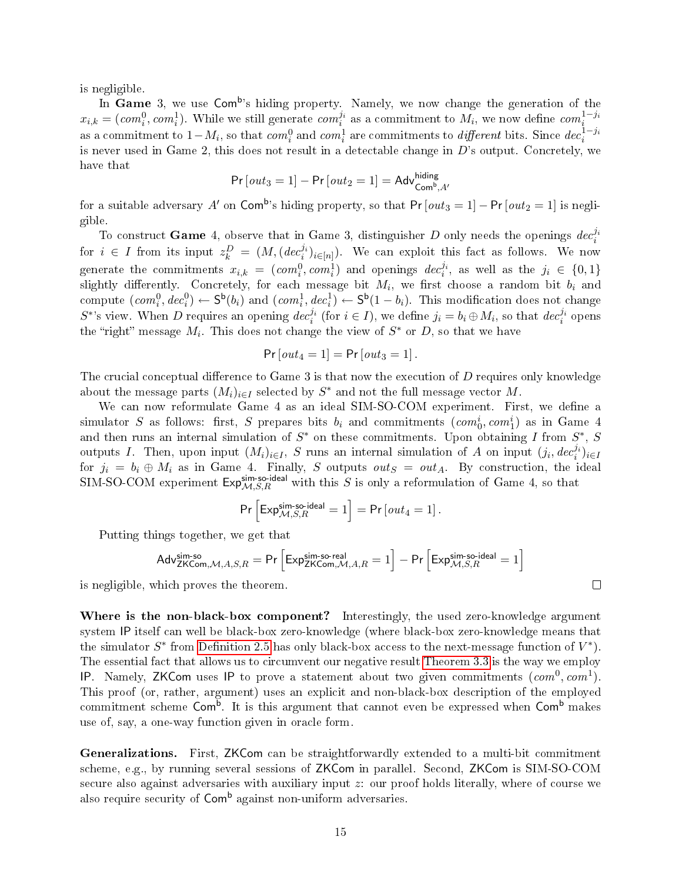is negligible.

In **Game** 3, we use $\mathsf{Com}^\mathsf{b}$'s hiding property. Namely, we now change the generation of the $x_{i,k} = (com_i^0, com_i^1)$. While we still generate $com_i^{j_i}$ as a commitment to $M_i$, we now define $com_i^{1-j_i}$ as a commitment to $1 - M_i$, so that $com_i^0$ and $com_i^1$ are commitments to *different* bits. Since $dec_i^{1-j_i}$ is never used in Game 2, this does not result in a detectable change in $D$'s output. Concretely, we have that

$$\mathsf{Pr}\left[out_3 = 1\right] - \mathsf{Pr}\left[out_2 = 1\right] = \mathsf{Adv}^{\mathsf{hiding}}_{\mathsf{Com}^\mathsf{b},A'}$$

for a suitable adversary $A'$ on $\mathsf{Com}^\mathsf{b}$'s hiding property, so that $\mathsf{Pr}\left[out_3 = 1\right] - \mathsf{Pr}\left[out_2 = 1\right]$ is negligible.

To construct **Game** 4, observe that in Game 3, distinguisher $D$ only needs the openings $dec_i^{j_i}$ for $i \in I$ from its input $z_k^D = (M, (dec_i^{j_i})_{i \in [n]})$. We can exploit this fact as follows. We now generate the commitments $x_{i,k} = (com_i^0, com_i^1)$ and openings $dec_i^{j_i}$, as well as the $j_i \in \{0,1\}$ slightly differently. Concretely, for each message bit $M_i$, we first choose a random bit $b_i$ and compute $(com_i^0, dec_i^0) \leftarrow \mathsf{S}^\mathsf{b}(b_i)$ and $(com_i^1, dec_i^1) \leftarrow \mathsf{S}^\mathsf{b}(1 - b_i)$. This modification does not change $S^*$'s view. When $D$ requires an opening $dec_i^{j_i}$ (for $i \in I$), we define $j_i = b_i \oplus M_i$, so that $dec_i^{j_i}$ opens the "right" message $M_i$. This does not change the view of $S^*$ or $D$, so that we have

$$\mathsf{Pr}\left[out_4 = 1\right] = \mathsf{Pr}\left[out_3 = 1\right].$$

The crucial conceptual difference to Game 3 is that now the execution of $D$ requires only knowledge about the message parts $(M_i)_{i \in I}$ selected by $S^*$ and not the full message vector $M$.

We can now reformulate Game 4 as an ideal SIM-SO-COM experiment. First, we define a simulator $S$ as follows: first, $S$ prepares bits $b_i$ and commitments $(com_0^i, com_1^i)$ as in Game 4 and then runs an internal simulation of $S^*$ on these commitments. Upon obtaining $I$ from $S^*$, $S$ outputs $I$. Then, upon input $(M_i)_{i \in I}$, $S$ runs an internal simulation of $A$ on input $(j_i, dec_i^{j_i})_{i \in I}$ for $j_i = b_i \oplus M_i$ as in Game 4. Finally, $S$ outputs $out_S = out_A$. By construction, the ideal SIM-SO-COM experiment $\mathsf{Exp}^{\mathsf{sim\text{-}so\text{-}ideal}}_{\mathcal{M},S,R}$ with this $S$ is only a reformulation of Game 4, so that

$$\mathsf{Pr}\left[\mathsf{Exp}^{\mathsf{sim\text{-}so\text{-}ideal}}_{\mathcal{M},S,R} = 1\right] = \mathsf{Pr}\left[out_4 = 1\right].$$

Putting things together, we get that

$$\mathsf{Adv}^{\mathsf{sim\text{-}so}}_{\mathsf{ZKCom},\mathcal{M},A,S,R} = \mathsf{Pr}\left[\mathsf{Exp}^{\mathsf{sim\text{-}so\text{-}real}}_{\mathsf{ZKCom},\mathcal{M},A,R} = 1\right] - \mathsf{Pr}\left[\mathsf{Exp}^{\mathsf{sim\text{-}so\text{-}ideal}}_{\mathcal{M},S,R} = 1\right]$$

is negligible, which proves the theorem. □

**Where is the non-black-box component?** Interestingly, the used zero-knowledge argument system $\mathsf{IP}$ itself can well be black-box zero-knowledge (where black-box zero-knowledge means that the simulator $S^*$ from Definition 2.5 has only black-box access to the next-message function of $V^*$). The essential fact that allows us to circumvent our negative result Theorem 3.3 is the way we employ $\mathsf{IP}$. Namely, $\mathsf{ZKCom}$ uses $\mathsf{IP}$ to prove a statement about two given commitments $(com^0, com^1)$. This proof (or, rather, argument) uses an explicit and non-black-box description of the employed commitment scheme $\mathsf{Com}^\mathsf{b}$. It is this argument that cannot even be expressed when $\mathsf{Com}^\mathsf{b}$ makes use of, say, a one-way function given in oracle form.

**Generalizations.** First, $\mathsf{ZKCom}$ can be straightforwardly extended to a multi-bit commitment scheme, e.g., by running several sessions of $\mathsf{ZKCom}$ in parallel. Second, $\mathsf{ZKCom}$ is SIM-SO-COM secure also against adversaries with auxiliary input $z$: our proof holds literally, where of course we also require security of $\mathsf{Com}^\mathsf{b}$ against non-uniform adversaries.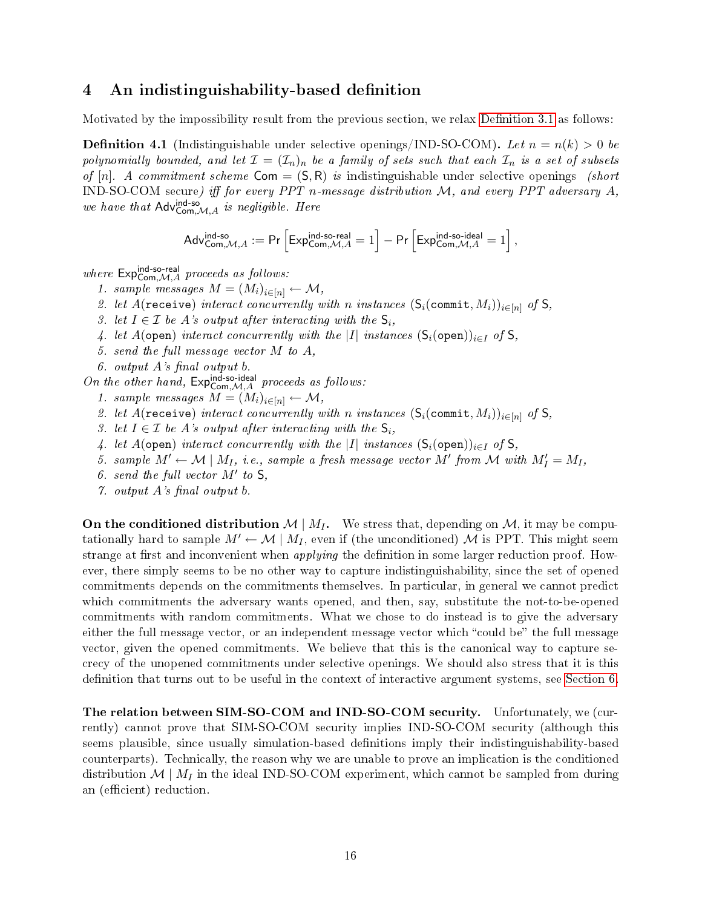## 4 An indistinguishability-based definition

Motivated by the impossibility result from the previous section, we relax Definition 3.1 as follows:

**Definition 4.1** (Indistinguishable under selective openings/IND-SO-COM)**.** *Let $n = n(k) > 0$ be polynomially bounded, and let $\mathcal{I} = (\mathcal{I}_n)_n$ be a family of sets such that each $\mathcal{I}_n$ is a set of subsets of $[n]$. A commitment scheme $\mathsf{Com} = (\mathsf{S}, \mathsf{R})$ is* indistinguishable under selective openings *(short* IND-SO-COM secure*) iff for every PPT $n$-message distribution $\mathcal{M}$, and every PPT adversary $A$, we have that $\mathsf{Adv}^{\mathsf{ind\text{-}so}}_{\mathsf{Com},\mathcal{M},A}$ is negligible. Here*

$$\mathsf{Adv}^{\mathsf{ind\text{-}so}}_{\mathsf{Com},\mathcal{M},A} := \Pr\left[\mathsf{Exp}^{\mathsf{ind\text{-}so\text{-}real}}_{\mathsf{Com},\mathcal{M},A} = 1\right] - \Pr\left[\mathsf{Exp}^{\mathsf{ind\text{-}so\text{-}ideal}}_{\mathsf{Com},\mathcal{M},A} = 1\right],$$

*where $\mathsf{Exp}^{\mathsf{ind\text{-}so\text{-}real}}_{\mathsf{Com},\mathcal{M},A}$ proceeds as follows:*

1. *sample messages $M = (M_i)_{i\in[n]} \leftarrow \mathcal{M}$,*
2. *let $A(\texttt{receive})$ interact concurrently with $n$ instances $(\mathsf{S}_i(\texttt{commit}, M_i))_{i\in[n]}$ of $\mathsf{S}$,*
3. *let $I \in \mathcal{I}$ be $A$'s output after interacting with the $\mathsf{S}_i$,*
4. *let $A(\texttt{open})$ interact concurrently with the $|I|$ instances $(\mathsf{S}_i(\texttt{open}))_{i\in I}$ of $\mathsf{S}$,*
5. *send the full message vector $M$ to $A$,*
6. *output $A$'s final output $b$.*

*On the other hand, $\mathsf{Exp}^{\mathsf{ind\text{-}so\text{-}ideal}}_{\mathsf{Com},\mathcal{M},A}$ proceeds as follows:*

1. *sample messages $M = (M_i)_{i\in[n]} \leftarrow \mathcal{M}$,*
2. *let $A(\texttt{receive})$ interact concurrently with $n$ instances $(\mathsf{S}_i(\texttt{commit}, M_i))_{i\in[n]}$ of $\mathsf{S}$,*
3. *let $I \in \mathcal{I}$ be $A$'s output after interacting with the $\mathsf{S}_i$,*
4. *let $A(\texttt{open})$ interact concurrently with the $|I|$ instances $(\mathsf{S}_i(\texttt{open}))_{i\in I}$ of $\mathsf{S}$,*
5. *sample $M' \leftarrow \mathcal{M} \mid M_I$, i.e., sample a fresh message vector $M'$ from $\mathcal{M}$ with $M'_I = M_I$,*
6. *send the full vector $M'$ to $\mathsf{S}$,*
7. *output $A$'s final output $b$.*

**On the conditioned distribution $\mathcal{M} \mid M_I$.** We stress that, depending on $\mathcal{M}$, it may be computationally hard to sample $M' \leftarrow \mathcal{M} \mid M_I$, even if (the unconditioned) $\mathcal{M}$ is PPT. This might seem strange at first and inconvenient when *applying* the definition in some larger reduction proof. However, there simply seems to be no other way to capture indistinguishability, since the set of opened commitments depends on the commitments themselves. In particular, in general we cannot predict which commitments the adversary wants opened, and then, say, substitute the not-to-be-opened commitments with random commitments. What we chose to do instead is to give the adversary either the full message vector, or an independent message vector which "could be" the full message vector, given the opened commitments. We believe that this is the canonical way to capture secrecy of the unopened commitments under selective openings. We should also stress that it is this definition that turns out to be useful in the context of interactive argument systems, see Section 6.

**The relation between SIM-SO-COM and IND-SO-COM security.** Unfortunately, we (currently) cannot prove that SIM-SO-COM security implies IND-SO-COM security (although this seems plausible, since usually simulation-based definitions imply their indistinguishability-based counterparts). Technically, the reason why we are unable to prove an implication is the conditioned distribution $\mathcal{M} \mid M_I$ in the ideal IND-SO-COM experiment, which cannot be sampled from during an (efficient) reduction.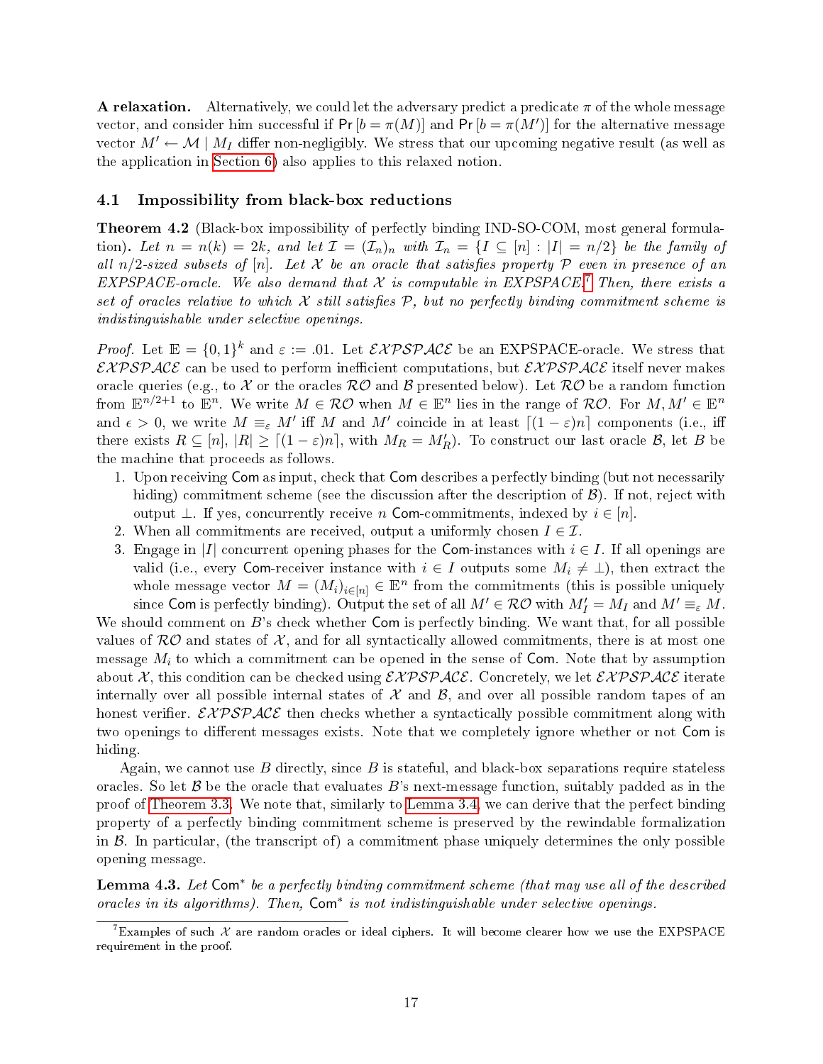**A relaxation.** Alternatively, we could let the adversary predict a predicate $\pi$ of the whole message vector, and consider him successful if $\Pr[b = \pi(M)]$ and $\Pr[b = \pi(M')]$ for the alternative message vector $M' \leftarrow \mathcal{M} \mid M_I$ differ non-negligibly. We stress that our upcoming negative result (as well as the application in Section 6) also applies to this relaxed notion.

## 4.1 Impossibility from black-box reductions

**Theorem 4.2** (Black-box impossibility of perfectly binding IND-SO-COM, most general formulation)**.** *Let $n = n(k) = 2k$, and let $\mathcal{I} = (\mathcal{I}_n)_n$ with $\mathcal{I}_n = \{I \subseteq [n] : |I| = n/2\}$ be the family of all $n/2$-sized subsets of $[n]$. Let $\mathcal{X}$ be an oracle that satisfies property $\mathcal{P}$ even in presence of an EXPSPACE-oracle. We also demand that $\mathcal{X}$ is computable in EXPSPACE.*[7] *Then, there exists a set of oracles relative to which $\mathcal{X}$ still satisfies $\mathcal{P}$, but no perfectly binding commitment scheme is indistinguishable under selective openings.*

*Proof.* Let $\mathbb{E} = \{0,1\}^k$ and $\varepsilon := .01$. Let $\mathcal{EXPSPACE}$ be an EXPSPACE-oracle. We stress that $\mathcal{EXPSPACE}$ can be used to perform inefficient computations, but $\mathcal{EXPSPACE}$ itself never makes oracle queries (e.g., to $\mathcal{X}$ or the oracles $\mathcal{RO}$ and $\mathcal{B}$ presented below). Let $\mathcal{RO}$ be a random function from $\mathbb{E}^{n/2+1}$ to $\mathbb{E}^n$. We write $M \in \mathcal{RO}$ when $M \in \mathbb{E}^n$ lies in the range of $\mathcal{RO}$. For $M, M' \in \mathbb{E}^n$ and $\epsilon > 0$, we write $M \equiv_\varepsilon M'$ iff $M$ and $M'$ coincide in at least $\lceil (1-\varepsilon)n \rceil$ components (i.e., iff there exists $R \subseteq [n]$, $|R| \geq \lceil (1-\varepsilon)n \rceil$, with $M_R = M'_R$). To construct our last oracle $\mathcal{B}$, let $B$ be the machine that proceeds as follows.

1. Upon receiving $\mathsf{Com}$ as input, check that $\mathsf{Com}$ describes a perfectly binding (but not necessarily hiding) commitment scheme (see the discussion after the description of $\mathcal{B}$). If not, reject with output $\bot$. If yes, concurrently receive $n$ $\mathsf{Com}$-commitments, indexed by $i \in [n]$.
2. When all commitments are received, output a uniformly chosen $I \in \mathcal{I}$.
3. Engage in $|I|$ concurrent opening phases for the $\mathsf{Com}$-instances with $i \in I$. If all openings are valid (i.e., every $\mathsf{Com}$-receiver instance with $i \in I$ outputs some $M_i \neq \bot$), then extract the whole message vector $M = (M_i)_{i \in [n]} \in \mathbb{E}^n$ from the commitments (this is possible uniquely since $\mathsf{Com}$ is perfectly binding). Output the set of all $M' \in \mathcal{RO}$ with $M'_I = M_I$ and $M' \equiv_\varepsilon M$.

We should comment on $B$'s check whether $\mathsf{Com}$ is perfectly binding. We want that, for all possible values of $\mathcal{RO}$ and states of $\mathcal{X}$, and for all syntactically allowed commitments, there is at most one message $M_i$ to which a commitment can be opened in the sense of $\mathsf{Com}$. Note that by assumption about $\mathcal{X}$, this condition can be checked using $\mathcal{EXPSPACE}$. Concretely, we let $\mathcal{EXPSPACE}$ iterate internally over all possible internal states of $\mathcal{X}$ and $\mathcal{B}$, and over all possible random tapes of an honest verifier. $\mathcal{EXPSPACE}$ then checks whether a syntactically possible commitment along with two openings to different messages exists. Note that we completely ignore whether or not $\mathsf{Com}$ is hiding.

Again, we cannot use $B$ directly, since $B$ is stateful, and black-box separations require stateless oracles. So let $\mathcal{B}$ be the oracle that evaluates $B$'s next-message function, suitably padded as in the proof of Theorem 3.3. We note that, similarly to Lemma 3.4, we can derive that the perfect binding property of a perfectly binding commitment scheme is preserved by the rewindable formalization in $\mathcal{B}$. In particular, (the transcript of) a commitment phase uniquely determines the only possible opening message.

**Lemma 4.3.** *Let $\mathsf{Com}^*$ be a perfectly binding commitment scheme (that may use all of the described oracles in its algorithms). Then, $\mathsf{Com}^*$ is not indistinguishable under selective openings.*

[7] Examples of such $\mathcal{X}$ are random oracles or ideal ciphers. It will become clearer how we use the EXPSPACE requirement in the proof.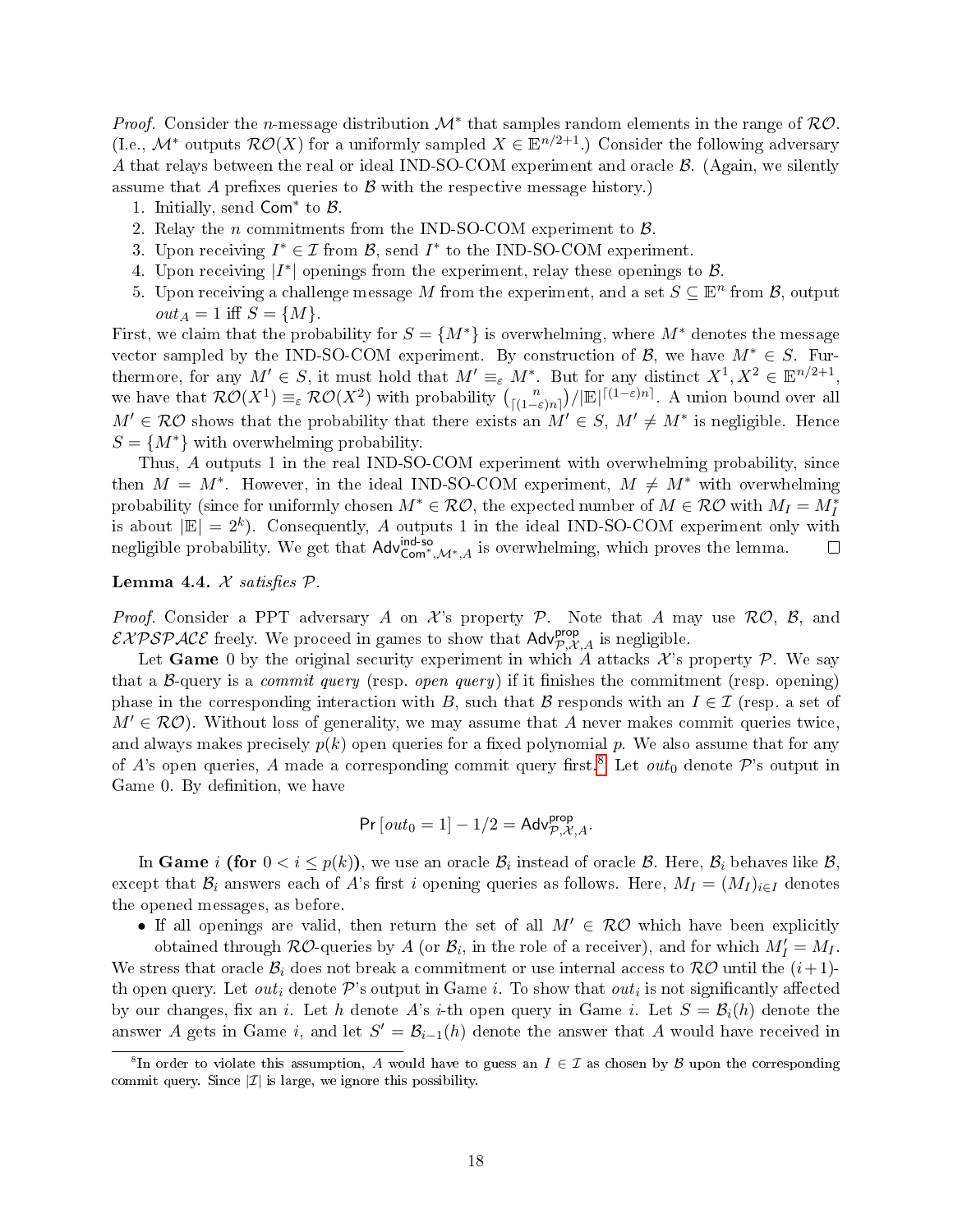*Proof.* Consider the $n$-message distribution $\mathcal{M}^*$ that samples random elements in the range of $\mathcal{RO}$. (I.e., $\mathcal{M}^*$ outputs $\mathcal{RO}(X)$ for a uniformly sampled $X \in \mathbb{E}^{n/2+1}$.) Consider the following adversary $A$ that relays between the real or ideal IND-SO-COM experiment and oracle $\mathcal{B}$. (Again, we silently assume that $A$ prefixes queries to $\mathcal{B}$ with the respective message history.)

1. Initially, send $\mathsf{Com}^*$ to $\mathcal{B}$.
2. Relay the $n$ commitments from the IND-SO-COM experiment to $\mathcal{B}$.
3. Upon receiving $I^* \in \mathcal{I}$ from $\mathcal{B}$, send $I^*$ to the IND-SO-COM experiment.
4. Upon receiving $|I^*|$ openings from the experiment, relay these openings to $\mathcal{B}$.
5. Upon receiving a challenge message $M$ from the experiment, and a set $S \subseteq \mathbb{E}^n$ from $\mathcal{B}$, output $out_A = 1$ iff $S = \{M\}$.

First, we claim that the probability for $S = \{M^*\}$ is overwhelming, where $M^*$ denotes the message vector sampled by the IND-SO-COM experiment. By construction of $\mathcal{B}$, we have $M^* \in S$. Furthermore, for any $M' \in S$, it must hold that $M' \equiv_\varepsilon M^*$. But for any distinct $X^1, X^2 \in \mathbb{E}^{n/2+1}$, we have that $\mathcal{RO}(X^1) \equiv_\varepsilon \mathcal{RO}(X^2)$ with probability $\binom{n}{\lceil(1-\varepsilon)n\rceil}/|\mathbb{E}|^{\lceil(1-\varepsilon)n\rceil}$. A union bound over all $M' \in \mathcal{RO}$ shows that the probability that there exists an $M' \in S$, $M' \neq M^*$ is negligible. Hence $S = \{M^*\}$ with overwhelming probability.

Thus, $A$ outputs 1 in the real IND-SO-COM experiment with overwhelming probability, since then $M = M^*$. However, in the ideal IND-SO-COM experiment, $M \neq M^*$ with overwhelming probability (since for uniformly chosen $M^* \in \mathcal{RO}$, the expected number of $M \in \mathcal{RO}$ with $M_I = M^*_I$ is about $|\mathbb{E}| = 2^k$). Consequently, $A$ outputs 1 in the ideal IND-SO-COM experiment only with negligible probability. We get that $\mathsf{Adv}^{\mathsf{ind\text{-}so}}_{\mathsf{Com}^*,\mathcal{M}^*,A}$ is overwhelming, which proves the lemma. $\square$

**Lemma 4.4.** *$\mathcal{X}$ satisfies $\mathcal{P}$.*

*Proof.* Consider a PPT adversary $A$ on $\mathcal{X}$'s property $\mathcal{P}$. Note that $A$ may use $\mathcal{RO}$, $\mathcal{B}$, and $\mathcal{EXPSPACE}$ freely. We proceed in games to show that $\mathsf{Adv}^{\mathsf{prop}}_{\mathcal{P},\mathcal{X},A}$ is negligible.

Let **Game** 0 by the original security experiment in which $A$ attacks $\mathcal{X}$'s property $\mathcal{P}$. We say that a $\mathcal{B}$-query is a *commit query* (resp. *open query*) if it finishes the commitment (resp. opening) phase in the corresponding interaction with $B$, such that $\mathcal{B}$ responds with an $I \in \mathcal{I}$ (resp. a set of $M' \in \mathcal{RO}$). Without loss of generality, we may assume that $A$ never makes commit queries twice, and always makes precisely $p(k)$ open queries for a fixed polynomial $p$. We also assume that for any of $A$'s open queries, $A$ made a corresponding commit query first.[8] Let $out_0$ denote $\mathcal{P}$'s output in Game 0. By definition, we have

$$\Pr[out_0 = 1] - 1/2 = \mathsf{Adv}^{\mathsf{prop}}_{\mathcal{P},\mathcal{X},A}.$$

In **Game** $i$ **(for** $0 < i \leq p(k)$**)**, we use an oracle $\mathcal{B}_i$ instead of oracle $\mathcal{B}$. Here, $\mathcal{B}_i$ behaves like $\mathcal{B}$, except that $\mathcal{B}_i$ answers each of $A$'s first $i$ opening queries as follows. Here, $M_I = (M_I)_{i \in I}$ denotes the opened messages, as before.

- If all openings are valid, then return the set of all $M' \in \mathcal{RO}$ which have been explicitly obtained through $\mathcal{RO}$-queries by $A$ (or $\mathcal{B}_i$, in the role of a receiver), and for which $M'_I = M_I$.

We stress that oracle $\mathcal{B}_i$ does not break a commitment or use internal access to $\mathcal{RO}$ until the $(i+1)$-th open query. Let $out_i$ denote $\mathcal{P}$'s output in Game $i$. To show that $out_i$ is not significantly affected by our changes, fix an $i$. Let $h$ denote $A$'s $i$-th open query in Game $i$. Let $S = \mathcal{B}_i(h)$ denote the answer $A$ gets in Game $i$, and let $S' = \mathcal{B}_{i-1}(h)$ denote the answer that $A$ would have received in

[8] In order to violate this assumption, $A$ would have to guess an $I \in \mathcal{I}$ as chosen by $\mathcal{B}$ upon the corresponding commit query. Since $|\mathcal{I}|$ is large, we ignore this possibility.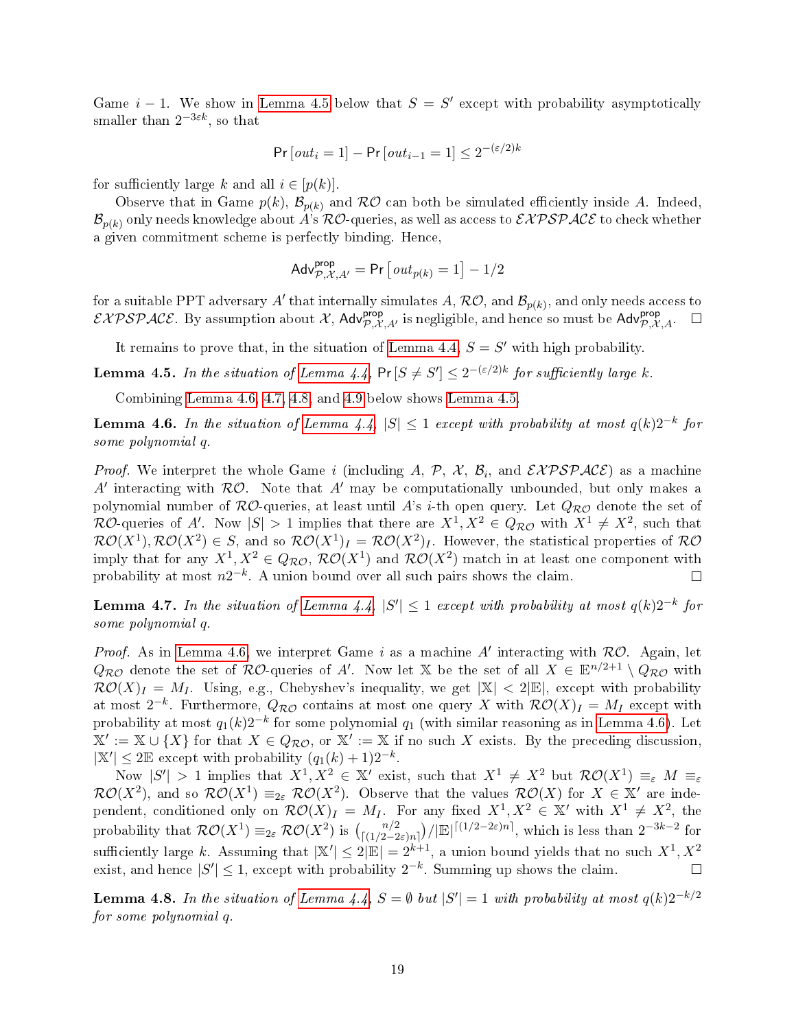Game $i-1$. We show in Lemma 4.5 below that $S = S'$ except with probability asymptotically smaller than $2^{-3\varepsilon k}$, so that

$$\Pr[out_i = 1] - \Pr[out_{i-1} = 1] \leq 2^{-(\varepsilon/2)k}$$

for sufficiently large $k$ and all $i \in [p(k)]$.

Observe that in Game $p(k)$, $\mathcal{B}_{p(k)}$ and $\mathcal{RO}$ can both be simulated efficiently inside $A$. Indeed, $\mathcal{B}_{p(k)}$ only needs knowledge about $A$'s $\mathcal{RO}$-queries, as well as access to $\mathcal{EXPSPACE}$ to check whether a given commitment scheme is perfectly binding. Hence,

$$\mathsf{Adv}^{\mathsf{prop}}_{\mathcal{P},\mathcal{X},A'} = \Pr\left[out_{p(k)} = 1\right] - 1/2$$

for a suitable PPT adversary $A'$ that internally simulates $A$, $\mathcal{RO}$, and $\mathcal{B}_{p(k)}$, and only needs access to $\mathcal{EXPSPACE}$. By assumption about $\mathcal{X}$, $\mathsf{Adv}^{\mathsf{prop}}_{\mathcal{P},\mathcal{X},A'}$ is negligible, and hence so must be $\mathsf{Adv}^{\mathsf{prop}}_{\mathcal{P},\mathcal{X},A}$. □

It remains to prove that, in the situation of Lemma 4.4, $S = S'$ with high probability.

**Lemma 4.5.** *In the situation of Lemma 4.4,* $\Pr[S \neq S'] \leq 2^{-(\varepsilon/2)k}$ *for sufficiently large* $k$*.*

Combining Lemma 4.6, 4.7, 4.8, and 4.9 below shows Lemma 4.5.

**Lemma 4.6.** *In the situation of Lemma 4.4,* $|S| \leq 1$ *except with probability at most* $q(k)2^{-k}$ *for some polynomial* $q$*.*

*Proof.* We interpret the whole Game $i$ (including $A$, $\mathcal{P}$, $\mathcal{X}$, $\mathcal{B}_i$, and $\mathcal{EXPSPACE}$) as a machine $A'$ interacting with $\mathcal{RO}$. Note that $A'$ may be computationally unbounded, but only makes a polynomial number of $\mathcal{RO}$-queries, at least until $A$'s $i$-th open query. Let $Q_{\mathcal{RO}}$ denote the set of $\mathcal{RO}$-queries of $A'$. Now $|S| > 1$ implies that there are $X^1, X^2 \in Q_{\mathcal{RO}}$ with $X^1 \neq X^2$, such that $\mathcal{RO}(X^1), \mathcal{RO}(X^2) \in S$, and so $\mathcal{RO}(X^1)_I = \mathcal{RO}(X^2)_I$. However, the statistical properties of $\mathcal{RO}$ imply that for any $X^1, X^2 \in Q_{\mathcal{RO}}$, $\mathcal{RO}(X^1)$ and $\mathcal{RO}(X^2)$ match in at least one component with probability at most $n2^{-k}$. A union bound over all such pairs shows the claim. □

**Lemma 4.7.** *In the situation of Lemma 4.4,* $|S'| \leq 1$ *except with probability at most* $q(k)2^{-k}$ *for some polynomial* $q$*.*

*Proof.* As in Lemma 4.6, we interpret Game $i$ as a machine $A'$ interacting with $\mathcal{RO}$. Again, let $Q_{\mathcal{RO}}$ denote the set of $\mathcal{RO}$-queries of $A'$. Now let $\mathbb{X}$ be the set of all $X \in \mathbb{E}^{n/2+1} \setminus Q_{\mathcal{RO}}$ with $\mathcal{RO}(X)_I = M_I$. Using, e.g., Chebyshev's inequality, we get $|\mathbb{X}| < 2|\mathbb{E}|$, except with probability at most $2^{-k}$. Furthermore, $Q_{\mathcal{RO}}$ contains at most one query $X$ with $\mathcal{RO}(X)_I = M_I$ except with probability at most $q_1(k)2^{-k}$ for some polynomial $q_1$ (with similar reasoning as in Lemma 4.6). Let $\mathbb{X}' := \mathbb{X} \cup \{X\}$ for that $X \in Q_{\mathcal{RO}}$, or $\mathbb{X}' := \mathbb{X}$ if no such $X$ exists. By the preceding discussion, $|\mathbb{X}'| \leq 2\mathbb{E}$ except with probability $(q_1(k)+1)2^{-k}$.

Now $|S'| > 1$ implies that $X^1, X^2 \in \mathbb{X}'$ exist, such that $X^1 \neq X^2$ but $\mathcal{RO}(X^1) \equiv_\varepsilon M \equiv_\varepsilon \mathcal{RO}(X^2)$, and so $\mathcal{RO}(X^1) \equiv_{2\varepsilon} \mathcal{RO}(X^2)$. Observe that the values $\mathcal{RO}(X)$ for $X \in \mathbb{X}'$ are independent, conditioned only on $\mathcal{RO}(X)_I = M_I$. For any fixed $X^1, X^2 \in \mathbb{X}'$ with $X^1 \neq X^2$, the probability that $\mathcal{RO}(X^1) \equiv_{2\varepsilon} \mathcal{RO}(X^2)$ is $\binom{n/2}{\lceil (1/2-2\varepsilon)n \rceil}/|\mathbb{E}|^{\lceil (1/2-2\varepsilon)n \rceil}$, which is less than $2^{-3k-2}$ for sufficiently large $k$. Assuming that $|\mathbb{X}'| \leq 2|\mathbb{E}| = 2^{k+1}$, a union bound yields that no such $X^1, X^2$ exist, and hence $|S'| \leq 1$, except with probability $2^{-k}$. Summing up shows the claim. □

**Lemma 4.8.** *In the situation of Lemma 4.4,* $S = \emptyset$ *but* $|S'| = 1$ *with probability at most* $q(k)2^{-k/2}$ *for some polynomial* $q$*.*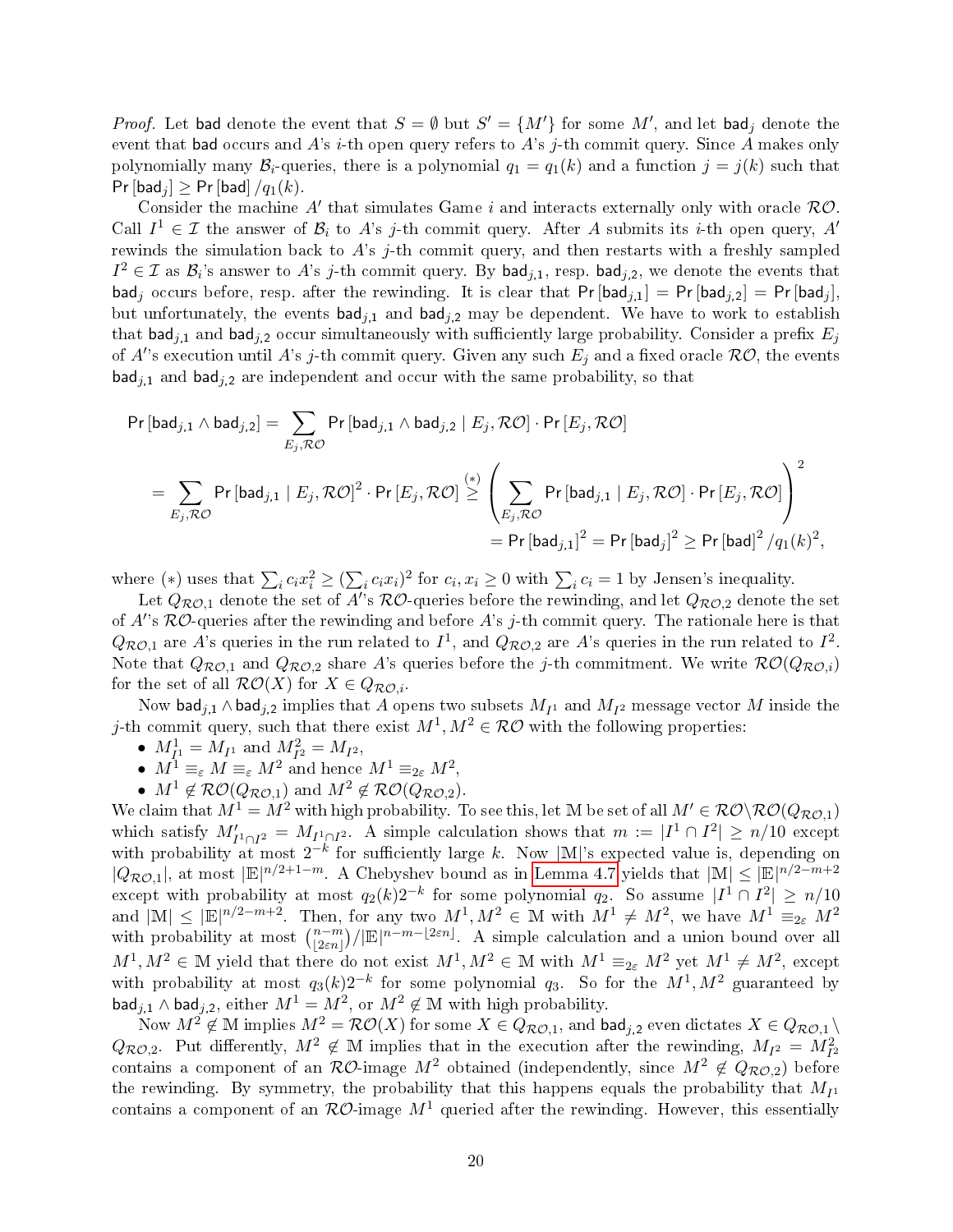*Proof.* Let $\mathsf{bad}$ denote the event that $S = \emptyset$ but $S' = \{M'\}$ for some $M'$, and let $\mathsf{bad}_j$ denote the event that $\mathsf{bad}$ occurs and $A$'s $i$-th open query refers to $A$'s $j$-th commit query. Since $A$ makes only polynomially many $\mathcal{B}_i$-queries, there is a polynomial $q_1 = q_1(k)$ and a function $j = j(k)$ such that $\Pr[\mathsf{bad}_j] \geq \Pr[\mathsf{bad}]/q_1(k)$.

Consider the machine $A'$ that simulates Game $i$ and interacts externally only with oracle $\mathcal{RO}$. Call $I^1 \in \mathcal{I}$ the answer of $\mathcal{B}_i$ to $A$'s $j$-th commit query. After $A$ submits its $i$-th open query, $A'$ rewinds the simulation back to $A$'s $j$-th commit query, and then restarts with a freshly sampled $I^2 \in \mathcal{I}$ as $\mathcal{B}_i$'s answer to $A$'s $j$-th commit query. By $\mathsf{bad}_{j,1}$, resp. $\mathsf{bad}_{j,2}$, we denote the events that $\mathsf{bad}_j$ occurs before, resp. after the rewinding. It is clear that $\Pr[\mathsf{bad}_{j,1}] = \Pr[\mathsf{bad}_{j,2}] = \Pr[\mathsf{bad}_j]$, but unfortunately, the events $\mathsf{bad}_{j,1}$ and $\mathsf{bad}_{j,2}$ may be dependent. We have to work to establish that $\mathsf{bad}_{j,1}$ and $\mathsf{bad}_{j,2}$ occur simultaneously with sufficiently large probability. Consider a prefix $E_j$ of $A'$'s execution until $A$'s $j$-th commit query. Given any such $E_j$ and a fixed oracle $\mathcal{RO}$, the events $\mathsf{bad}_{j,1}$ and $\mathsf{bad}_{j,2}$ are independent and occur with the same probability, so that

$$\Pr[\mathsf{bad}_{j,1} \wedge \mathsf{bad}_{j,2}] = \sum_{E_j, \mathcal{RO}} \Pr[\mathsf{bad}_{j,1} \wedge \mathsf{bad}_{j,2} \mid E_j, \mathcal{RO}] \cdot \Pr[E_j, \mathcal{RO}]$$

$$= \sum_{E_j, \mathcal{RO}} \Pr[\mathsf{bad}_{j,1} \mid E_j, \mathcal{RO}]^2 \cdot \Pr[E_j, \mathcal{RO}] \overset{(*)}{\geq} \left( \sum_{E_j, \mathcal{RO}} \Pr[\mathsf{bad}_{j,1} \mid E_j, \mathcal{RO}] \cdot \Pr[E_j, \mathcal{RO}] \right)^2$$

$$= \Pr[\mathsf{bad}_{j,1}]^2 = \Pr[\mathsf{bad}_j]^2 \geq \Pr[\mathsf{bad}]^2 / q_1(k)^2,$$

where $(*)$ uses that $\sum_i c_i x_i^2 \geq (\sum_i c_i x_i)^2$ for $c_i, x_i \geq 0$ with $\sum_i c_i = 1$ by Jensen's inequality.

Let $Q_{\mathcal{RO},1}$ denote the set of $A'$'s $\mathcal{RO}$-queries before the rewinding, and let $Q_{\mathcal{RO},2}$ denote the set of $A'$'s $\mathcal{RO}$-queries after the rewinding and before $A$'s $j$-th commit query. The rationale here is that $Q_{\mathcal{RO},1}$ are $A$'s queries in the run related to $I^1$, and $Q_{\mathcal{RO},2}$ are $A$'s queries in the run related to $I^2$. Note that $Q_{\mathcal{RO},1}$ and $Q_{\mathcal{RO},2}$ share $A$'s queries before the $j$-th commitment. We write $\mathcal{RO}(Q_{\mathcal{RO},i})$ for the set of all $\mathcal{RO}(X)$ for $X \in Q_{\mathcal{RO},i}$.

Now $\mathsf{bad}_{j,1} \wedge \mathsf{bad}_{j,2}$ implies that $A$ opens two subsets $M_{I^1}$ and $M_{I^2}$ message vector $M$ inside the $j$-th commit query, such that there exist $M^1, M^2 \in \mathcal{RO}$ with the following properties:

- $M^1_{I^1} = M_{I^1}$ and $M^2_{I^2} = M_{I^2}$,
- $M^1 \equiv_\varepsilon M \equiv_\varepsilon M^2$ and hence $M^1 \equiv_{2\varepsilon} M^2$,
- $M^1 \notin \mathcal{RO}(Q_{\mathcal{RO},1})$ and $M^2 \notin \mathcal{RO}(Q_{\mathcal{RO},2})$.

We claim that $M^1 = M^2$ with high probability. To see this, let $\mathbb{M}$ be set of all $M' \in \mathcal{RO} \setminus \mathcal{RO}(Q_{\mathcal{RO},1})$ which satisfy $M'_{I^1 \cap I^2} = M_{I^1 \cap I^2}$. A simple calculation shows that $m := |I^1 \cap I^2| \geq n/10$ except with probability at most $2^{-k}$ for sufficiently large $k$. Now $|\mathbb{M}|$'s expected value is, depending on $|Q_{\mathcal{RO},1}|$, at most $|\mathbb{E}|^{n/2+1-m}$. A Chebyshev bound as in Lemma 4.7 yields that $|\mathbb{M}| \leq |\mathbb{E}|^{n/2-m+2}$ except with probability at most $q_2(k)2^{-k}$ for some polynomial $q_2$. So assume $|I^1 \cap I^2| \geq n/10$ and $|\mathbb{M}| \leq |\mathbb{E}|^{n/2-m+2}$. Then, for any two $M^1, M^2 \in \mathbb{M}$ with $M^1 \neq M^2$, we have $M^1 \equiv_{2\varepsilon} M^2$ with probability at most $\binom{n-m}{\lfloor 2\varepsilon n \rfloor} / |\mathbb{E}|^{n-m-\lfloor 2\varepsilon n \rfloor}$. A simple calculation and a union bound over all $M^1, M^2 \in \mathbb{M}$ yield that there do not exist $M^1, M^2 \in \mathbb{M}$ with $M^1 \equiv_{2\varepsilon} M^2$ yet $M^1 \neq M^2$, except with probability at most $q_3(k)2^{-k}$ for some polynomial $q_3$. So for the $M^1, M^2$ guaranteed by $\mathsf{bad}_{j,1} \wedge \mathsf{bad}_{j,2}$, either $M^1 = M^2$, or $M^2 \notin \mathbb{M}$ with high probability.

Now $M^2 \notin \mathbb{M}$ implies $M^2 = \mathcal{RO}(X)$ for some $X \in Q_{\mathcal{RO},1}$, and $\mathsf{bad}_{j,2}$ even dictates $X \in Q_{\mathcal{RO},1} \setminus Q_{\mathcal{RO},2}$. Put differently, $M^2 \notin \mathbb{M}$ implies that in the execution after the rewinding, $M_{I^2} = M^2_{I^2}$ contains a component of an $\mathcal{RO}$-image $M^2$ obtained (independently, since $M^2 \notin Q_{\mathcal{RO},2}$) before the rewinding. By symmetry, the probability that this happens equals the probability that $M_{I^1}$ contains a component of an $\mathcal{RO}$-image $M^1$ queried after the rewinding. However, this essentially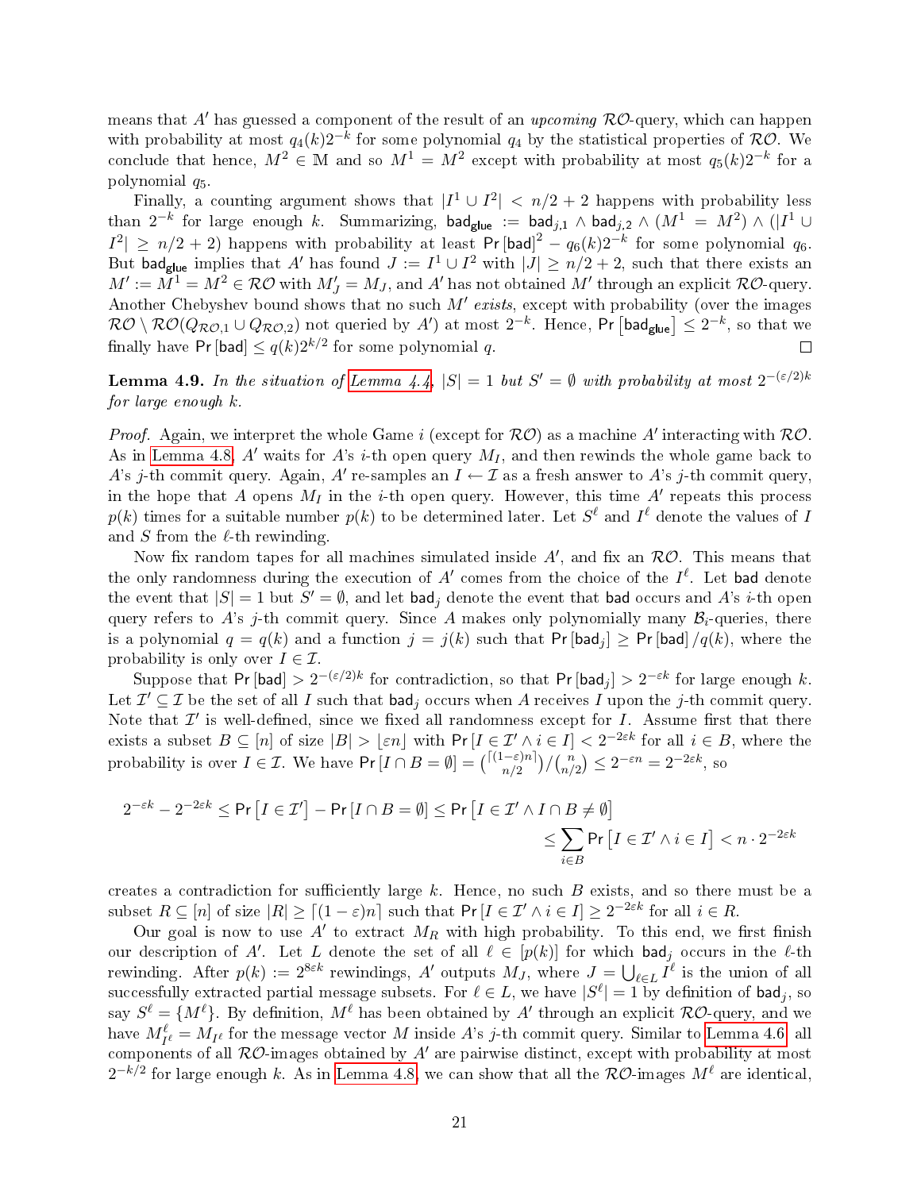means that $A'$ has guessed a component of the result of an *upcoming* $\mathcal{RO}$-query, which can happen with probability at most $q_4(k)2^{-k}$ for some polynomial $q_4$ by the statistical properties of $\mathcal{RO}$. We conclude that hence, $M^2 \in \mathbb{M}$ and so $M^1 = M^2$ except with probability at most $q_5(k)2^{-k}$ for a polynomial $q_5$.

Finally, a counting argument shows that $|I^1 \cup I^2| < n/2 + 2$ happens with probability less than $2^{-k}$ for large enough $k$. Summarizing, $\mathsf{bad}_{\mathsf{glue}} := \mathsf{bad}_{j,1} \wedge \mathsf{bad}_{j,2} \wedge (M^1 = M^2) \wedge (|I^1 \cup I^2| \geq n/2 + 2)$ happens with probability at least $\Pr[\mathsf{bad}]^2 - q_6(k)2^{-k}$ for some polynomial $q_6$. But $\mathsf{bad}_{\mathsf{glue}}$ implies that $A'$ has found $J := I^1 \cup I^2$ with $|J| \geq n/2 + 2$, such that there exists an $M' := M^1 = M^2 \in \mathcal{RO}$ with $M'_J = M_J$, and $A'$ has not obtained $M'$ through an explicit $\mathcal{RO}$-query. Another Chebyshev bound shows that no such $M'$ *exists*, except with probability (over the images $\mathcal{RO} \setminus \mathcal{RO}(Q_{\mathcal{RO},1} \cup Q_{\mathcal{RO},2})$ not queried by $A'$) at most $2^{-k}$. Hence, $\Pr[\mathsf{bad}_{\mathsf{glue}}] \leq 2^{-k}$, so that we finally have $\Pr[\mathsf{bad}] \leq q(k)2^{k/2}$ for some polynomial $q$. □

**Lemma 4.9.** *In the situation of Lemma 4.4, $|S| = 1$ but $S' = \emptyset$ with probability at most $2^{-(\varepsilon/2)k}$ for large enough $k$.*

*Proof.* Again, we interpret the whole Game $i$ (except for $\mathcal{RO}$) as a machine $A'$ interacting with $\mathcal{RO}$. As in Lemma 4.8, $A'$ waits for $A$'s $i$-th open query $M_I$, and then rewinds the whole game back to $A$'s $j$-th commit query. Again, $A'$ re-samples an $I \leftarrow \mathcal{I}$ as a fresh answer to $A$'s $j$-th commit query, in the hope that $A$ opens $M_I$ in the $i$-th open query. However, this time $A'$ repeats this process $p(k)$ times for a suitable number $p(k)$ to be determined later. Let $S^\ell$ and $I^\ell$ denote the values of $I$ and $S$ from the $\ell$-th rewinding.

Now fix random tapes for all machines simulated inside $A'$, and fix an $\mathcal{RO}$. This means that the only randomness during the execution of $A'$ comes from the choice of the $I^\ell$. Let $\mathsf{bad}$ denote the event that $|S| = 1$ but $S' = \emptyset$, and let $\mathsf{bad}_j$ denote the event that $\mathsf{bad}$ occurs and $A$'s $i$-th open query refers to $A$'s $j$-th commit query. Since $A$ makes only polynomially many $\mathcal{B}_i$-queries, there is a polynomial $q = q(k)$ and a function $j = j(k)$ such that $\Pr[\mathsf{bad}_j] \geq \Pr[\mathsf{bad}]/q(k)$, where the probability is only over $I \in \mathcal{I}$.

Suppose that $\Pr[\mathsf{bad}] > 2^{-(\varepsilon/2)k}$ for contradiction, so that $\Pr[\mathsf{bad}_j] > 2^{-\varepsilon k}$ for large enough $k$. Let $\mathcal{I}' \subseteq \mathcal{I}$ be the set of all $I$ such that $\mathsf{bad}_j$ occurs when $A$ receives $I$ upon the $j$-th commit query. Note that $\mathcal{I}'$ is well-defined, since we fixed all randomness except for $I$. Assume first that there exists a subset $B \subseteq [n]$ of size $|B| > \lfloor \varepsilon n \rfloor$ with $\Pr[I \in \mathcal{I}' \wedge i \in I] < 2^{-2\varepsilon k}$ for all $i \in B$, where the probability is over $I \in \mathcal{I}$. We have $\Pr[I \cap B = \emptyset] = \binom{\lceil (1-\varepsilon)n \rceil}{n/2} / \binom{n}{n/2} \leq 2^{-\varepsilon n} = 2^{-2\varepsilon k}$, so

$$2^{-\varepsilon k} - 2^{-2\varepsilon k} \leq \Pr[I \in \mathcal{I}'] - \Pr[I \cap B = \emptyset] \leq \Pr[I \in \mathcal{I}' \wedge I \cap B \neq \emptyset] \leq \sum_{i \in B} \Pr[I \in \mathcal{I}' \wedge i \in I] < n \cdot 2^{-2\varepsilon k}$$

creates a contradiction for sufficiently large $k$. Hence, no such $B$ exists, and so there must be a subset $R \subseteq [n]$ of size $|R| \geq \lceil (1-\varepsilon)n \rceil$ such that $\Pr[I \in \mathcal{I}' \wedge i \in I] \geq 2^{-2\varepsilon k}$ for all $i \in R$.

Our goal is now to use $A'$ to extract $M_R$ with high probability. To this end, we first finish our description of $A'$. Let $L$ denote the set of all $\ell \in [p(k)]$ for which $\mathsf{bad}_j$ occurs in the $\ell$-th rewinding. After $p(k) := 2^{8\varepsilon k}$ rewindings, $A'$ outputs $M_J$, where $J = \bigcup_{\ell \in L} I^\ell$ is the union of all successfully extracted partial message subsets. For $\ell \in L$, we have $|S^\ell| = 1$ by definition of $\mathsf{bad}_j$, so say $S^\ell = \{M^\ell\}$. By definition, $M^\ell$ has been obtained by $A'$ through an explicit $\mathcal{RO}$-query, and we have $M^\ell_{I^\ell} = M_{I^\ell}$ for the message vector $M$ inside $A$'s $j$-th commit query. Similar to Lemma 4.6, all components of all $\mathcal{RO}$-images obtained by $A'$ are pairwise distinct, except with probability at most $2^{-k/2}$ for large enough $k$. As in Lemma 4.8, we can show that all the $\mathcal{RO}$-images $M^\ell$ are identical,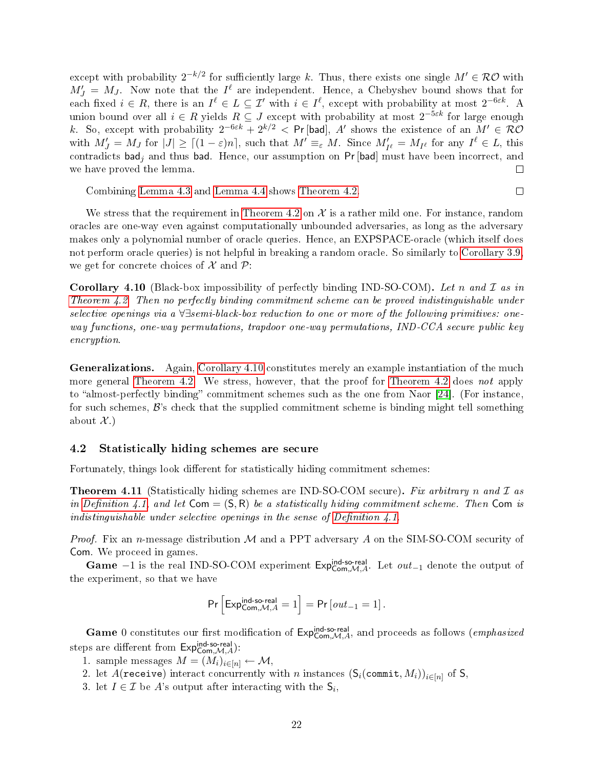except with probability $2^{-k/2}$ for sufficiently large $k$. Thus, there exists one single $M' \in \mathcal{RO}$ with $M'_J = M_J$. Now note that the $I^\ell$ are independent. Hence, a Chebyshev bound shows that for each fixed $i \in R$, there is an $I^\ell \in L \subseteq \mathcal{I}'$ with $i \in I^\ell$, except with probability at most $2^{-6\varepsilon k}$. A union bound over all $i \in R$ yields $R \subseteq J$ except with probability at most $2^{-5\varepsilon k}$ for large enough $k$. So, except with probability $2^{-6\varepsilon k} + 2^{k/2} < \Pr[\mathsf{bad}]$, $A'$ shows the existence of an $M' \in \mathcal{RO}$ with $M'_J = M_J$ for $|J| \geq \lceil (1-\varepsilon)n \rceil$, such that $M' \equiv_\varepsilon M$. Since $M'_{I^\ell} = M_{I^\ell}$ for any $I^\ell \in L$, this contradicts $\mathsf{bad}_j$ and thus $\mathsf{bad}$. Hence, our assumption on $\Pr[\mathsf{bad}]$ must have been incorrect, and we have proved the lemma. □

Combining Lemma 4.3 and Lemma 4.4 shows Theorem 4.2. □

We stress that the requirement in Theorem 4.2 on $\mathcal{X}$ is a rather mild one. For instance, random oracles are one-way even against computationally unbounded adversaries, as long as the adversary makes only a polynomial number of oracle queries. Hence, an EXPSPACE-oracle (which itself does not perform oracle queries) is not helpful in breaking a random oracle. So similarly to Corollary 3.9, we get for concrete choices of $\mathcal{X}$ and $\mathcal{P}$:

**Corollary 4.10** (Black-box impossibility of perfectly binding IND-SO-COM)**.** *Let $n$ and $\mathcal{I}$ as in Theorem 4.2. Then no perfectly binding commitment scheme can be proved indistinguishable under selective openings via a $\forall\exists$semi-black-box reduction to one or more of the following primitives: one-way functions, one-way permutations, trapdoor one-way permutations, IND-CCA secure public key encryption.*

**Generalizations.** Again, Corollary 4.10 constitutes merely an example instantiation of the much more general Theorem 4.2. We stress, however, that the proof for Theorem 4.2 does *not* apply to "almost-perfectly binding" commitment schemes such as the one from Naor [24]. (For instance, for such schemes, $\mathcal{B}$'s check that the supplied commitment scheme is binding might tell something about $\mathcal{X}$.)

## 4.2 Statistically hiding schemes are secure

Fortunately, things look different for statistically hiding commitment schemes:

**Theorem 4.11** (Statistically hiding schemes are IND-SO-COM secure)**.** *Fix arbitrary $n$ and $\mathcal{I}$ as in Definition 4.1, and let $\mathsf{Com} = (\mathsf{S}, \mathsf{R})$ be a statistically hiding commitment scheme. Then $\mathsf{Com}$ is indistinguishable under selective openings in the sense of Definition 4.1.*

*Proof.* Fix an $n$-message distribution $\mathcal{M}$ and a PPT adversary $A$ on the SIM-SO-COM security of $\mathsf{Com}$. We proceed in games.

**Game** $-1$ is the real IND-SO-COM experiment $\mathsf{Exp}^{\text{ind-so-real}}_{\mathsf{Com},\mathcal{M},A}$. Let $out_{-1}$ denote the output of the experiment, so that we have

$$\Pr\left[\mathsf{Exp}^{\text{ind-so-real}}_{\mathsf{Com},\mathcal{M},A} = 1\right] = \Pr\left[out_{-1} = 1\right].$$

**Game** 0 constitutes our first modification of $\mathsf{Exp}^{\text{ind-so-real}}_{\mathsf{Com},\mathcal{M},A}$, and proceeds as follows (*emphasized* steps are different from $\mathsf{Exp}^{\text{ind-so-real}}_{\mathsf{Com},\mathcal{M},A}$):

1. sample messages $M = (M_i)_{i \in [n]} \leftarrow \mathcal{M}$,
2. let $A(\texttt{receive})$ interact concurrently with $n$ instances $(\mathsf{S}_i(\texttt{commit}, M_i))_{i \in [n]}$ of $\mathsf{S}$,
3. let $I \in \mathcal{I}$ be $A$'s output after interacting with the $\mathsf{S}_i$,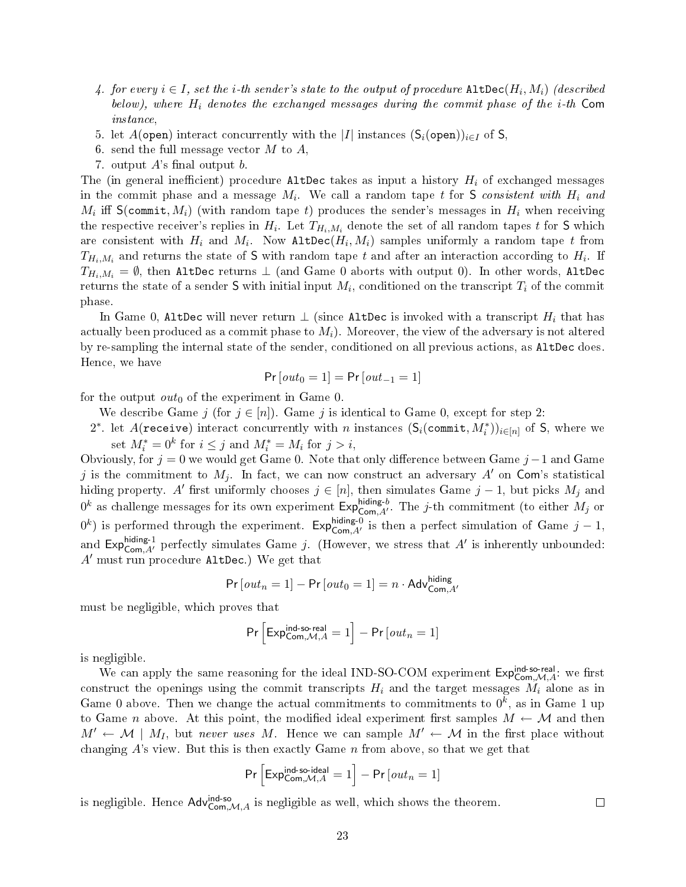4. for every $i \in I$, set the $i$-th sender's state to the output of procedure $\mathtt{AltDec}(H_i, M_i)$ (described below), where $H_i$ denotes the exchanged messages during the commit phase of the $i$-th $\mathsf{Com}$ instance,
5. let $A(\mathtt{open})$ interact concurrently with the $|I|$ instances $(\mathsf{S}_i(\mathtt{open}))_{i \in I}$ of $\mathsf{S}$,
6. send the full message vector $M$ to $A$,
7. output $A$'s final output $b$.

The (in general inefficient) procedure $\mathtt{AltDec}$ takes as input a history $H_i$ of exchanged messages in the commit phase and a message $M_i$. We call a random tape $t$ for $\mathsf{S}$ *consistent with $H_i$ and $M_i$* iff $\mathsf{S}(\mathtt{commit}, M_i)$ (with random tape $t$) produces the sender's messages in $H_i$ when receiving the respective receiver's replies in $H_i$. Let $T_{H_i,M_i}$ denote the set of all random tapes $t$ for $\mathsf{S}$ which are consistent with $H_i$ and $M_i$. Now $\mathtt{AltDec}(H_i, M_i)$ samples uniformly a random tape $t$ from $T_{H_i,M_i}$ and returns the state of $\mathsf{S}$ with random tape $t$ and after an interaction according to $H_i$. If $T_{H_i,M_i} = \emptyset$, then $\mathtt{AltDec}$ returns $\perp$ (and Game 0 aborts with output 0). In other words, $\mathtt{AltDec}$ returns the state of a sender $\mathsf{S}$ with initial input $M_i$, conditioned on the transcript $T_i$ of the commit phase.

In Game 0, $\mathtt{AltDec}$ will never return $\perp$ (since $\mathtt{AltDec}$ is invoked with a transcript $H_i$ that has actually been produced as a commit phase to $M_i$). Moreover, the view of the adversary is not altered by re-sampling the internal state of the sender, conditioned on all previous actions, as $\mathtt{AltDec}$ does. Hence, we have

$$\Pr[out_0 = 1] = \Pr[out_{-1} = 1]$$

for the output $out_0$ of the experiment in Game 0.

We describe Game $j$ (for $j \in [n]$). Game $j$ is identical to Game 0, except for step 2:

$2^*$. let $A(\mathtt{receive})$ interact concurrently with $n$ instances $(\mathsf{S}_i(\mathtt{commit}, M_i^*))_{i \in [n]}$ of $\mathsf{S}$, where we set $M_i^* = 0^k$ for $i \leq j$ and $M_i^* = M_i$ for $j > i$,

Obviously, for $j = 0$ we would get Game 0. Note that only difference between Game $j-1$ and Game $j$ is the commitment to $M_j$. In fact, we can now construct an adversary $A'$ on $\mathsf{Com}$'s statistical hiding property. $A'$ first uniformly chooses $j \in [n]$, then simulates Game $j-1$, but picks $M_j$ and $0^k$ as challenge messages for its own experiment $\mathsf{Exp}^{\text{hiding-}b}_{\mathsf{Com},A'}$. The $j$-th commitment (to either $M_j$ or $0^k$) is performed through the experiment. $\mathsf{Exp}^{\text{hiding-}0}_{\mathsf{Com},A'}$ is then a perfect simulation of Game $j-1$, and $\mathsf{Exp}^{\text{hiding-}1}_{\mathsf{Com},A'}$ perfectly simulates Game $j$. (However, we stress that $A'$ is inherently unbounded: $A'$ must run procedure $\mathtt{AltDec}$.) We get that

$$\Pr[out_n = 1] - \Pr[out_0 = 1] = n \cdot \mathsf{Adv}^{\text{hiding}}_{\mathsf{Com},A'}$$

must be negligible, which proves that

$$\Pr\left[\mathsf{Exp}^{\text{ind-so-real}}_{\mathsf{Com},\mathcal{M},A} = 1\right] - \Pr[out_n = 1]$$

is negligible.

We can apply the same reasoning for the ideal IND-SO-COM experiment $\mathsf{Exp}^{\text{ind-so-real}}_{\mathsf{Com},\mathcal{M},A}$: we first construct the openings using the commit transcripts $H_i$ and the target messages $M_i$ alone as in Game 0 above. Then we change the actual commitments to commitments to $0^k$, as in Game 1 up to Game $n$ above. At this point, the modified ideal experiment first samples $M \leftarrow \mathcal{M}$ and then $M' \leftarrow \mathcal{M} \mid M_I$, but *never uses* $M$. Hence we can sample $M' \leftarrow \mathcal{M}$ in the first place without changing $A$'s view. But this is then exactly Game $n$ from above, so that we get that

$$\Pr\left[\mathsf{Exp}^{\text{ind-so-ideal}}_{\mathsf{Com},\mathcal{M},A} = 1\right] - \Pr[out_n = 1]$$

is negligible. Hence $\mathsf{Adv}^{\text{ind-so}}_{\mathsf{Com},\mathcal{M},A}$ is negligible as well, which shows the theorem. □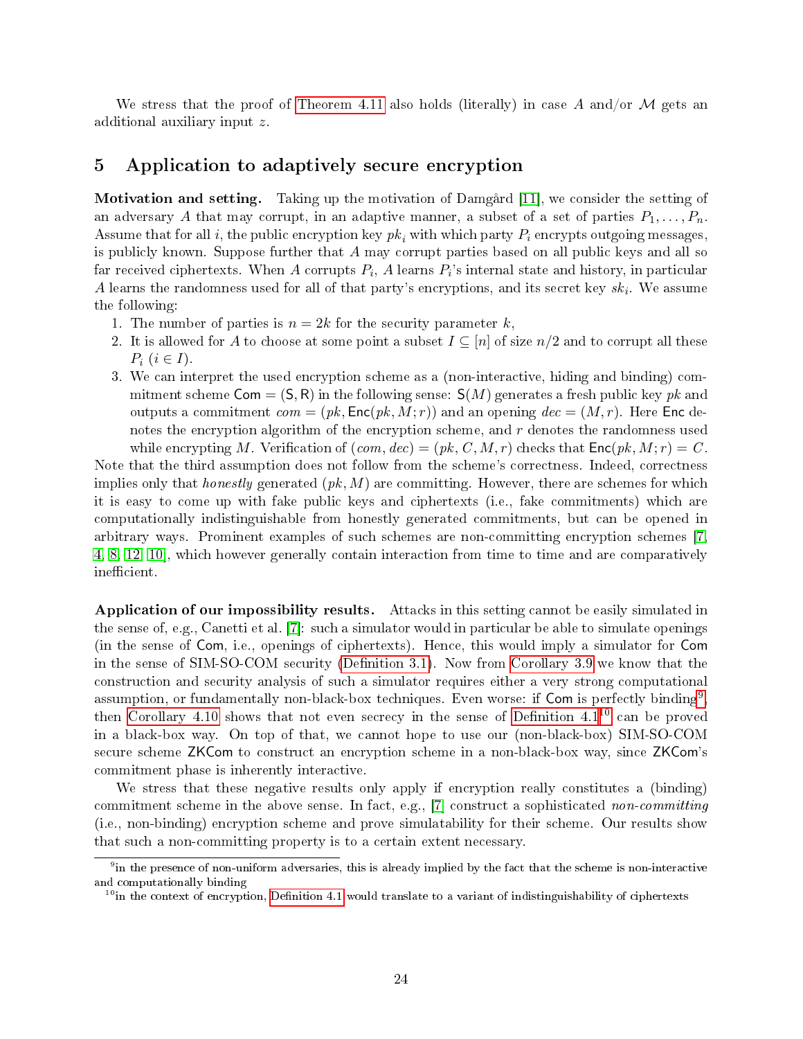We stress that the proof of Theorem 4.11 also holds (literally) in case $A$ and/or $\mathcal{M}$ gets an additional auxiliary input $z$.

## 5 Application to adaptively secure encryption

**Motivation and setting.** Taking up the motivation of Damgård [11], we consider the setting of an adversary $A$ that may corrupt, in an adaptive manner, a subset of a set of parties $P_1, \ldots, P_n$. Assume that for all $i$, the public encryption key $pk_i$ with which party $P_i$ encrypts outgoing messages, is publicly known. Suppose further that $A$ may corrupt parties based on all public keys and all so far received ciphertexts. When $A$ corrupts $P_i$, $A$ learns $P_i$'s internal state and history, in particular $A$ learns the randomness used for all of that party's encryptions, and its secret key $sk_i$. We assume the following:

1. The number of parties is $n = 2k$ for the security parameter $k$,
2. It is allowed for $A$ to choose at some point a subset $I \subseteq [n]$ of size $n/2$ and to corrupt all these $P_i$ $(i \in I)$.
3. We can interpret the used encryption scheme as a (non-interactive, hiding and binding) commitment scheme $\mathsf{Com} = (\mathsf{S}, \mathsf{R})$ in the following sense: $\mathsf{S}(M)$ generates a fresh public key $pk$ and outputs a commitment $com = (pk, \mathsf{Enc}(pk, M; r))$ and an opening $dec = (M, r)$. Here $\mathsf{Enc}$ denotes the encryption algorithm of the encryption scheme, and $r$ denotes the randomness used while encrypting $M$. Verification of $(com, dec) = (pk, C, M, r)$ checks that $\mathsf{Enc}(pk, M; r) = C$.

Note that the third assumption does not follow from the scheme's correctness. Indeed, correctness implies only that *honestly* generated $(pk, M)$ are committing. However, there are schemes for which it is easy to come up with fake public keys and ciphertexts (i.e., fake commitments) which are computationally indistinguishable from honestly generated commitments, but can be opened in arbitrary ways. Prominent examples of such schemes are non-committing encryption schemes [7, 4, 8, 12, 10], which however generally contain interaction from time to time and are comparatively inefficient.

**Application of our impossibility results.** Attacks in this setting cannot be easily simulated in the sense of, e.g., Canetti et al. [7]: such a simulator would in particular be able to simulate openings (in the sense of $\mathsf{Com}$, i.e., openings of ciphertexts). Hence, this would imply a simulator for $\mathsf{Com}$ in the sense of SIM-SO-COM security (Definition 3.1). Now from Corollary 3.9 we know that the construction and security analysis of such a simulator requires either a very strong computational assumption, or fundamentally non-black-box techniques. Even worse: if $\mathsf{Com}$ is perfectly binding[9], then Corollary 4.10 shows that not even secrecy in the sense of Definition 4.1[10] can be proved in a black-box way. On top of that, we cannot hope to use our (non-black-box) SIM-SO-COM secure scheme $\mathsf{ZKCom}$ to construct an encryption scheme in a non-black-box way, since $\mathsf{ZKCom}$'s commitment phase is inherently interactive.

We stress that these negative results only apply if encryption really constitutes a (binding) commitment scheme in the above sense. In fact, e.g., [7] construct a sophisticated *non-committing* (i.e., non-binding) encryption scheme and prove simulatability for their scheme. Our results show that such a non-committing property is to a certain extent necessary.

---

[9] in the presence of non-uniform adversaries, this is already implied by the fact that the scheme is non-interactive and computationally binding

[10] in the context of encryption, Definition 4.1 would translate to a variant of indistinguishability of ciphertexts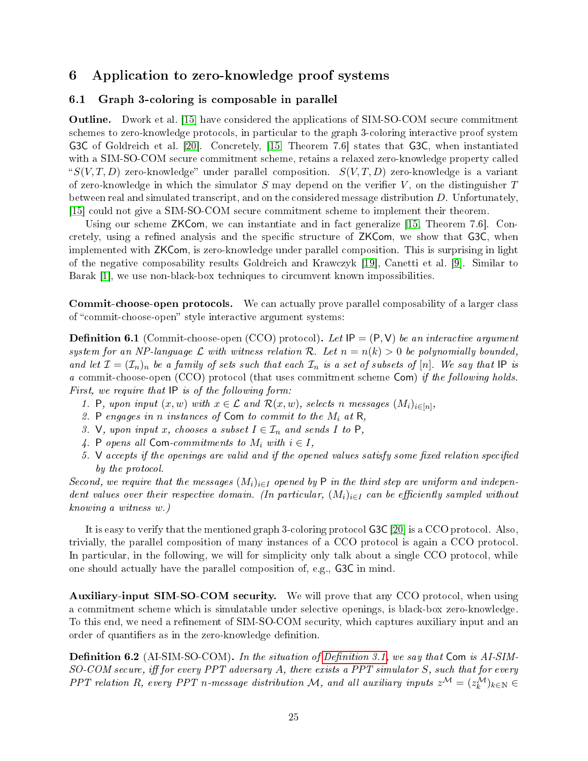# 6 Application to zero-knowledge proof systems

## 6.1 Graph 3-coloring is composable in parallel

**Outline.** Dwork et al. [15] have considered the applications of SIM-SO-COM secure commitment schemes to zero-knowledge protocols, in particular to the graph 3-coloring interactive proof system G3C of Goldreich et al. [20]. Concretely, [15, Theorem 7.6] states that G3C, when instantiated with a SIM-SO-COM secure commitment scheme, retains a relaxed zero-knowledge property called "$S(V, T, D)$ zero-knowledge" under parallel composition. $S(V, T, D)$ zero-knowledge is a variant of zero-knowledge in which the simulator $S$ may depend on the verifier $V$, on the distinguisher $T$ between real and simulated transcript, and on the considered message distribution $D$. Unfortunately, [15] could not give a SIM-SO-COM secure commitment scheme to implement their theorem.

Using our scheme ZKCom, we can instantiate and in fact generalize [15, Theorem 7.6]. Concretely, using a refined analysis and the specific structure of ZKCom, we show that G3C, when implemented with ZKCom, is zero-knowledge under parallel composition. This is surprising in light of the negative composability results Goldreich and Krawczyk [19], Canetti et al. [9]. Similar to Barak [1], we use non-black-box techniques to circumvent known impossibilities.

**Commit-choose-open protocols.** We can actually prove parallel composability of a larger class of "commit-choose-open" style interactive argument systems:

**Definition 6.1** (Commit-choose-open (CCO) protocol)**.** *Let* $\mathsf{IP} = (\mathsf{P}, \mathsf{V})$ *be an interactive argument system for an NP-language* $\mathcal{L}$ *with witness relation* $\mathcal{R}$*. Let* $n = n(k) > 0$ *be polynomially bounded, and let* $\mathcal{I} = (\mathcal{I}_n)_n$ *be a family of sets such that each* $\mathcal{I}_n$ *is a set of subsets of* $[n]$*. We say that* IP *is a* commit-choose-open (CCO) protocol *(that uses commitment scheme* Com*) if the following holds. First, we require that* IP *is of the following form:*

1. *P, upon input* $(x, w)$ *with* $x \in \mathcal{L}$ *and* $\mathcal{R}(x, w)$*, selects* $n$ *messages* $(M_i)_{i\in[n]}$*,*
2. *P engages in* $n$ *instances of* Com *to commit to the* $M_i$ *at* R*,*
3. *V, upon input* $x$*, chooses a subset* $I \in \mathcal{I}_n$ *and sends* $I$ *to* P*,*
4. *P opens all* Com*-commitments to* $M_i$ *with* $i \in I$*,*
5. *V accepts if the openings are valid and if the opened values satisfy some fixed relation specified by the protocol.*

*Second, we require that the messages* $(M_i)_{i\in I}$ *opened by* P *in the third step are uniform and independent values over their respective domain. (In particular,* $(M_i)_{i\in I}$ *can be efficiently sampled without knowing a witness* $w$*.)*

It is easy to verify that the mentioned graph 3-coloring protocol G3C [20] is a CCO protocol. Also, trivially, the parallel composition of many instances of a CCO protocol is again a CCO protocol. In particular, in the following, we will for simplicity only talk about a single CCO protocol, while one should actually have the parallel composition of, e.g., G3C in mind.

**Auxiliary-input SIM-SO-COM security.** We will prove that any CCO protocol, when using a commitment scheme which is simulatable under selective openings, is black-box zero-knowledge. To this end, we need a refinement of SIM-SO-COM security, which captures auxiliary input and an order of quantifiers as in the zero-knowledge definition.

**Definition 6.2** (AI-SIM-SO-COM)**.** *In the situation of Definition 3.1, we say that* Com *is AI-SIM-SO-COM secure, iff for every PPT adversary* $A$*, there exists a PPT simulator* $S$*, such that for every PPT relation* $R$*, every PPT* $n$*-message distribution* $\mathcal{M}$*, and all auxiliary inputs* $z^{\mathcal{M}} = (z_k^{\mathcal{M}})_{k\in\mathbb{N}} \in$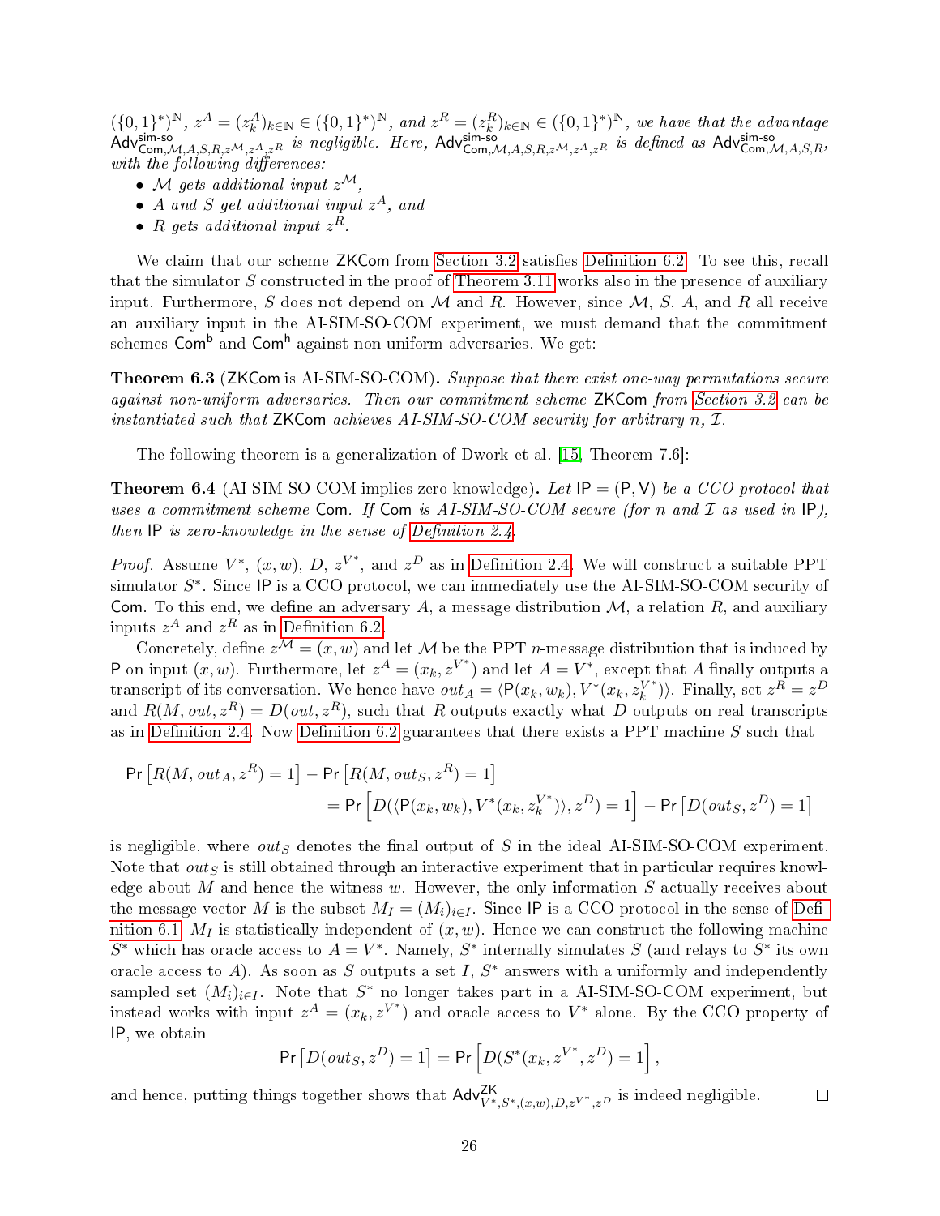$(\{0,1\}^*)^{\mathbb{N}}$, $z^A = (z_k^A)_{k\in\mathbb{N}} \in (\{0,1\}^*)^{\mathbb{N}}$, *and* $z^R = (z_k^R)_{k\in\mathbb{N}} \in (\{0,1\}^*)^{\mathbb{N}}$, *we have that the advantage* $\mathsf{Adv}^{\mathsf{sim\text{-}so}}_{\mathsf{Com},\mathcal{M},A,S,R,z^{\mathcal{M}},z^A,z^R}$ *is negligible. Here,* $\mathsf{Adv}^{\mathsf{sim\text{-}so}}_{\mathsf{Com},\mathcal{M},A,S,R,z^{\mathcal{M}},z^A,z^R}$ *is defined as* $\mathsf{Adv}^{\mathsf{sim\text{-}so}}_{\mathsf{Com},\mathcal{M},A,S,R}$, *with the following differences:*

- $\mathcal{M}$ *gets additional input* $z^{\mathcal{M}}$,
- $A$ *and* $S$ *get additional input* $z^A$, *and*
- $R$ *gets additional input* $z^R$.

We claim that our scheme ZKCom from Section 3.2 satisfies Definition 6.2. To see this, recall that the simulator $S$ constructed in the proof of Theorem 3.11 works also in the presence of auxiliary input. Furthermore, $S$ does not depend on $\mathcal{M}$ and $R$. However, since $\mathcal{M}$, $S$, $A$, and $R$ all receive an auxiliary input in the AI-SIM-SO-COM experiment, we must demand that the commitment schemes $\mathsf{Com}^{\mathsf{b}}$ and $\mathsf{Com}^{\mathsf{h}}$ against non-uniform adversaries. We get:

**Theorem 6.3** (ZKCom is AI-SIM-SO-COM)**.** *Suppose that there exist one-way permutations secure against non-uniform adversaries. Then our commitment scheme* ZKCom *from Section 3.2 can be instantiated such that* ZKCom *achieves AI-SIM-SO-COM security for arbitrary* $n$, $\mathcal{I}$.

The following theorem is a generalization of Dwork et al. [15, Theorem 7.6]:

**Theorem 6.4** (AI-SIM-SO-COM implies zero-knowledge)**.** *Let* $\mathsf{IP} = (\mathsf{P}, \mathsf{V})$ *be a CCO protocol that uses a commitment scheme* Com. *If* Com *is AI-SIM-SO-COM secure (for* $n$ *and* $\mathcal{I}$ *as used in* IP*), then* IP *is zero-knowledge in the sense of Definition 2.4.*

*Proof.* Assume $V^*$, $(x,w)$, $D$, $z^{V^*}$, and $z^D$ as in Definition 2.4. We will construct a suitable PPT simulator $S^*$. Since IP is a CCO protocol, we can immediately use the AI-SIM-SO-COM security of Com. To this end, we define an adversary $A$, a message distribution $\mathcal{M}$, a relation $R$, and auxiliary inputs $z^A$ and $z^R$ as in Definition 6.2.

Concretely, define $z^{\mathcal{M}} = (x,w)$ and let $\mathcal{M}$ be the PPT $n$-message distribution that is induced by $\mathsf{P}$ on input $(x,w)$. Furthermore, let $z^A = (x_k, z^{V^*})$ and let $A = V^*$, except that $A$ finally outputs a transcript of its conversation. We hence have $out_A = \langle \mathsf{P}(x_k,w_k), V^*(x_k, z_k^{V^*})\rangle$. Finally, set $z^R = z^D$ and $R(M, out, z^R) = D(out, z^R)$, such that $R$ outputs exactly what $D$ outputs on real transcripts as in Definition 2.4. Now Definition 6.2 guarantees that there exists a PPT machine $S$ such that

$$\begin{aligned}\Pr\left[R(M, out_A, z^R) = 1\right] &- \Pr\left[R(M, out_S, z^R) = 1\right] \\ &= \Pr\left[D(\langle \mathsf{P}(x_k,w_k), V^*(x_k, z_k^{V^*})\rangle, z^D) = 1\right] - \Pr\left[D(out_S, z^D) = 1\right]\end{aligned}$$

is negligible, where $out_S$ denotes the final output of $S$ in the ideal AI-SIM-SO-COM experiment. Note that $out_S$ is still obtained through an interactive experiment that in particular requires knowledge about $M$ and hence the witness $w$. However, the only information $S$ actually receives about the message vector $M$ is the subset $M_I = (M_i)_{i\in I}$. Since IP is a CCO protocol in the sense of Definition 6.1, $M_I$ is statistically independent of $(x,w)$. Hence we can construct the following machine $S^*$ which has oracle access to $A = V^*$. Namely, $S^*$ internally simulates $S$ (and relays to $S^*$ its own oracle access to $A$). As soon as $S$ outputs a set $I$, $S^*$ answers with a uniformly and independently sampled set $(M_i)_{i\in I}$. Note that $S^*$ no longer takes part in a AI-SIM-SO-COM experiment, but instead works with input $z^A = (x_k, z^{V^*})$ and oracle access to $V^*$ alone. By the CCO property of IP, we obtain

$$\Pr\left[D(out_S, z^D) = 1\right] = \Pr\left[D(S^*(x_k, z^{V^*}, z^D) = 1\right],$$

and hence, putting things together shows that $\mathsf{Adv}^{\mathsf{ZK}}_{V^*,S^*,(x,w),D,z^{V^*},z^D}$ is indeed negligible. $\square$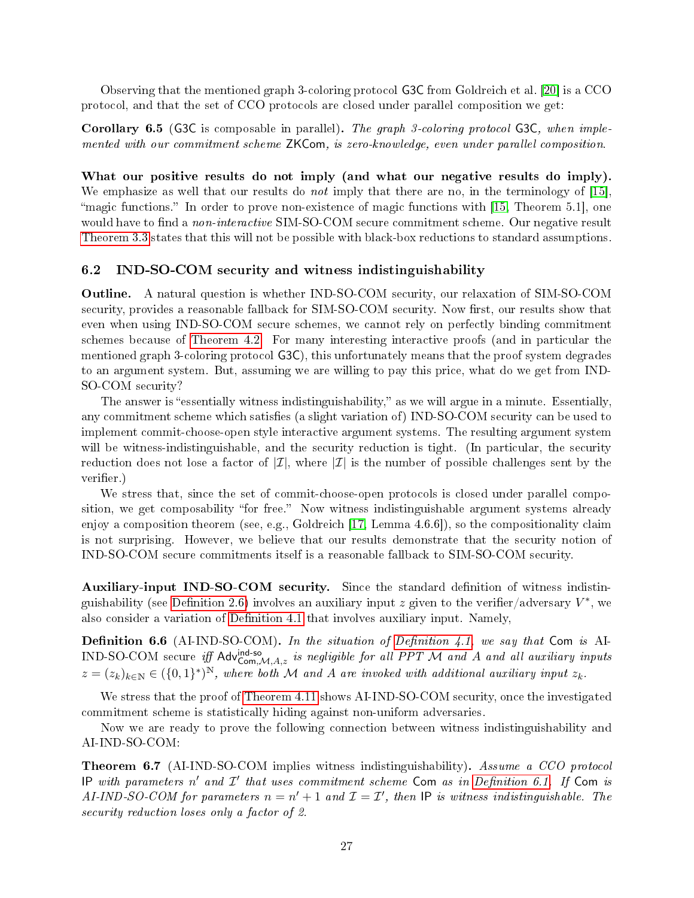Observing that the mentioned graph 3-coloring protocol G3C from Goldreich et al. [20] is a CCO protocol, and that the set of CCO protocols are closed under parallel composition we get:

**Corollary 6.5** (G3C is composable in parallel)**.** *The graph 3-coloring protocol* G3C*, when implemented with our commitment scheme* ZKCom*, is zero-knowledge, even under parallel composition.*

**What our positive results do not imply (and what our negative results do imply).** We emphasize as well that our results do *not* imply that there are no, in the terminology of [15], "magic functions." In order to prove non-existence of magic functions with [15, Theorem 5.1], one would have to find a *non-interactive* SIM-SO-COM secure commitment scheme. Our negative result Theorem 3.3 states that this will not be possible with black-box reductions to standard assumptions.

## 6.2 IND-SO-COM security and witness indistinguishability

**Outline.** A natural question is whether IND-SO-COM security, our relaxation of SIM-SO-COM security, provides a reasonable fallback for SIM-SO-COM security. Now first, our results show that even when using IND-SO-COM secure schemes, we cannot rely on perfectly binding commitment schemes because of Theorem 4.2. For many interesting interactive proofs (and in particular the mentioned graph 3-coloring protocol G3C), this unfortunately means that the proof system degrades to an argument system. But, assuming we are willing to pay this price, what do we get from IND-SO-COM security?

The answer is "essentially witness indistinguishability," as we will argue in a minute. Essentially, any commitment scheme which satisfies (a slight variation of) IND-SO-COM security can be used to implement commit-choose-open style interactive argument systems. The resulting argument system will be witness-indistinguishable, and the security reduction is tight. (In particular, the security reduction does not lose a factor of $|\mathcal{I}|$, where $|\mathcal{I}|$ is the number of possible challenges sent by the verifier.)

We stress that, since the set of commit-choose-open protocols is closed under parallel composition, we get composability "for free." Now witness indistinguishable argument systems already enjoy a composition theorem (see, e.g., Goldreich [17, Lemma 4.6.6]), so the compositionality claim is not surprising. However, we believe that our results demonstrate that the security notion of IND-SO-COM secure commitments itself is a reasonable fallback to SIM-SO-COM security.

**Auxiliary-input IND-SO-COM security.** Since the standard definition of witness indistinguishability (see Definition 2.6) involves an auxiliary input $z$ given to the verifier/adversary $V^*$, we also consider a variation of Definition 4.1 that involves auxiliary input. Namely,

**Definition 6.6** (AI-IND-SO-COM)**.** *In the situation of Definition 4.1, we say that* Com *is* AI-IND-SO-COM secure *iff* $\mathsf{Adv}^{\mathsf{ind\text{-}so}}_{\mathsf{Com},\mathcal{M},A,z}$ *is negligible for all PPT* $\mathcal{M}$ *and* $A$ *and all auxiliary inputs* $z = (z_k)_{k\in\mathbb{N}} \in (\{0,1\}^*)^{\mathbb{N}}$*, where both* $\mathcal{M}$ *and* $A$ *are invoked with additional auxiliary input* $z_k$*.*

We stress that the proof of Theorem 4.11 shows AI-IND-SO-COM security, once the investigated commitment scheme is statistically hiding against non-uniform adversaries.

Now we are ready to prove the following connection between witness indistinguishability and AI-IND-SO-COM:

**Theorem 6.7** (AI-IND-SO-COM implies witness indistinguishability)**.** *Assume a CCO protocol* IP *with parameters* $n'$ *and* $\mathcal{I}'$ *that uses commitment scheme* Com *as in Definition 6.1. If* Com *is AI-IND-SO-COM for parameters* $n = n' + 1$ *and* $\mathcal{I} = \mathcal{I}'$*, then* IP *is witness indistinguishable. The security reduction loses only a factor of 2.*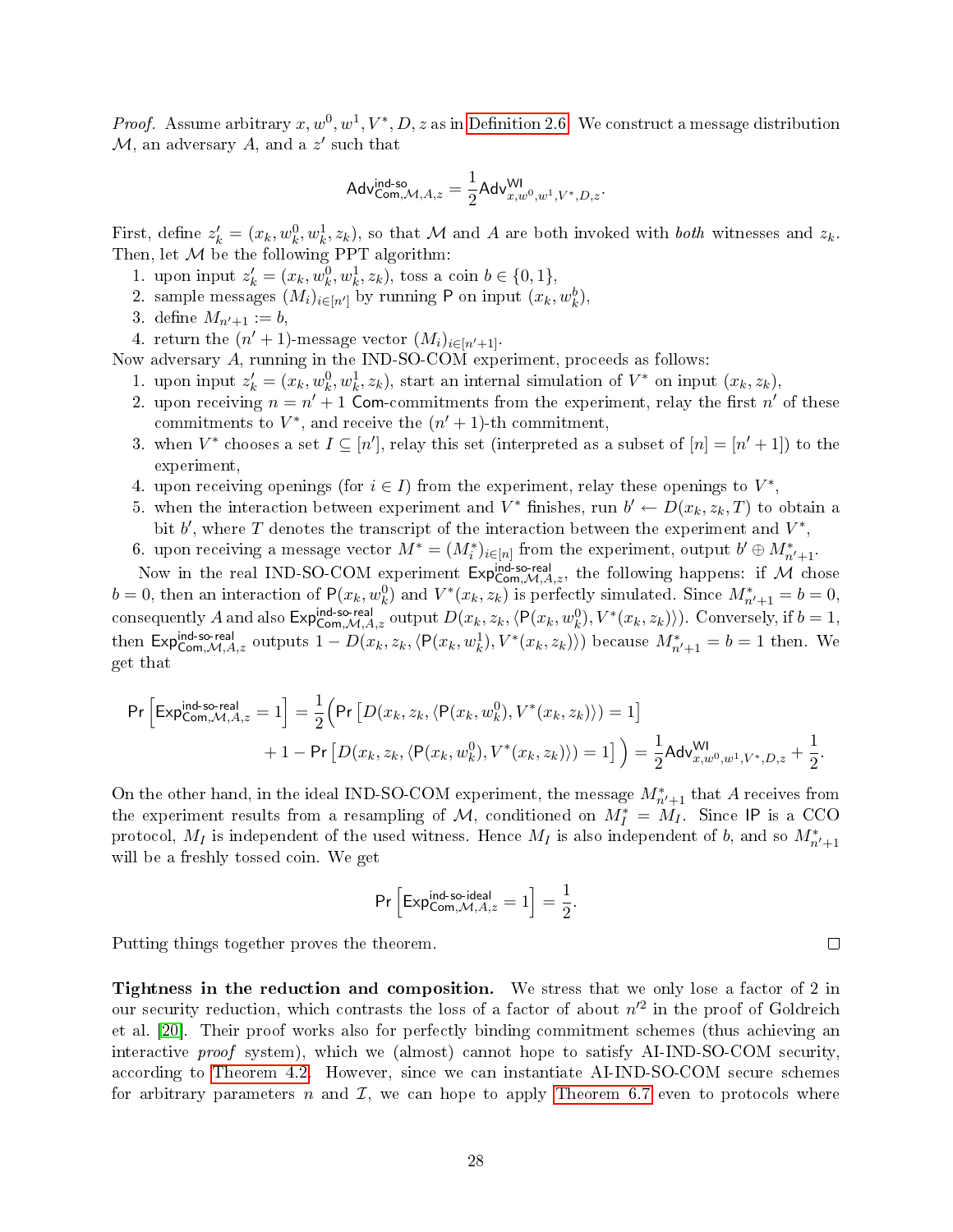*Proof.* Assume arbitrary $x, w^0, w^1, V^*, D, z$ as in Definition 2.6. We construct a message distribution $\mathcal{M}$, an adversary $A$, and a $z'$ such that

$$\mathsf{Adv}^{\mathsf{ind\text{-}so}}_{\mathsf{Com},\mathcal{M},A,z} = \frac{1}{2}\mathsf{Adv}^{\mathsf{WI}}_{x,w^0,w^1,V^*,D,z}.$$

First, define $z'_k = (x_k, w^0_k, w^1_k, z_k)$, so that $\mathcal{M}$ and $A$ are both invoked with *both* witnesses and $z_k$. Then, let $\mathcal{M}$ be the following PPT algorithm:

1. upon input $z'_k = (x_k, w^0_k, w^1_k, z_k)$, toss a coin $b \in \{0, 1\}$,
2. sample messages $(M_i)_{i\in[n']}$ by running $\mathsf{P}$ on input $(x_k, w^b_k)$,
3. define $M_{n'+1} := b$,
4. return the $(n' + 1)$-message vector $(M_i)_{i\in[n'+1]}$.

Now adversary $A$, running in the IND-SO-COM experiment, proceeds as follows:

1. upon input $z'_k = (x_k, w^0_k, w^1_k, z_k)$, start an internal simulation of $V^*$ on input $(x_k, z_k)$,
2. upon receiving $n = n' + 1$ $\mathsf{Com}$-commitments from the experiment, relay the first $n'$ of these commitments to $V^*$, and receive the $(n' + 1)$-th commitment,
3. when $V^*$ chooses a set $I \subseteq [n']$, relay this set (interpreted as a subset of $[n] = [n' + 1]$) to the experiment,
4. upon receiving openings (for $i \in I$) from the experiment, relay these openings to $V^*$,
5. when the interaction between experiment and $V^*$ finishes, run $b' \leftarrow D(x_k, z_k, T)$ to obtain a bit $b'$, where $T$ denotes the transcript of the interaction between the experiment and $V^*$,
6. upon receiving a message vector $M^* = (M^*_i)_{i\in[n]}$ from the experiment, output $b' \oplus M^*_{n'+1}$.

Now in the real IND-SO-COM experiment $\mathsf{Exp}^{\mathsf{ind\text{-}so\text{-}real}}_{\mathsf{Com},\mathcal{M},A,z}$, the following happens: if $\mathcal{M}$ chose $b = 0$, then an interaction of $\mathsf{P}(x_k, w^0_k)$ and $V^*(x_k, z_k)$ is perfectly simulated. Since $M^*_{n'+1} = b = 0$, consequently $A$ and also $\mathsf{Exp}^{\mathsf{ind\text{-}so\text{-}real}}_{\mathsf{Com},\mathcal{M},A,z}$ output $D(x_k, z_k, \langle \mathsf{P}(x_k, w^0_k), V^*(x_k, z_k)\rangle)$. Conversely, if $b = 1$, then $\mathsf{Exp}^{\mathsf{ind\text{-}so\text{-}real}}_{\mathsf{Com},\mathcal{M},A,z}$ outputs $1 - D(x_k, z_k, \langle \mathsf{P}(x_k, w^1_k), V^*(x_k, z_k)\rangle)$ because $M^*_{n'+1} = b = 1$ then. We get that

$$\begin{aligned}\Pr\left[\mathsf{Exp}^{\mathsf{ind\text{-}so\text{-}real}}_{\mathsf{Com},\mathcal{M},A,z} = 1\right] = \frac{1}{2}\Big(&\Pr\left[D(x_k, z_k, \langle \mathsf{P}(x_k, w^0_k), V^*(x_k, z_k)\rangle) = 1\right] \\ &+ 1 - \Pr\left[D(x_k, z_k, \langle \mathsf{P}(x_k, w^0_k), V^*(x_k, z_k)\rangle) = 1\right]\Big) = \frac{1}{2}\mathsf{Adv}^{\mathsf{WI}}_{x,w^0,w^1,V^*,D,z} + \frac{1}{2}.\end{aligned}$$

On the other hand, in the ideal IND-SO-COM experiment, the message $M^*_{n'+1}$ that $A$ receives from the experiment results from a resampling of $\mathcal{M}$, conditioned on $M^*_I = M_I$. Since $\mathsf{IP}$ is a CCO protocol, $M_I$ is independent of the used witness. Hence $M_I$ is also independent of $b$, and so $M^*_{n'+1}$ will be a freshly tossed coin. We get

$$\Pr\left[\mathsf{Exp}^{\mathsf{ind\text{-}so\text{-}ideal}}_{\mathsf{Com},\mathcal{M},A,z} = 1\right] = \frac{1}{2}.$$

Putting things together proves the theorem. □

**Tightness in the reduction and composition.** We stress that we only lose a factor of 2 in our security reduction, which contrasts the loss of a factor of about $n'^2$ in the proof of Goldreich et al. [20]. Their proof works also for perfectly binding commitment schemes (thus achieving an interactive *proof* system), which we (almost) cannot hope to satisfy AI-IND-SO-COM security, according to Theorem 4.2. However, since we can instantiate AI-IND-SO-COM secure schemes for arbitrary parameters $n$ and $\mathcal{I}$, we can hope to apply Theorem 6.7 even to protocols where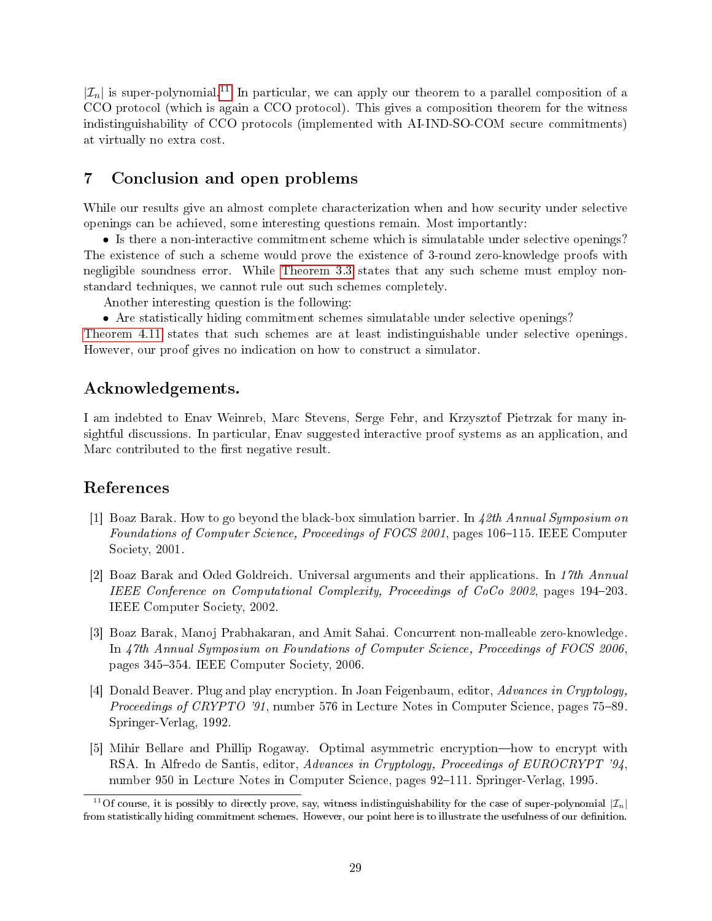$|\mathcal{I}_n|$ is super-polynomial.[11] In particular, we can apply our theorem to a parallel composition of a CCO protocol (which is again a CCO protocol). This gives a composition theorem for the witness indistinguishability of CCO protocols (implemented with AI-IND-SO-COM secure commitments) at virtually no extra cost.

## 7 Conclusion and open problems

While our results give an almost complete characterization when and how security under selective openings can be achieved, some interesting questions remain. Most importantly:

- Is there a non-interactive commitment scheme which is simulatable under selective openings? The existence of such a scheme would prove the existence of 3-round zero-knowledge proofs with negligible soundness error. While Theorem 3.3 states that any such scheme must employ non-standard techniques, we cannot rule out such schemes completely.

Another interesting question is the following:

- Are statistically hiding commitment schemes simulatable under selective openings?

Theorem 4.11 states that such schemes are at least indistinguishable under selective openings. However, our proof gives no indication on how to construct a simulator.

## Acknowledgements.

I am indebted to Enav Weinreb, Marc Stevens, Serge Fehr, and Krzysztof Pietrzak for many insightful discussions. In particular, Enav suggested interactive proof systems as an application, and Marc contributed to the first negative result.

## References

[1] Boaz Barak. How to go beyond the black-box simulation barrier. In *42th Annual Symposium on Foundations of Computer Science, Proceedings of FOCS 2001*, pages 106–115. IEEE Computer Society, 2001.

[2] Boaz Barak and Oded Goldreich. Universal arguments and their applications. In *17th Annual IEEE Conference on Computational Complexity, Proceedings of CoCo 2002*, pages 194–203. IEEE Computer Society, 2002.

[3] Boaz Barak, Manoj Prabhakaran, and Amit Sahai. Concurrent non-malleable zero-knowledge. In *47th Annual Symposium on Foundations of Computer Science, Proceedings of FOCS 2006*, pages 345–354. IEEE Computer Society, 2006.

[4] Donald Beaver. Plug and play encryption. In Joan Feigenbaum, editor, *Advances in Cryptology, Proceedings of CRYPTO '91*, number 576 in Lecture Notes in Computer Science, pages 75–89. Springer-Verlag, 1992.

[5] Mihir Bellare and Phillip Rogaway. Optimal asymmetric encryption—how to encrypt with RSA. In Alfredo de Santis, editor, *Advances in Cryptology, Proceedings of EUROCRYPT '94*, number 950 in Lecture Notes in Computer Science, pages 92–111. Springer-Verlag, 1995.

[11] Of course, it is possibly to directly prove, say, witness indistinguishability for the case of super-polynomial $|\mathcal{I}_n|$ from statistically hiding commitment schemes. However, our point here is to illustrate the usefulness of our definition.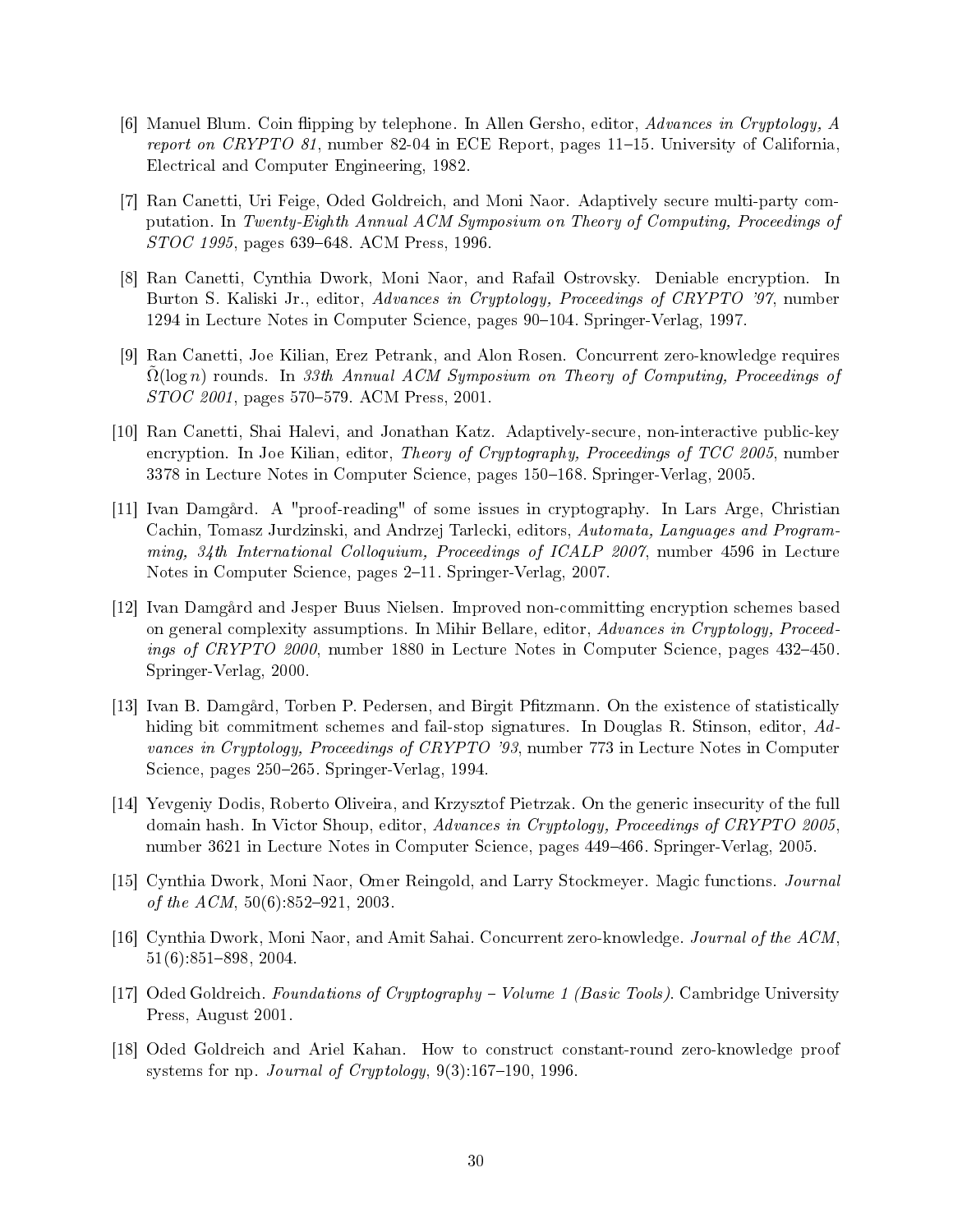[6] Manuel Blum. Coin flipping by telephone. In Allen Gersho, editor, *Advances in Cryptology, A report on CRYPTO 81*, number 82-04 in ECE Report, pages 11–15. University of California, Electrical and Computer Engineering, 1982.

[7] Ran Canetti, Uri Feige, Oded Goldreich, and Moni Naor. Adaptively secure multi-party computation. In *Twenty-Eighth Annual ACM Symposium on Theory of Computing, Proceedings of STOC 1995*, pages 639–648. ACM Press, 1996.

[8] Ran Canetti, Cynthia Dwork, Moni Naor, and Rafail Ostrovsky. Deniable encryption. In Burton S. Kaliski Jr., editor, *Advances in Cryptology, Proceedings of CRYPTO '97*, number 1294 in Lecture Notes in Computer Science, pages 90–104. Springer-Verlag, 1997.

[9] Ran Canetti, Joe Kilian, Erez Petrank, and Alon Rosen. Concurrent zero-knowledge requires $\tilde{\Omega}(\log n)$ rounds. In *33th Annual ACM Symposium on Theory of Computing, Proceedings of STOC 2001*, pages 570–579. ACM Press, 2001.

[10] Ran Canetti, Shai Halevi, and Jonathan Katz. Adaptively-secure, non-interactive public-key encryption. In Joe Kilian, editor, *Theory of Cryptography, Proceedings of TCC 2005*, number 3378 in Lecture Notes in Computer Science, pages 150–168. Springer-Verlag, 2005.

[11] Ivan Damgård. A "proof-reading" of some issues in cryptography. In Lars Arge, Christian Cachin, Tomasz Jurdzinski, and Andrzej Tarlecki, editors, *Automata, Languages and Programming, 34th International Colloquium, Proceedings of ICALP 2007*, number 4596 in Lecture Notes in Computer Science, pages 2–11. Springer-Verlag, 2007.

[12] Ivan Damgård and Jesper Buus Nielsen. Improved non-committing encryption schemes based on general complexity assumptions. In Mihir Bellare, editor, *Advances in Cryptology, Proceedings of CRYPTO 2000*, number 1880 in Lecture Notes in Computer Science, pages 432–450. Springer-Verlag, 2000.

[13] Ivan B. Damgård, Torben P. Pedersen, and Birgit Pfitzmann. On the existence of statistically hiding bit commitment schemes and fail-stop signatures. In Douglas R. Stinson, editor, *Advances in Cryptology, Proceedings of CRYPTO '93*, number 773 in Lecture Notes in Computer Science, pages 250–265. Springer-Verlag, 1994.

[14] Yevgeniy Dodis, Roberto Oliveira, and Krzysztof Pietrzak. On the generic insecurity of the full domain hash. In Victor Shoup, editor, *Advances in Cryptology, Proceedings of CRYPTO 2005*, number 3621 in Lecture Notes in Computer Science, pages 449–466. Springer-Verlag, 2005.

[15] Cynthia Dwork, Moni Naor, Omer Reingold, and Larry Stockmeyer. Magic functions. *Journal of the ACM*, 50(6):852–921, 2003.

[16] Cynthia Dwork, Moni Naor, and Amit Sahai. Concurrent zero-knowledge. *Journal of the ACM*, 51(6):851–898, 2004.

[17] Oded Goldreich. *Foundations of Cryptography – Volume 1 (Basic Tools)*. Cambridge University Press, August 2001.

[18] Oded Goldreich and Ariel Kahan. How to construct constant-round zero-knowledge proof systems for np. *Journal of Cryptology*, 9(3):167–190, 1996.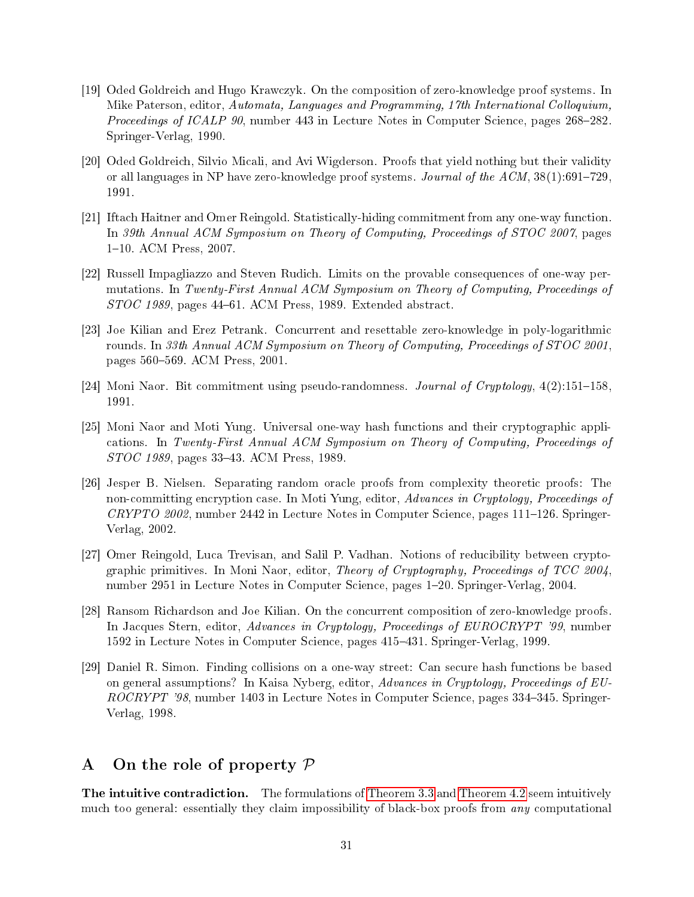[19] Oded Goldreich and Hugo Krawczyk. On the composition of zero-knowledge proof systems. In Mike Paterson, editor, *Automata, Languages and Programming, 17th International Colloquium, Proceedings of ICALP 90*, number 443 in Lecture Notes in Computer Science, pages 268–282. Springer-Verlag, 1990.

[20] Oded Goldreich, Silvio Micali, and Avi Wigderson. Proofs that yield nothing but their validity or all languages in NP have zero-knowledge proof systems. *Journal of the ACM*, 38(1):691–729, 1991.

[21] Iftach Haitner and Omer Reingold. Statistically-hiding commitment from any one-way function. In *39th Annual ACM Symposium on Theory of Computing, Proceedings of STOC 2007*, pages 1–10. ACM Press, 2007.

[22] Russell Impagliazzo and Steven Rudich. Limits on the provable consequences of one-way permutations. In *Twenty-First Annual ACM Symposium on Theory of Computing, Proceedings of STOC 1989*, pages 44–61. ACM Press, 1989. Extended abstract.

[23] Joe Kilian and Erez Petrank. Concurrent and resettable zero-knowledge in poly-logarithmic rounds. In *33th Annual ACM Symposium on Theory of Computing, Proceedings of STOC 2001*, pages 560–569. ACM Press, 2001.

[24] Moni Naor. Bit commitment using pseudo-randomness. *Journal of Cryptology*, 4(2):151–158, 1991.

[25] Moni Naor and Moti Yung. Universal one-way hash functions and their cryptographic applications. In *Twenty-First Annual ACM Symposium on Theory of Computing, Proceedings of STOC 1989*, pages 33–43. ACM Press, 1989.

[26] Jesper B. Nielsen. Separating random oracle proofs from complexity theoretic proofs: The non-committing encryption case. In Moti Yung, editor, *Advances in Cryptology, Proceedings of CRYPTO 2002*, number 2442 in Lecture Notes in Computer Science, pages 111–126. Springer-Verlag, 2002.

[27] Omer Reingold, Luca Trevisan, and Salil P. Vadhan. Notions of reducibility between cryptographic primitives. In Moni Naor, editor, *Theory of Cryptography, Proceedings of TCC 2004*, number 2951 in Lecture Notes in Computer Science, pages 1–20. Springer-Verlag, 2004.

[28] Ransom Richardson and Joe Kilian. On the concurrent composition of zero-knowledge proofs. In Jacques Stern, editor, *Advances in Cryptology, Proceedings of EUROCRYPT '99*, number 1592 in Lecture Notes in Computer Science, pages 415–431. Springer-Verlag, 1999.

[29] Daniel R. Simon. Finding collisions on a one-way street: Can secure hash functions be based on general assumptions? In Kaisa Nyberg, editor, *Advances in Cryptology, Proceedings of EUROCRYPT '98*, number 1403 in Lecture Notes in Computer Science, pages 334–345. Springer-Verlag, 1998.

## A On the role of property $\mathcal{P}$

**The intuitive contradiction.** The formulations of Theorem 3.3 and Theorem 4.2 seem intuitively much too general: essentially they claim impossibility of black-box proofs from *any* computational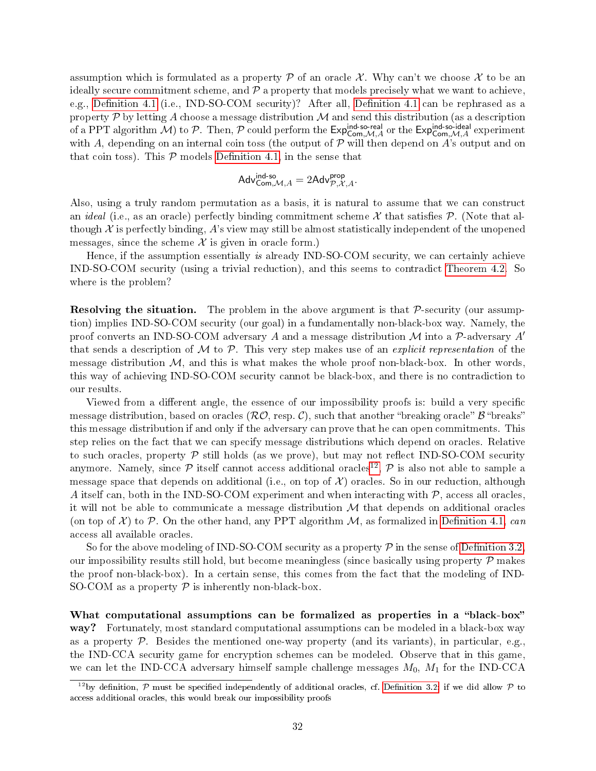assumption which is formulated as a property $\mathcal{P}$ of an oracle $\mathcal{X}$. Why can't we choose $\mathcal{X}$ to be an ideally secure commitment scheme, and $\mathcal{P}$ a property that models precisely what we want to achieve, e.g., Definition 4.1 (i.e., IND-SO-COM security)? After all, Definition 4.1 can be rephrased as a property $\mathcal{P}$ by letting $A$ choose a message distribution $\mathcal{M}$ and send this distribution (as a description of a PPT algorithm $\mathcal{M}$) to $\mathcal{P}$. Then, $\mathcal{P}$ could perform the $\mathsf{Exp}^{\text{ind-so-real}}_{\mathsf{Com},\mathcal{M},A}$ or the $\mathsf{Exp}^{\text{ind-so-ideal}}_{\mathsf{Com},\mathcal{M},A}$ experiment with $A$, depending on an internal coin toss (the output of $\mathcal{P}$ will then depend on $A$'s output and on that coin toss). This $\mathcal{P}$ models Definition 4.1, in the sense that

$$\mathsf{Adv}^{\text{ind-so}}_{\mathsf{Com},\mathcal{M},A} = 2\mathsf{Adv}^{\text{prop}}_{\mathcal{P},\mathcal{X},A}.$$

Also, using a truly random permutation as a basis, it is natural to assume that we can construct an *ideal* (i.e., as an oracle) perfectly binding commitment scheme $\mathcal{X}$ that satisfies $\mathcal{P}$. (Note that although $\mathcal{X}$ is perfectly binding, $A$'s view may still be almost statistically independent of the unopened messages, since the scheme $\mathcal{X}$ is given in oracle form.)

Hence, if the assumption essentially *is* already IND-SO-COM security, we can certainly achieve IND-SO-COM security (using a trivial reduction), and this seems to contradict Theorem 4.2. So where is the problem?

**Resolving the situation.** The problem in the above argument is that $\mathcal{P}$-security (our assumption) implies IND-SO-COM security (our goal) in a fundamentally non-black-box way. Namely, the proof converts an IND-SO-COM adversary $A$ and a message distribution $\mathcal{M}$ into a $\mathcal{P}$-adversary $A'$ that sends a description of $\mathcal{M}$ to $\mathcal{P}$. This very step makes use of an *explicit representation* of the message distribution $\mathcal{M}$, and this is what makes the whole proof non-black-box. In other words, this way of achieving IND-SO-COM security cannot be black-box, and there is no contradiction to our results.

Viewed from a different angle, the essence of our impossibility proofs is: build a very specific message distribution, based on oracles ($\mathcal{RO}$, resp. $\mathcal{C}$), such that another "breaking oracle" $\mathcal{B}$ "breaks" this message distribution if and only if the adversary can prove that he can open commitments. This step relies on the fact that we can specify message distributions which depend on oracles. Relative to such oracles, property $\mathcal{P}$ still holds (as we prove), but may not reflect IND-SO-COM security anymore. Namely, since $\mathcal{P}$ itself cannot access additional oracles[12], $\mathcal{P}$ is also not able to sample a message space that depends on additional (i.e., on top of $\mathcal{X}$) oracles. So in our reduction, although $A$ itself can, both in the IND-SO-COM experiment and when interacting with $\mathcal{P}$, access all oracles, it will not be able to communicate a message distribution $\mathcal{M}$ that depends on additional oracles (on top of $\mathcal{X}$) to $\mathcal{P}$. On the other hand, any PPT algorithm $\mathcal{M}$, as formalized in Definition 4.1, *can* access all available oracles.

So for the above modeling of IND-SO-COM security as a property $\mathcal{P}$ in the sense of Definition 3.2, our impossibility results still hold, but become meaningless (since basically using property $\mathcal{P}$ makes the proof non-black-box). In a certain sense, this comes from the fact that the modeling of IND-SO-COM as a property $\mathcal{P}$ is inherently non-black-box.

**What computational assumptions can be formalized as properties in a "black-box" way?** Fortunately, most standard computational assumptions can be modeled in a black-box way as a property $\mathcal{P}$. Besides the mentioned one-way property (and its variants), in particular, e.g., the IND-CCA security game for encryption schemes can be modeled. Observe that in this game, we can let the IND-CCA adversary himself sample challenge messages $M_0$, $M_1$ for the IND-CCA

[12] by definition, $\mathcal{P}$ must be specified independently of additional oracles, cf. Definition 3.2; if we did allow $\mathcal{P}$ to access additional oracles, this would break our impossibility proofs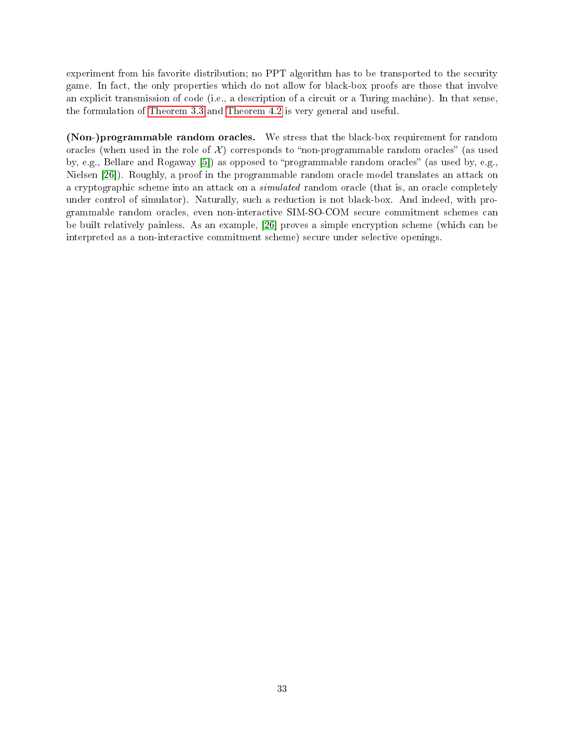experiment from his favorite distribution; no PPT algorithm has to be transported to the security game. In fact, the only properties which do not allow for black-box proofs are those that involve an explicit transmission of code (i.e., a description of a circuit or a Turing machine). In that sense, the formulation of Theorem 3.3 and Theorem 4.2 is very general and useful.

**(Non-)programmable random oracles.** We stress that the black-box requirement for random oracles (when used in the role of $\mathcal{X}$) corresponds to "non-programmable random oracles" (as used by, e.g., Bellare and Rogaway [5]) as opposed to "programmable random oracles" (as used by, e.g., Nielsen [26]). Roughly, a proof in the programmable random oracle model translates an attack on a cryptographic scheme into an attack on a *simulated* random oracle (that is, an oracle completely under control of simulator). Naturally, such a reduction is not black-box. And indeed, with programmable random oracles, even non-interactive SIM-SO-COM secure commitment schemes can be built relatively painless. As an example, [26] proves a simple encryption scheme (which can be interpreted as a non-interactive commitment scheme) secure under selective openings.